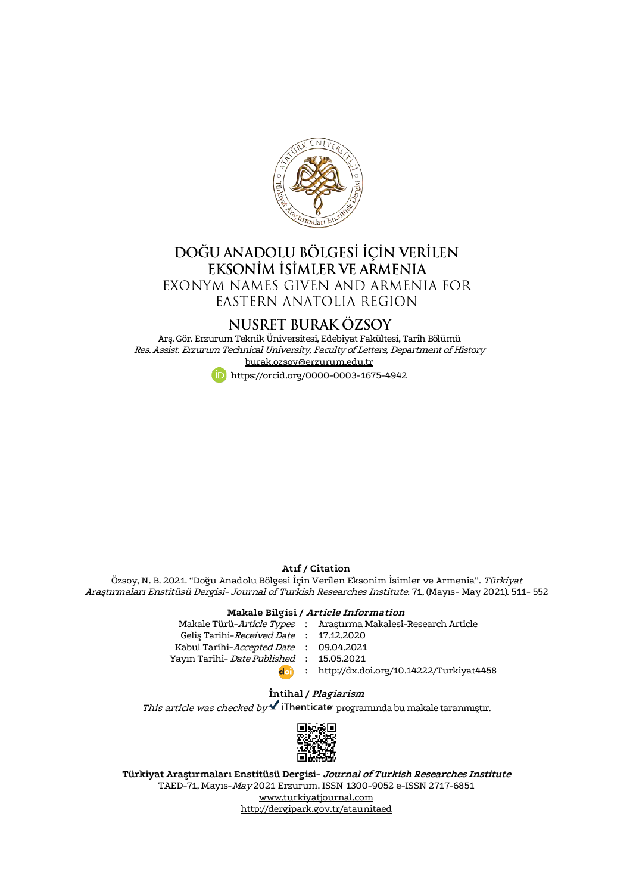# DOĞU ANADOLU BÖLGESİ İÇİN VERİLEN EKSONİM İSİMLER VE ARMENIA

# EXONYM NAMES GIVEN AND ARMENIA FOR EASTERN ANATOLIA REGION

## NUSRET BURAK ÖZSOY

Arş. Gör. Erzurum Teknik Üniversitesi, Edebiyat Fakültesi, Tarih Bölümü
*Res. Assist. Erzurum Technical University, Faculty of Letters, Department of History*
burak.ozsoy@erzurum.edu.tr
https://orcid.org/0000-0003-1675-4942

**Atıf / Citation**

Özsoy, N. B. 2021. "Doğu Anadolu Bölgesi İçin Verilen Eksonim İsimler ve Armenia". *Türkiyat Araştırmaları Enstitüsü Dergisi- Journal of Turkish Researches Institute.* 71, (Mayıs- May 2021). 511- 552

**Makale Bilgisi / *Article Information***

| | | |
|---|---|---|
| Makale Türü-*Article Types* | : | Araştırma Makalesi-Research Article |
| Geliş Tarihi-*Received Date* | : | 17.12.2020 |
| Kabul Tarihi-*Accepted Date* | : | 09.04.2021 |
| Yayın Tarihi- *Date Published* | : | 15.05.2021 |
| doi | : | http://dx.doi.org/10.14222/Turkiyat4458 |

**İntihal / *Plagiarism***

*This article was checked by* iThenticate programında bu makale taranmıştır.

**Türkiyat Araştırmaları Enstitüsü Dergisi- *Journal of Turkish Researches Institute***
TAED-71, Mayıs-*May* 2021 Erzurum. ISSN 1300-9052 e-ISSN 2717-6851
www.turkiyatjournal.com
http://dergipark.gov.tr/ataunitaed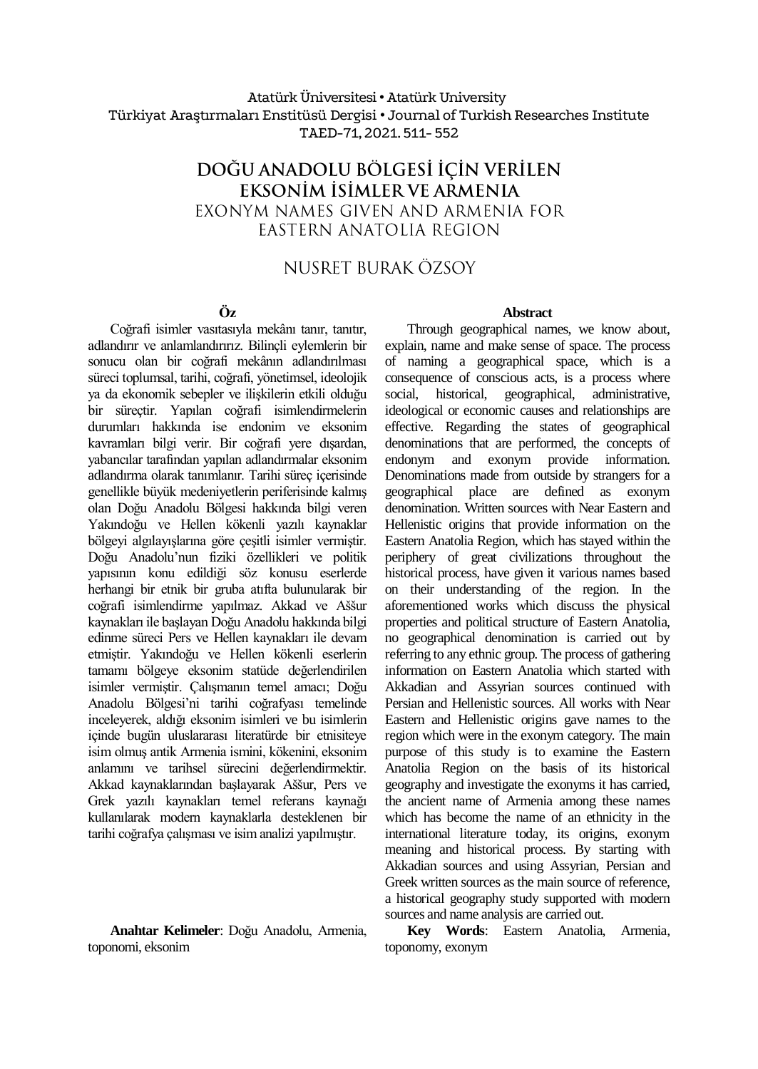Atatürk Üniversitesi • Atatürk University
Türkiyat Araştırmaları Enstitüsü Dergisi • Journal of Turkish Researches Institute
TAED-71, 2021. 511- 552

# DOĞU ANADOLU BÖLGESİ İÇİN VERİLEN EKSONİM İSİMLER VE ARMENIA

## EXONYM NAMES GIVEN AND ARMENIA FOR EASTERN ANATOLIA REGION

NUSRET BURAK ÖZSOY

### Öz

Coğrafi isimler vasıtasıyla mekânı tanır, tanıtır, adlandırır ve anlamlandırırız. Bilinçli eylemlerin bir sonucu olan bir coğrafi mekânın adlandırılması süreci toplumsal, tarihi, coğrafi, yönetimsel, ideolojik ya da ekonomik sebepler ve ilişkilerin etkili olduğu bir süreçtir. Yapılan coğrafi isimlendirmelerin durumları hakkında ise endonim ve eksonim kavramları bilgi verir. Bir coğrafi yere dışardan, yabancılar tarafından yapılan adlandırmalar eksonim adlandırma olarak tanımlanır. Tarihi süreç içerisinde genellikle büyük medeniyetlerin periferisinde kalmış olan Doğu Anadolu Bölgesi hakkında bilgi veren Yakındoğu ve Hellen kökenli yazılı kaynaklar bölgeyi algılayışlarına göre çeşitli isimler vermiştir. Doğu Anadolu'nun fiziki özellikleri ve politik yapısının konu edildiği söz konusu eserlerde herhangi bir etnik bir gruba atıfta bulunularak bir coğrafi isimlendirme yapılmaz. Akkad ve Aššur kaynakları ile başlayan Doğu Anadolu hakkında bilgi edinme süreci Pers ve Hellen kaynakları ile devam etmiştir. Yakındoğu ve Hellen kökenli eserlerin tamamı bölgeye eksonim statüde değerlendirilen isimler vermiştir. Çalışmanın temel amacı; Doğu Anadolu Bölgesi'ni tarihi coğrafyası temelinde inceleyerek, aldığı eksonim isimleri ve bu isimlerin içinde bugün uluslararası literatürde bir etnisiteye isim olmuş antik Armenia ismini, kökenini, eksonim anlamını ve tarihsel sürecini değerlendirmektir. Akkad kaynaklarından başlayarak Aššur, Pers ve Grek yazılı kaynakları temel referans kaynağı kullanılarak modern kaynaklarla desteklenen bir tarihi coğrafya çalışması ve isim analizi yapılmıştır.

**Anahtar Kelimeler**: Doğu Anadolu, Armenia, toponomi, eksonim

### Abstract

Through geographical names, we know about, explain, name and make sense of space. The process of naming a geographical space, which is a consequence of conscious acts, is a process where social, historical, geographical, administrative, ideological or economic causes and relationships are effective. Regarding the states of geographical denominations that are performed, the concepts of endonym and exonym provide information. Denominations made from outside by strangers for a geographical place are defined as exonym denomination. Written sources with Near Eastern and Hellenistic origins that provide information on the Eastern Anatolia Region, which has stayed within the periphery of great civilizations throughout the historical process, have given it various names based on their understanding of the region. In the aforementioned works which discuss the physical properties and political structure of Eastern Anatolia, no geographical denomination is carried out by referring to any ethnic group. The process of gathering information on Eastern Anatolia which started with Akkadian and Assyrian sources continued with Persian and Hellenistic sources. All works with Near Eastern and Hellenistic origins gave names to the region which were in the exonym category. The main purpose of this study is to examine the Eastern Anatolia Region on the basis of its historical geography and investigate the exonyms it has carried, the ancient name of Armenia among these names which has become the name of an ethnicity in the international literature today, its origins, exonym meaning and historical process. By starting with Akkadian sources and using Assyrian, Persian and Greek written sources as the main source of reference, a historical geography study supported with modern sources and name analysis are carried out.

**Key Words**: Eastern Anatolia, Armenia, toponomy, exonym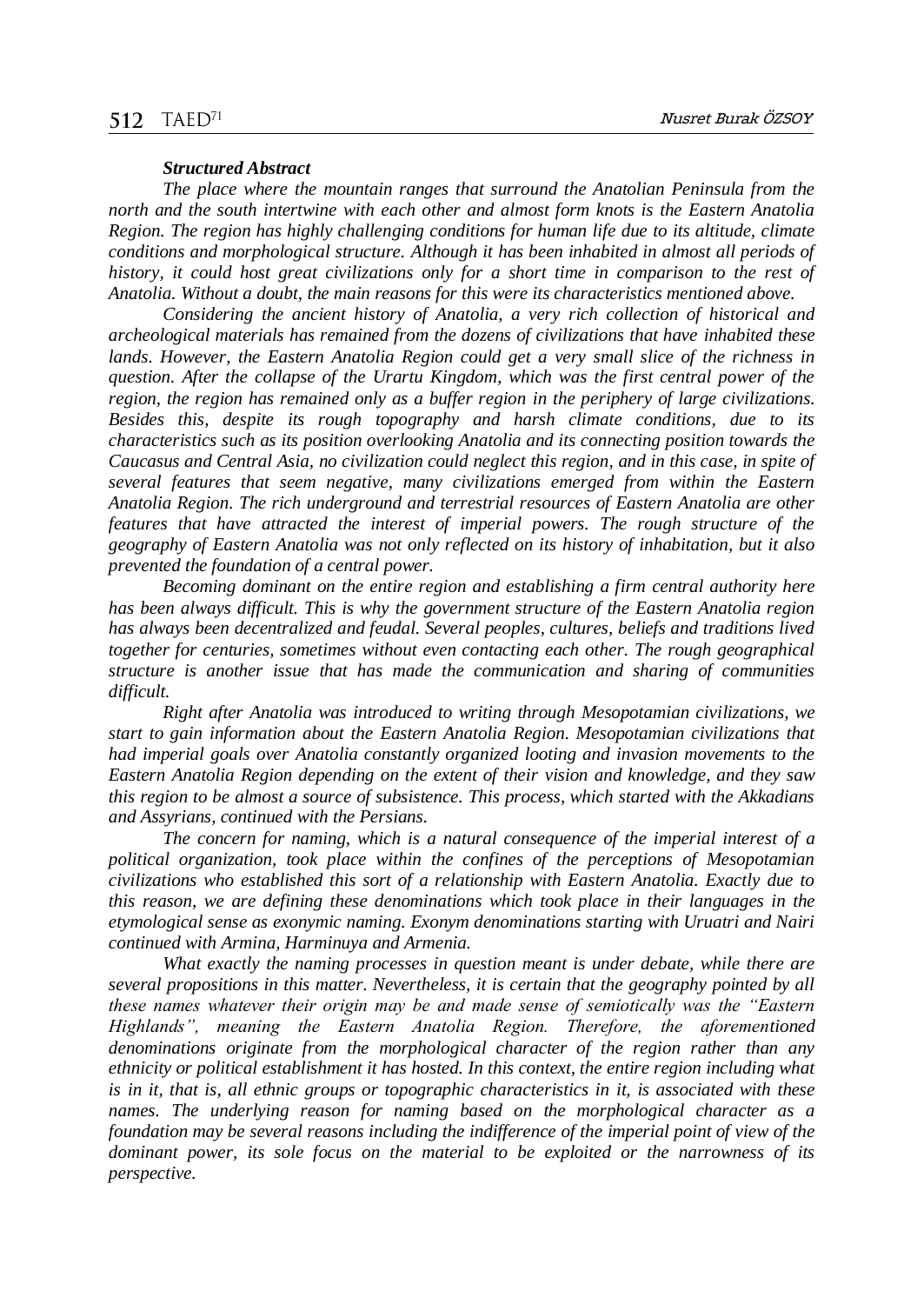***Structured Abstract***

*The place where the mountain ranges that surround the Anatolian Peninsula from the north and the south intertwine with each other and almost form knots is the Eastern Anatolia Region. The region has highly challenging conditions for human life due to its altitude, climate conditions and morphological structure. Although it has been inhabited in almost all periods of history, it could host great civilizations only for a short time in comparison to the rest of Anatolia. Without a doubt, the main reasons for this were its characteristics mentioned above.*

*Considering the ancient history of Anatolia, a very rich collection of historical and archeological materials has remained from the dozens of civilizations that have inhabited these lands. However, the Eastern Anatolia Region could get a very small slice of the richness in question. After the collapse of the Urartu Kingdom, which was the first central power of the region, the region has remained only as a buffer region in the periphery of large civilizations. Besides this, despite its rough topography and harsh climate conditions, due to its characteristics such as its position overlooking Anatolia and its connecting position towards the Caucasus and Central Asia, no civilization could neglect this region, and in this case, in spite of several features that seem negative, many civilizations emerged from within the Eastern Anatolia Region. The rich underground and terrestrial resources of Eastern Anatolia are other features that have attracted the interest of imperial powers. The rough structure of the geography of Eastern Anatolia was not only reflected on its history of inhabitation, but it also prevented the foundation of a central power.*

*Becoming dominant on the entire region and establishing a firm central authority here has been always difficult. This is why the government structure of the Eastern Anatolia region has always been decentralized and feudal. Several peoples, cultures, beliefs and traditions lived together for centuries, sometimes without even contacting each other. The rough geographical structure is another issue that has made the communication and sharing of communities difficult.*

*Right after Anatolia was introduced to writing through Mesopotamian civilizations, we start to gain information about the Eastern Anatolia Region. Mesopotamian civilizations that had imperial goals over Anatolia constantly organized looting and invasion movements to the Eastern Anatolia Region depending on the extent of their vision and knowledge, and they saw this region to be almost a source of subsistence. This process, which started with the Akkadians and Assyrians, continued with the Persians.*

*The concern for naming, which is a natural consequence of the imperial interest of a political organization, took place within the confines of the perceptions of Mesopotamian civilizations who established this sort of a relationship with Eastern Anatolia. Exactly due to this reason, we are defining these denominations which took place in their languages in the etymological sense as exonymic naming. Exonym denominations starting with Uruatri and Nairi continued with Armina, Harminuya and Armenia.*

*What exactly the naming processes in question meant is under debate, while there are several propositions in this matter. Nevertheless, it is certain that the geography pointed by all these names whatever their origin may be and made sense of semiotically was the "Eastern Highlands", meaning the Eastern Anatolia Region. Therefore, the aforementioned denominations originate from the morphological character of the region rather than any ethnicity or political establishment it has hosted. In this context, the entire region including what is in it, that is, all ethnic groups or topographic characteristics in it, is associated with these names. The underlying reason for naming based on the morphological character as a foundation may be several reasons including the indifference of the imperial point of view of the dominant power, its sole focus on the material to be exploited or the narrowness of its perspective.*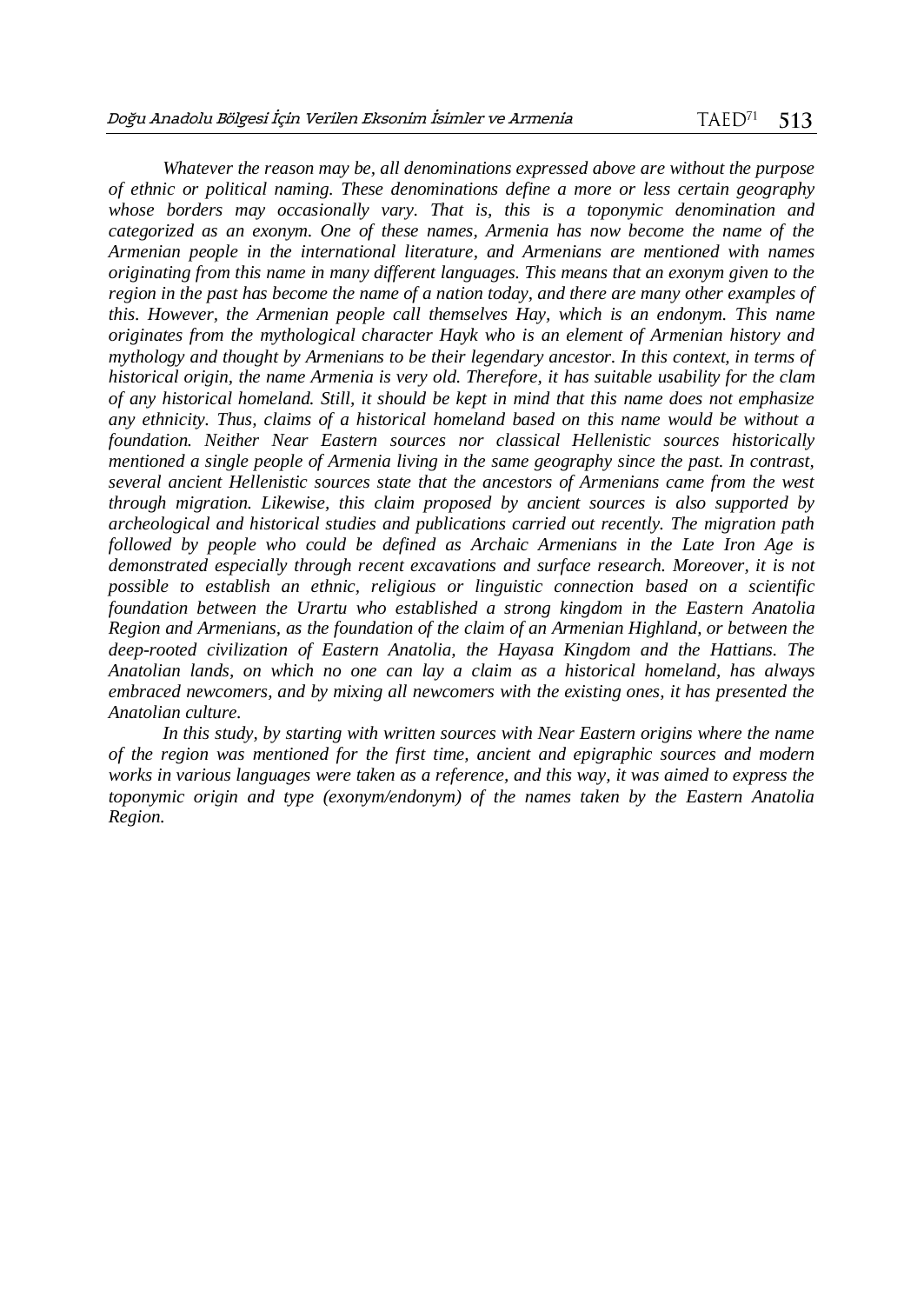*Whatever the reason may be, all denominations expressed above are without the purpose of ethnic or political naming. These denominations define a more or less certain geography whose borders may occasionally vary. That is, this is a toponymic denomination and categorized as an exonym. One of these names, Armenia has now become the name of the Armenian people in the international literature, and Armenians are mentioned with names originating from this name in many different languages. This means that an exonym given to the region in the past has become the name of a nation today, and there are many other examples of this. However, the Armenian people call themselves Hay, which is an endonym. This name originates from the mythological character Hayk who is an element of Armenian history and mythology and thought by Armenians to be their legendary ancestor. In this context, in terms of historical origin, the name Armenia is very old. Therefore, it has suitable usability for the clam of any historical homeland. Still, it should be kept in mind that this name does not emphasize any ethnicity. Thus, claims of a historical homeland based on this name would be without a foundation. Neither Near Eastern sources nor classical Hellenistic sources historically mentioned a single people of Armenia living in the same geography since the past. In contrast, several ancient Hellenistic sources state that the ancestors of Armenians came from the west through migration. Likewise, this claim proposed by ancient sources is also supported by archeological and historical studies and publications carried out recently. The migration path followed by people who could be defined as Archaic Armenians in the Late Iron Age is demonstrated especially through recent excavations and surface research. Moreover, it is not possible to establish an ethnic, religious or linguistic connection based on a scientific foundation between the Urartu who established a strong kingdom in the Eastern Anatolia Region and Armenians, as the foundation of the claim of an Armenian Highland, or between the deep-rooted civilization of Eastern Anatolia, the Hayasa Kingdom and the Hattians. The Anatolian lands, on which no one can lay a claim as a historical homeland, has always embraced newcomers, and by mixing all newcomers with the existing ones, it has presented the Anatolian culture.*

*In this study, by starting with written sources with Near Eastern origins where the name of the region was mentioned for the first time, ancient and epigraphic sources and modern works in various languages were taken as a reference, and this way, it was aimed to express the toponymic origin and type (exonym/endonym) of the names taken by the Eastern Anatolia Region.*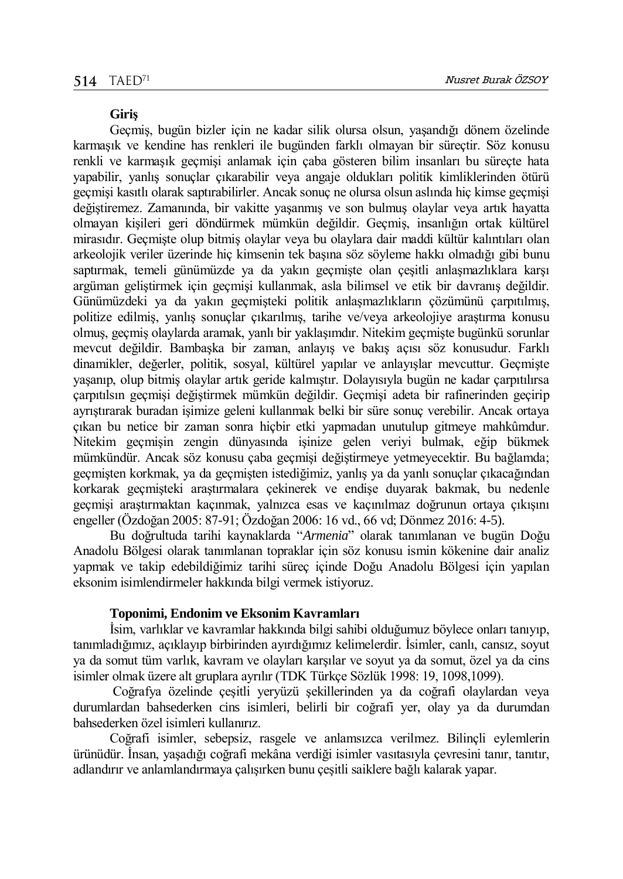## Giriş

Geçmiş, bugün bizler için ne kadar silik olursa olsun, yaşandığı dönem özelinde karmaşık ve kendine has renkleri ile bugünden farklı olmayan bir süreçtir. Söz konusu renkli ve karmaşık geçmişi anlamak için çaba gösteren bilim insanları bu süreçte hata yapabilir, yanlış sonuçlar çıkarabilir veya angaje oldukları politik kimliklerinden ötürü geçmişi kasıtlı olarak saptırabilirler. Ancak sonuç ne olursa olsun aslında hiç kimse geçmişi değiştiremez. Zamanında, bir vakitte yaşanmış ve son bulmuş olaylar veya artık hayatta olmayan kişileri geri döndürmek mümkün değildir. Geçmiş, insanlığın ortak kültürel mirasıdır. Geçmişte olup bitmiş olaylar veya bu olaylara dair maddi kültür kalıntıları olan arkeolojik veriler üzerinde hiç kimsenin tek başına söz söyleme hakkı olmadığı gibi bunu saptırmak, temeli günümüzde ya da yakın geçmişte olan çeşitli anlaşmazlıklara karşı argüman geliştirmek için geçmişi kullanmak, asla bilimsel ve etik bir davranış değildir. Günümüzdeki ya da yakın geçmişteki politik anlaşmazlıkların çözümünü çarpıtılmış, politize edilmiş, yanlış sonuçlar çıkarılmış, tarihe ve/veya arkeolojiye araştırma konusu olmuş, geçmiş olaylarda aramak, yanlı bir yaklaşımdır. Nitekim geçmişte bugünkü sorunlar mevcut değildir. Bambaşka bir zaman, anlayış ve bakış açısı söz konusudur. Farklı dinamikler, değerler, politik, sosyal, kültürel yapılar ve anlayışlar mevcuttur. Geçmişte yaşanıp, olup bitmiş olaylar artık geride kalmıştır. Dolayısıyla bugün ne kadar çarpıtılırsa çarpıtılsın geçmişi değiştirmek mümkün değildir. Geçmişi adeta bir rafinerinden geçirip ayrıştırarak buradan işimize geleni kullanmak belki bir süre sonuç verebilir. Ancak ortaya çıkan bu netice bir zaman sonra hiçbir etki yapmadan unutulup gitmeye mahkûmdur. Nitekim geçmişin zengin dünyasında işinize gelen veriyi bulmak, eğip bükmek mümkündür. Ancak söz konusu çaba geçmişi değiştirmeye yetmeyecektir. Bu bağlamda; geçmişten korkmak, ya da geçmişten istediğimiz, yanlış ya da yanlı sonuçlar çıkacağından korkarak geçmişteki araştırmalara çekinerek ve endişe duyarak bakmak, bu nedenle geçmişi araştırmaktan kaçınmak, yalnızca esas ve kaçınılmaz doğrunun ortaya çıkışını engeller (Özdoğan 2005: 87-91; Özdoğan 2006: 16 vd., 66 vd; Dönmez 2016: 4-5).

Bu doğrultuda tarihi kaynaklarda "*Armenia*" olarak tanımlanan ve bugün Doğu Anadolu Bölgesi olarak tanımlanan topraklar için söz konusu ismin kökenine dair analiz yapmak ve takip edebildiğimiz tarihi süreç içinde Doğu Anadolu Bölgesi için yapılan eksonim isimlendirmeler hakkında bilgi vermek istiyoruz.

## Toponimi, Endonim ve Eksonim Kavramları

İsim, varlıklar ve kavramlar hakkında bilgi sahibi olduğumuz böylece onları tanıyıp, tanımladığımız, açıklayıp birbirinden ayırdığımız kelimelerdir. İsimler, canlı, cansız, soyut ya da somut tüm varlık, kavram ve olayları karşılar ve soyut ya da somut, özel ya da cins isimler olmak üzere alt gruplara ayrılır (TDK Türkçe Sözlük 1998: 19, 1098,1099).

Coğrafya özelinde çeşitli yeryüzü şekillerinden ya da coğrafi olaylardan veya durumlardan bahsederken cins isimleri, belirli bir coğrafi yer, olay ya da durumdan bahsederken özel isimleri kullanırız.

Coğrafi isimler, sebepsiz, rasgele ve anlamsızca verilmez. Bilinçli eylemlerin ürünüdür. İnsan, yaşadığı coğrafi mekâna verdiği isimler vasıtasıyla çevresini tanır, tanıtır, adlandırır ve anlamlandırmaya çalışırken bunu çeşitli saiklere bağlı kalarak yapar.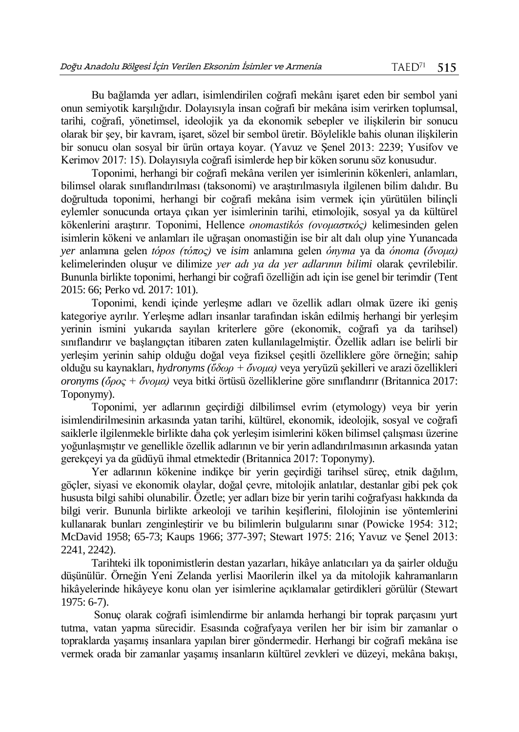Bu bağlamda yer adları, isimlendirilen coğrafi mekânı işaret eden bir sembol yani onun semiyotik karşılığıdır. Dolayısıyla insan coğrafi bir mekâna isim verirken toplumsal, tarihi, coğrafi, yönetimsel, ideolojik ya da ekonomik sebepler ve ilişkilerin bir sonucu olarak bir şey, bir kavram, işaret, sözel bir sembol üretir. Böylelikle bahis olunan ilişkilerin bir sonucu olan sosyal bir ürün ortaya koyar. (Yavuz ve Şenel 2013: 2239; Yusifov ve Kerimov 2017: 15). Dolayısıyla coğrafi isimlerde hep bir köken sorunu söz konusudur.

Toponimi, herhangi bir coğrafi mekâna verilen yer isimlerinin kökenleri, anlamları, bilimsel olarak sınıflandırılması (taksonomi) ve araştırılmasıyla ilgilenen bilim dalıdır. Bu doğrultuda toponimi, herhangi bir coğrafi mekâna isim vermek için yürütülen bilinçli eylemler sonucunda ortaya çıkan yer isimlerinin tarihi, etimolojik, sosyal ya da kültürel kökenlerini araştırır. Toponimi, Hellence *onomastikós (ονομαστκός)* kelimesinden gelen isimlerin kökeni ve anlamları ile uğraşan onomastiğin ise bir alt dalı olup yine Yunancada *yer* anlamına gelen *tópos (τόπος)* ve *isim* anlamına gelen *ónyma* ya da *ónoma (ὄνομα)* kelimelerinden oluşur ve dilimize *yer adı ya da yer adlarının bilimi* olarak çevrilebilir. Bununla birlikte toponimi, herhangi bir coğrafi özelliğin adı için ise genel bir terimdir (Tent 2015: 66; Perko vd. 2017: 101).

Toponimi, kendi içinde yerleşme adları ve özellik adları olmak üzere iki geniş kategoriye ayrılır. Yerleşme adları insanlar tarafından iskân edilmiş herhangi bir yerleşim yerinin ismini yukarıda sayılan kriterlere göre (ekonomik, coğrafi ya da tarihsel) sınıflandırır ve başlangıçtan itibaren zaten kullanılagelmiştir. Özellik adları ise belirli bir yerleşim yerinin sahip olduğu doğal veya fiziksel çeşitli özelliklere göre örneğin; sahip olduğu su kaynakları, *hydronyms (ὕδωρ + ὄνομα)* veya yeryüzü şekilleri ve arazi özellikleri *oronyms (ὄρος + ὄνομα)* veya bitki örtüsü özelliklerine göre sınıflandırır (Britannica 2017: Toponymy).

Toponimi, yer adlarının geçirdiği dilbilimsel evrim (etymology) veya bir yerin isimlendirilmesinin arkasında yatan tarihi, kültürel, ekonomik, ideolojik, sosyal ve coğrafi saiklerle ilgilenmekle birlikte daha çok yerleşim isimlerini köken bilimsel çalışması üzerine yoğunlaşmıştır ve genellikle özellik adlarının ve bir yerin adlandırılmasının arkasında yatan gerekçeyi ya da güdüyü ihmal etmektedir (Britannica 2017: Toponymy).

Yer adlarının kökenine indikçe bir yerin geçirdiği tarihsel süreç, etnik dağılım, göçler, siyasi ve ekonomik olaylar, doğal çevre, mitolojik anlatılar, destanlar gibi pek çok hususta bilgi sahibi olunabilir. Özetle; yer adları bize bir yerin tarihi coğrafyası hakkında da bilgi verir. Bununla birlikte arkeoloji ve tarihin keşiflerini, filolojinin ise yöntemlerini kullanarak bunları zenginleştirir ve bu bilimlerin bulgularını sınar (Powicke 1954: 312; McDavid 1958; 65-73; Kaups 1966; 377-397; Stewart 1975: 216; Yavuz ve Şenel 2013: 2241, 2242).

Tarihteki ilk toponimistlerin destan yazarları, hikâye anlatıcıları ya da şairler olduğu düşünülür. Örneğin Yeni Zelanda yerlisi Maorilerin ilkel ya da mitolojik kahramanların hikâyelerinde hikâyeye konu olan yer isimlerine açıklamalar getirdikleri görülür (Stewart 1975: 6-7).

Sonuç olarak coğrafi isimlendirme bir anlamda herhangi bir toprak parçasını yurt tutma, vatan yapma sürecidir. Esasında coğrafyaya verilen her bir isim bir zamanlar o topraklarda yaşamış insanlara yapılan birer göndermedir. Herhangi bir coğrafi mekâna ise vermek orada bir zamanlar yaşamış insanların kültürel zevkleri ve düzeyi, mekâna bakışı,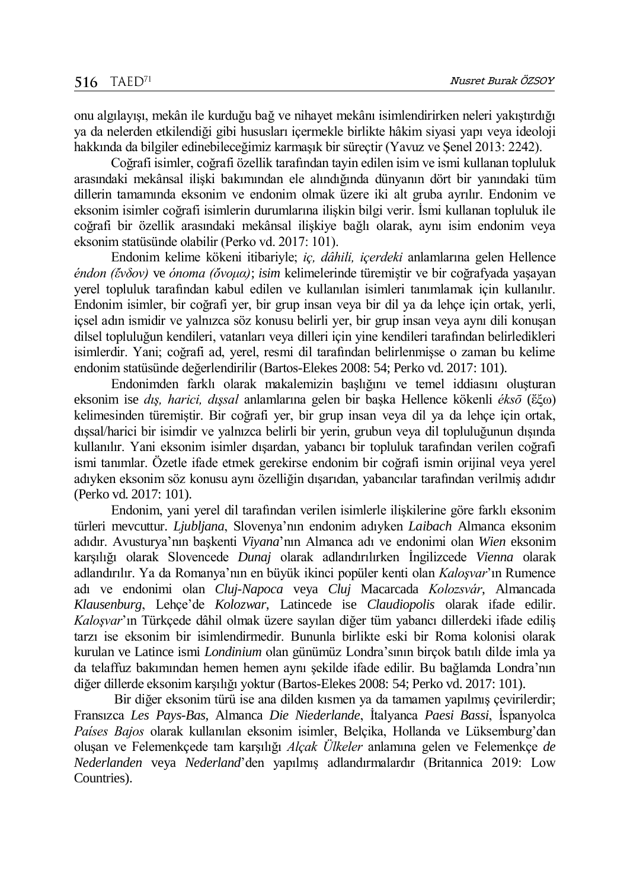onu algılayışı, mekân ile kurduğu bağ ve nihayet mekânı isimlendirirken neleri yakıştırdığı ya da nelerden etkilendiği gibi hususları içermekle birlikte hâkim siyasi yapı veya ideoloji hakkında da bilgiler edinebileceğimiz karmaşık bir süreçtir (Yavuz ve Şenel 2013: 2242).

Coğrafi isimler, coğrafi özellik tarafından tayin edilen isim ve ismi kullanan topluluk arasındaki mekânsal ilişki bakımından ele alındığında dünyanın dört bir yanındaki tüm dillerin tamamında eksonim ve endonim olmak üzere iki alt gruba ayrılır. Endonim ve eksonim isimler coğrafi isimlerin durumlarına ilişkin bilgi verir. İsmi kullanan topluluk ile coğrafi bir özellik arasındaki mekânsal ilişkiye bağlı olarak, aynı isim endonim veya eksonim statüsünde olabilir (Perko vd. 2017: 101).

Endonim kelime kökeni itibariyle; *iç, dâhili, içerdeki* anlamlarına gelen Hellence *éndon (ἔνδον)* ve *ónoma (ὄνομα)*; *isim* kelimelerinde türemiştir ve bir coğrafyada yaşayan yerel topluluk tarafından kabul edilen ve kullanılan isimleri tanımlamak için kullanılır. Endonim isimler, bir coğrafi yer, bir grup insan veya bir dil ya da lehçe için ortak, yerli, içsel adın ismidir ve yalnızca söz konusu belirli yer, bir grup insan veya aynı dili konuşan dilsel topluluğun kendileri, vatanları veya dilleri için yine kendileri tarafından belirledikleri isimlerdir. Yani; coğrafi ad, yerel, resmi dil tarafından belirlenmişse o zaman bu kelime endonim statüsünde değerlendirilir (Bartos-Elekes 2008: 54; Perko vd. 2017: 101).

Endonimden farklı olarak makalemizin başlığını ve temel iddiasını oluşturan eksonim ise *dış, harici, dışsal* anlamlarına gelen bir başka Hellence kökenli *éksō* (ἔξω) kelimesinden türemiştir. Bir coğrafi yer, bir grup insan veya dil ya da lehçe için ortak, dışsal/harici bir isimdir ve yalnızca belirli bir yerin, grubun veya dil topluluğunun dışında kullanılır. Yani eksonim isimler dışardan, yabancı bir topluluk tarafından verilen coğrafi ismi tanımlar. Özetle ifade etmek gerekirse endonim bir coğrafi ismin orijinal veya yerel adıyken eksonim söz konusu aynı özelliğin dışarıdan, yabancılar tarafından verilmiş adıdır (Perko vd. 2017: 101).

Endonim, yani yerel dil tarafından verilen isimlerle ilişkilerine göre farklı eksonim türleri mevcuttur. *Ljubljana*, Slovenya'nın endonim adıyken *Laibach* Almanca eksonim adıdır. Avusturya'nın başkenti *Viyana*'nın Almanca adı ve endonimi olan *Wien* eksonim karşılığı olarak Slovencede *Dunaj* olarak adlandırılırken İngilizcede *Vienna* olarak adlandırılır. Ya da Romanya'nın en büyük ikinci popüler kenti olan *Kaloşvar*'ın Rumence adı ve endonimi olan *Cluj-Napoca* veya *Cluj* Macarcada *Kolozsvár*, Almancada *Klausenburg*, Lehçe'de *Kolozwar*, Latincede ise *Claudiopolis* olarak ifade edilir. *Kaloşvar*'ın Türkçede dâhil olmak üzere sayılan diğer tüm yabancı dillerdeki ifade ediliş tarzı ise eksonim bir isimlendirmedir. Bununla birlikte eski bir Roma kolonisi olarak kurulan ve Latince ismi *Londinium* olan günümüz Londra'sının birçok batılı dilde imla ya da telaffuz bakımından hemen hemen aynı şekilde ifade edilir. Bu bağlamda Londra'nın diğer dillerde eksonim karşılığı yoktur (Bartos-Elekes 2008: 54; Perko vd. 2017: 101).

Bir diğer eksonim türü ise ana dilden kısmen ya da tamamen yapılmış çevirilerdir; Fransızca *Les Pays-Bas*, Almanca *Die Niederlande*, İtalyanca *Paesi Bassi*, İspanyolca *Países Bajos* olarak kullanılan eksonim isimler, Belçika, Hollanda ve Lüksemburg'dan oluşan ve Felemenkçede tam karşılığı *Alçak Ülkeler* anlamına gelen ve Felemenkçe *de Nederlanden* veya *Nederland*'den yapılmış adlandırmalardır (Britannica 2019: Low Countries).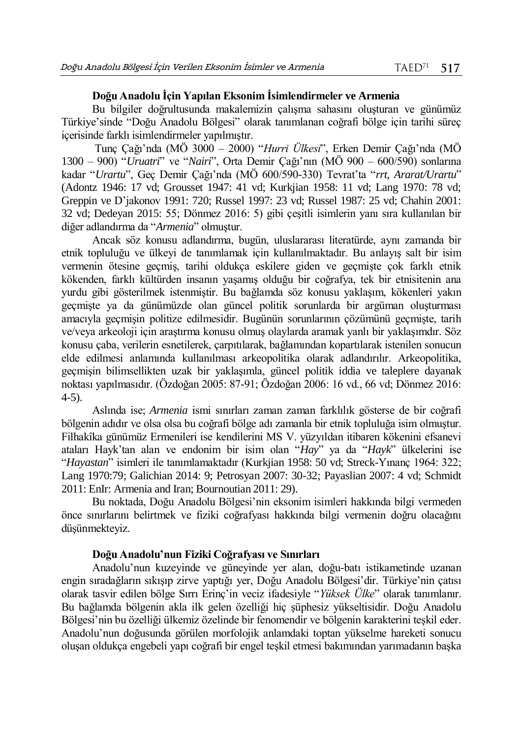### Doğu Anadolu İçin Yapılan Eksonim İsimlendirmeler ve Armenia

Bu bilgiler doğrultusunda makalemizin çalışma sahasını oluşturan ve günümüz Türkiye'sinde "Doğu Anadolu Bölgesi" olarak tanımlanan coğrafi bölge için tarihi süreç içerisinde farklı isimlendirmeler yapılmıştır.

Tunç Çağı'nda (MÖ 3000 – 2000) "*Hurri Ülkesi*", Erken Demir Çağı'nda (MÖ 1300 – 900) "*Uruatri*" ve "*Nairi*", Orta Demir Çağı'nın (MÖ 900 – 600/590) sonlarına kadar "*Urartu*", Geç Demir Çağı'nda (MÖ 600/590-330) Tevrat'ta "*rrt, Ararat/Urartu*" (Adontz 1946: 17 vd; Grousset 1947: 41 vd; Kurkjian 1958: 11 vd; Lang 1970: 78 vd; Greppin ve D'jakonov 1991: 720; Russel 1997: 23 vd; Russel 1987: 25 vd; Chahin 2001: 32 vd; Dedeyan 2015: 55; Dönmez 2016: 5) gibi çeşitli isimlerin yanı sıra kullanılan bir diğer adlandırma da "*Armenia*" olmuştur.

Ancak söz konusu adlandırma, bugün, uluslararası literatürde, aynı zamanda bir etnik topluluğu ve ülkeyi de tanımlamak için kullanılmaktadır. Bu anlayış salt bir isim vermenin ötesine geçmiş, tarihi oldukça eskilere giden ve geçmişte çok farklı etnik kökenden, farklı kültürden insanın yaşamış olduğu bir coğrafya, tek bir etnisitenin ana yurdu gibi gösterilmek istenmiştir. Bu bağlamda söz konusu yaklaşım, kökenleri yakın geçmişte ya da günümüzde olan güncel politik sorunlarda bir argüman oluşturması amacıyla geçmişin politize edilmesidir. Bugünün sorunlarının çözümünü geçmişte, tarih ve/veya arkeoloji için araştırma konusu olmuş olaylarda aramak yanlı bir yaklaşımdır. Söz konusu çaba, verilerin esnetilerek, çarpıtılarak, bağlamından kopartılarak istenilen sonucun elde edilmesi anlamında kullanılması arkeopolitika olarak adlandırılır. Arkeopolitika, geçmişin bilimsellikten uzak bir yaklaşımla, güncel politik iddia ve taleplere dayanak noktası yapılmasıdır. (Özdoğan 2005: 87-91; Özdoğan 2006: 16 vd., 66 vd; Dönmez 2016: 4-5).

Aslında ise; *Armenia* ismi sınırları zaman zaman farklılık gösterse de bir coğrafi bölgenin adıdır ve olsa olsa bu coğrafi bölge adı zamanla bir etnik topluluğa isim olmuştur. Filhakîka günümüz Ermenileri ise kendilerini MS V. yüzyıldan itibaren kökenini efsanevi ataları Hayk'tan alan ve endonim bir isim olan "*Hay*" ya da "*Hayk*" ülkelerini ise "*Hayastan*" isimleri ile tanımlamaktadır (Kurkjian 1958: 50 vd; Streck-Yınanç 1964: 322; Lang 1970:79; Galichian 2014: 9; Petrosyan 2007: 30-32; Payaslian 2007: 4 vd; Schmidt 2011: EnIr: Armenia and Iran; Bournoutian 2011: 29).

Bu noktada, Doğu Anadolu Bölgesi'nin eksonim isimleri hakkında bilgi vermeden önce sınırlarını belirtmek ve fiziki coğrafyası hakkında bilgi vermenin doğru olacağını düşünmekteyiz.

### Doğu Anadolu'nun Fiziki Coğrafyası ve Sınırları

Anadolu'nun kuzeyinde ve güneyinde yer alan, doğu-batı istikametinde uzanan engin sıradağların sıkışıp zirve yaptığı yer, Doğu Anadolu Bölgesi'dir. Türkiye'nin çatısı olarak tasvir edilen bölge Sırrı Erinç'in veciz ifadesiyle "*Yüksek Ülke*" olarak tanımlanır. Bu bağlamda bölgenin akla ilk gelen özelliği hiç şüphesiz yükseltisidir. Doğu Anadolu Bölgesi'nin bu özelliği ülkemiz özelinde bir fenomendir ve bölgenin karakterini teşkil eder. Anadolu'nun doğusunda görülen morfolojik anlamdaki toptan yükselme hareketi sonucu oluşan oldukça engebeli yapı coğrafi bir engel teşkil etmesi bakımından yarımadanın başka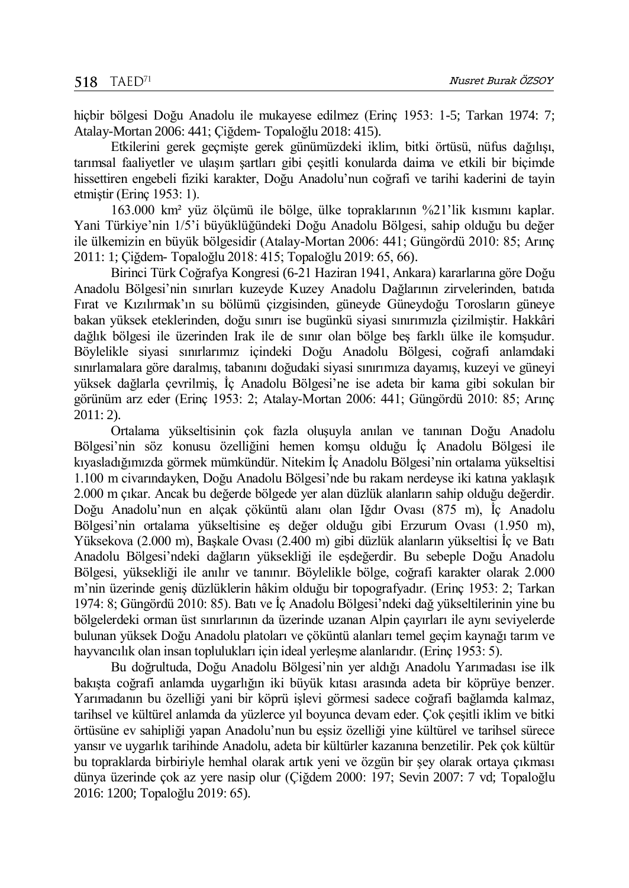hiçbir bölgesi Doğu Anadolu ile mukayese edilmez (Erinç 1953: 1-5; Tarkan 1974: 7; Atalay-Mortan 2006: 441; Çiğdem- Topaloğlu 2018: 415).

Etkilerini gerek geçmişte gerek günümüzdeki iklim, bitki örtüsü, nüfus dağılışı, tarımsal faaliyetler ve ulaşım şartları gibi çeşitli konularda daima ve etkili bir biçimde hissettiren engebeli fiziki karakter, Doğu Anadolu'nun coğrafi ve tarihi kaderini de tayin etmiştir (Erinç 1953: 1).

163.000 km² yüz ölçümü ile bölge, ülke topraklarının %21'lik kısmını kaplar. Yani Türkiye'nin 1/5'i büyüklüğündeki Doğu Anadolu Bölgesi, sahip olduğu bu değer ile ülkemizin en büyük bölgesidir (Atalay-Mortan 2006: 441; Güngördü 2010: 85; Arınç 2011: 1; Çiğdem- Topaloğlu 2018: 415; Topaloğlu 2019: 65, 66).

Birinci Türk Coğrafya Kongresi (6-21 Haziran 1941, Ankara) kararlarına göre Doğu Anadolu Bölgesi'nin sınırları kuzeyde Kuzey Anadolu Dağlarının zirvelerinden, batıda Fırat ve Kızılırmak'ın su bölümü çizgisinden, güneyde Güneydoğu Torosların güneye bakan yüksek eteklerinden, doğu sınırı ise bugünkü siyasi sınırımızla çizilmiştir. Hakkâri dağlık bölgesi ile üzerinden Irak ile de sınır olan bölge beş farklı ülke ile komşudur. Böylelikle siyasi sınırlarımız içindeki Doğu Anadolu Bölgesi, coğrafi anlamdaki sınırlamalara göre daralmış, tabanını doğudaki siyasi sınırımıza dayamış, kuzeyi ve güneyi yüksek dağlarla çevrilmiş, İç Anadolu Bölgesi'ne ise adeta bir kama gibi sokulan bir görünüm arz eder (Erinç 1953: 2; Atalay-Mortan 2006: 441; Güngördü 2010: 85; Arınç 2011: 2).

Ortalama yükseltisinin çok fazla oluşuyla anılan ve tanınan Doğu Anadolu Bölgesi'nin söz konusu özelliğini hemen komşu olduğu İç Anadolu Bölgesi ile kıyasladığımızda görmek mümkündür. Nitekim İç Anadolu Bölgesi'nin ortalama yükseltisi 1.100 m civarındayken, Doğu Anadolu Bölgesi'nde bu rakam nerdeyse iki katına yaklaşık 2.000 m çıkar. Ancak bu değerde bölgede yer alan düzlük alanların sahip olduğu değerdir. Doğu Anadolu'nun en alçak çöküntü alanı olan Iğdır Ovası (875 m), İç Anadolu Bölgesi'nin ortalama yükseltisine eş değer olduğu gibi Erzurum Ovası (1.950 m), Yüksekova (2.000 m), Başkale Ovası (2.400 m) gibi düzlük alanların yükseltisi İç ve Batı Anadolu Bölgesi'ndeki dağların yüksekliği ile eşdeğerdir. Bu sebeple Doğu Anadolu Bölgesi, yüksekliği ile anılır ve tanınır. Böylelikle bölge, coğrafi karakter olarak 2.000 m'nin üzerinde geniş düzlüklerin hâkim olduğu bir topografyadır. (Erinç 1953: 2; Tarkan 1974: 8; Güngördü 2010: 85). Batı ve İç Anadolu Bölgesi'ndeki dağ yükseltilerinin yine bu bölgelerdeki orman üst sınırlarının da üzerinde uzanan Alpin çayırları ile aynı seviyelerde bulunan yüksek Doğu Anadolu platoları ve çöküntü alanları temel geçim kaynağı tarım ve hayvancılık olan insan toplulukları için ideal yerleşme alanlarıdır. (Erinç 1953: 5).

Bu doğrultuda, Doğu Anadolu Bölgesi'nin yer aldığı Anadolu Yarımadası ise ilk bakışta coğrafi anlamda uygarlığın iki büyük kıtası arasında adeta bir köprüye benzer. Yarımadanın bu özelliği yani bir köprü işlevi görmesi sadece coğrafi bağlamda kalmaz, tarihsel ve kültürel anlamda da yüzlerce yıl boyunca devam eder. Çok çeşitli iklim ve bitki örtüsüne ev sahipliği yapan Anadolu'nun bu eşsiz özelliği yine kültürel ve tarihsel sürece yansır ve uygarlık tarihinde Anadolu, adeta bir kültürler kazanına benzetilir. Pek çok kültür bu topraklarda birbiriyle hemhal olarak artık yeni ve özgün bir şey olarak ortaya çıkması dünya üzerinde çok az yere nasip olur (Çiğdem 2000: 197; Sevin 2007: 7 vd; Topaloğlu 2016: 1200; Topaloğlu 2019: 65).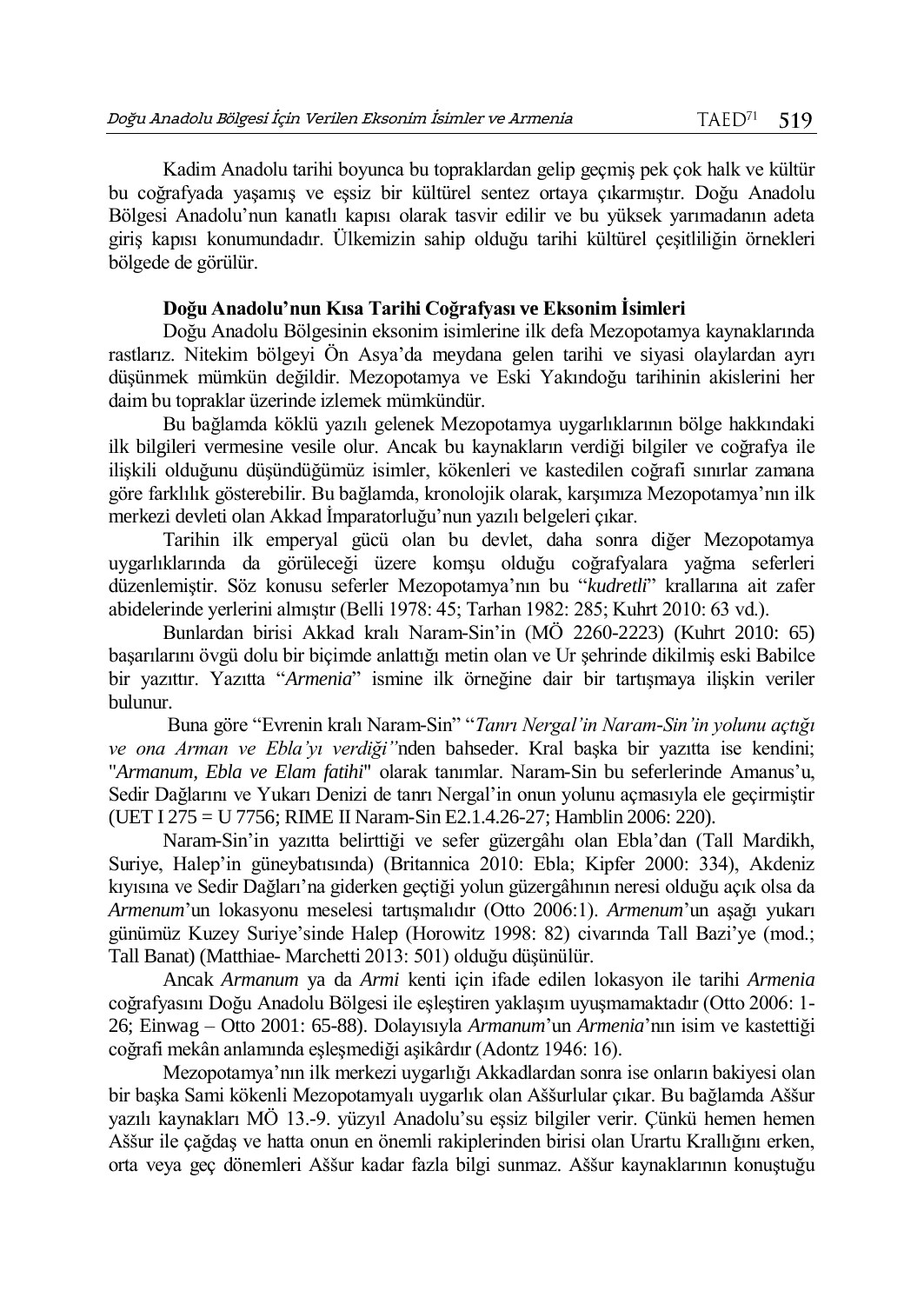Kadim Anadolu tarihi boyunca bu topraklardan gelip geçmiş pek çok halk ve kültür bu coğrafyada yaşamış ve eşsiz bir kültürel sentez ortaya çıkarmıştır. Doğu Anadolu Bölgesi Anadolu'nun kanatlı kapısı olarak tasvir edilir ve bu yüksek yarımadanın adeta giriş kapısı konumundadır. Ülkemizin sahip olduğu tarihi kültürel çeşitliliğin örnekleri bölgede de görülür.

**Doğu Anadolu'nun Kısa Tarihi Coğrafyası ve Eksonim İsimleri**

Doğu Anadolu Bölgesinin eksonim isimlerine ilk defa Mezopotamya kaynaklarında rastlarız. Nitekim bölgeyi Ön Asya'da meydana gelen tarihi ve siyasi olaylardan ayrı düşünmek mümkün değildir. Mezopotamya ve Eski Yakındoğu tarihinin akislerini her daim bu topraklar üzerinde izlemek mümkündür.

Bu bağlamda köklü yazılı gelenek Mezopotamya uygarlıklarının bölge hakkındaki ilk bilgileri vermesine vesile olur. Ancak bu kaynakların verdiği bilgiler ve coğrafya ile ilişkili olduğunu düşündüğümüz isimler, kökenleri ve kastedilen coğrafi sınırlar zamana göre farklılık gösterebilir. Bu bağlamda, kronolojik olarak, karşımıza Mezopotamya'nın ilk merkezi devleti olan Akkad İmparatorluğu'nun yazılı belgeleri çıkar.

Tarihin ilk emperyal gücü olan bu devlet, daha sonra diğer Mezopotamya uygarlıklarında da görüleceği üzere komşu olduğu coğrafyalara yağma seferleri düzenlemiştir. Söz konusu seferler Mezopotamya'nın bu "*kudretli*" krallarına ait zafer abidelerinde yerlerini almıştır (Belli 1978: 45; Tarhan 1982: 285; Kuhrt 2010: 63 vd.).

Bunlardan birisi Akkad kralı Naram-Sin'in (MÖ 2260-2223) (Kuhrt 2010: 65) başarılarını övgü dolu bir biçimde anlattığı metin olan ve Ur şehrinde dikilmiş eski Babilce bir yazıttır. Yazıtta "*Armenia*" ismine ilk örneğine dair bir tartışmaya ilişkin veriler bulunur.

Buna göre "Evrenin kralı Naram-Sin" "*Tanrı Nergal'in Naram-Sin'in yolunu açtığı ve ona Arman ve Ebla'yı verdiği"*nden bahseder. Kral başka bir yazıtta ise kendini; "*Armanum, Ebla ve Elam fatihi*" olarak tanımlar. Naram-Sin bu seferlerinde Amanus'u, Sedir Dağlarını ve Yukarı Denizi de tanrı Nergal'in onun yolunu açmasıyla ele geçirmiştir (UET I 275 = U 7756; RIME II Naram-Sin E2.1.4.26-27; Hamblin 2006: 220).

Naram-Sin'in yazıtta belirttiği ve sefer güzergâhı olan Ebla'dan (Tall Mardikh, Suriye, Halep'in güneybatısında) (Britannica 2010: Ebla; Kipfer 2000: 334), Akdeniz kıyısına ve Sedir Dağları'na giderken geçtiği yolun güzergâhının neresi olduğu açık olsa da *Armenum*'un lokasyonu meselesi tartışmalıdır (Otto 2006:1). *Armenum*'un aşağı yukarı günümüz Kuzey Suriye'sinde Halep (Horowitz 1998: 82) civarında Tall Bazi'ye (mod.; Tall Banat) (Matthiae- Marchetti 2013: 501) olduğu düşünülür.

Ancak *Armanum* ya da *Armi* kenti için ifade edilen lokasyon ile tarihi *Armenia* coğrafyasını Doğu Anadolu Bölgesi ile eşleştiren yaklaşım uyuşmamaktadır (Otto 2006: 1-26; Einwag – Otto 2001: 65-88). Dolayısıyla *Armanum*'un *Armenia*'nın isim ve kastettiği coğrafi mekân anlamında eşleşmediği aşikârdır (Adontz 1946: 16).

Mezopotamya'nın ilk merkezi uygarlığı Akkadlardan sonra ise onların bakiyesi olan bir başka Sami kökenli Mezopotamyalı uygarlık olan Aššurlular çıkar. Bu bağlamda Aššur yazılı kaynakları MÖ 13.-9. yüzyıl Anadolu'su eşsiz bilgiler verir. Çünkü hemen hemen Aššur ile çağdaş ve hatta onun en önemli rakiplerinden birisi olan Urartu Krallığını erken, orta veya geç dönemleri Aššur kadar fazla bilgi sunmaz. Aššur kaynaklarının konuştuğu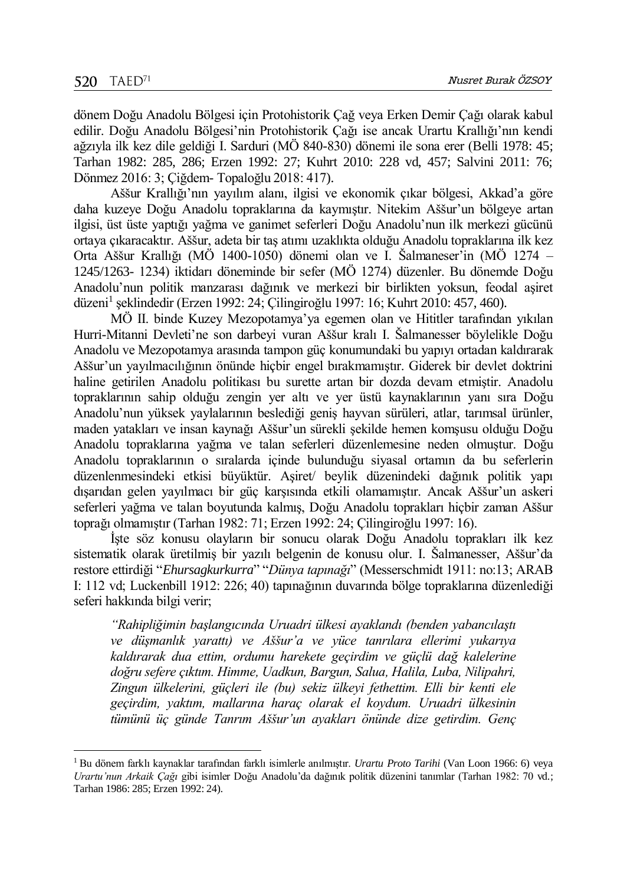dönem Doğu Anadolu Bölgesi için Protohistorik Çağ veya Erken Demir Çağı olarak kabul edilir. Doğu Anadolu Bölgesi'nin Protohistorik Çağı ise ancak Urartu Krallığı'nın kendi ağzıyla ilk kez dile geldiği I. Sarduri (MÖ 840-830) dönemi ile sona erer (Belli 1978: 45; Tarhan 1982: 285, 286; Erzen 1992: 27; Kuhrt 2010: 228 vd, 457; Salvini 2011: 76; Dönmez 2016: 3; Çiğdem- Topaloğlu 2018: 417).

Aššur Krallığı'nın yayılım alanı, ilgisi ve ekonomik çıkar bölgesi, Akkad'a göre daha kuzeye Doğu Anadolu topraklarına da kaymıştır. Nitekim Aššur'un bölgeye artan ilgisi, üst üste yaptığı yağma ve ganimet seferleri Doğu Anadolu'nun ilk merkezi gücünü ortaya çıkaracaktır. Aššur, adeta bir taş atımı uzaklıkta olduğu Anadolu topraklarına ilk kez Orta Aššur Krallığı (MÖ 1400-1050) dönemi olan ve I. Šalmaneser'in (MÖ 1274 – 1245/1263- 1234) iktidarı döneminde bir sefer (MÖ 1274) düzenler. Bu dönemde Doğu Anadolu'nun politik manzarası dağınık ve merkezi bir birlikten yoksun, feodal aşiret düzeni[1] şeklindedir (Erzen 1992: 24; Çilingiroğlu 1997: 16; Kuhrt 2010: 457, 460).

MÖ II. binde Kuzey Mezopotamya'ya egemen olan ve Hititler tarafından yıkılan Hurri-Mitanni Devleti'ne son darbeyi vuran Aššur kralı I. Šalmanesser böylelikle Doğu Anadolu ve Mezopotamya arasında tampon güç konumundaki bu yapıyı ortadan kaldırarak Aššur'un yayılmacılığının önünde hiçbir engel bırakmamıştır. Giderek bir devlet doktrini haline getirilen Anadolu politikası bu surette artan bir dozda devam etmiştir. Anadolu topraklarının sahip olduğu zengin yer altı ve yer üstü kaynaklarının yanı sıra Doğu Anadolu'nun yüksek yaylalarının beslediği geniş hayvan sürüleri, atlar, tarımsal ürünler, maden yatakları ve insan kaynağı Aššur'un sürekli şekilde hemen komşusu olduğu Doğu Anadolu topraklarına yağma ve talan seferleri düzenlemesine neden olmuştur. Doğu Anadolu topraklarının o sıralarda içinde bulunduğu siyasal ortamın da bu seferlerin düzenlenmesindeki etkisi büyüktür. Aşiret/ beylik düzenindeki dağınık politik yapı dışarıdan gelen yayılmacı bir güç karşısında etkili olamamıştır. Ancak Aššur'un askeri seferleri yağma ve talan boyutunda kalmış, Doğu Anadolu toprakları hiçbir zaman Aššur toprağı olmamıştır (Tarhan 1982: 71; Erzen 1992: 24; Çilingiroğlu 1997: 16).

İşte söz konusu olayların bir sonucu olarak Doğu Anadolu toprakları ilk kez sistematik olarak üretilmiş bir yazılı belgenin de konusu olur. I. Šalmanesser, Aššur'da restore ettirdiği "*Ehursagkurkurra*" "*Dünya tapınağı*" (Messerschmidt 1911: no:13; ARAB I: 112 vd; Luckenbill 1912: 226; 40) tapınağının duvarında bölge topraklarına düzenlediği seferi hakkında bilgi verir;

> *"Rahipliğimin başlangıcında Uruadri ülkesi ayaklandı (benden yabancılaştı ve düşmanlık yarattı) ve Aššur'a ve yüce tanrılara ellerimi yukarıya kaldırarak dua ettim, ordumu harekete geçirdim ve güçlü dağ kalelerine doğru sefere çıktım. Himme, Uadkun, Bargun, Salua, Halila, Luba, Nilipahri, Zingun ülkelerini, güçleri ile (bu) sekiz ülkeyi fethettim. Elli bir kenti ele geçirdim, yaktım, mallarına haraç olarak el koydum. Uruadri ülkesinin tümünü üç günde Tanrım Aššur'un ayakları önünde dize getirdim. Genç*

---

[1] Bu dönem farklı kaynaklar tarafından farklı isimlerle anılmıştır. *Urartu Proto Tarihi* (Van Loon 1966: 6) veya *Urartu'nun Arkaik Çağı* gibi isimler Doğu Anadolu'da dağınık politik düzenini tanımlar (Tarhan 1982: 70 vd.; Tarhan 1986: 285; Erzen 1992: 24).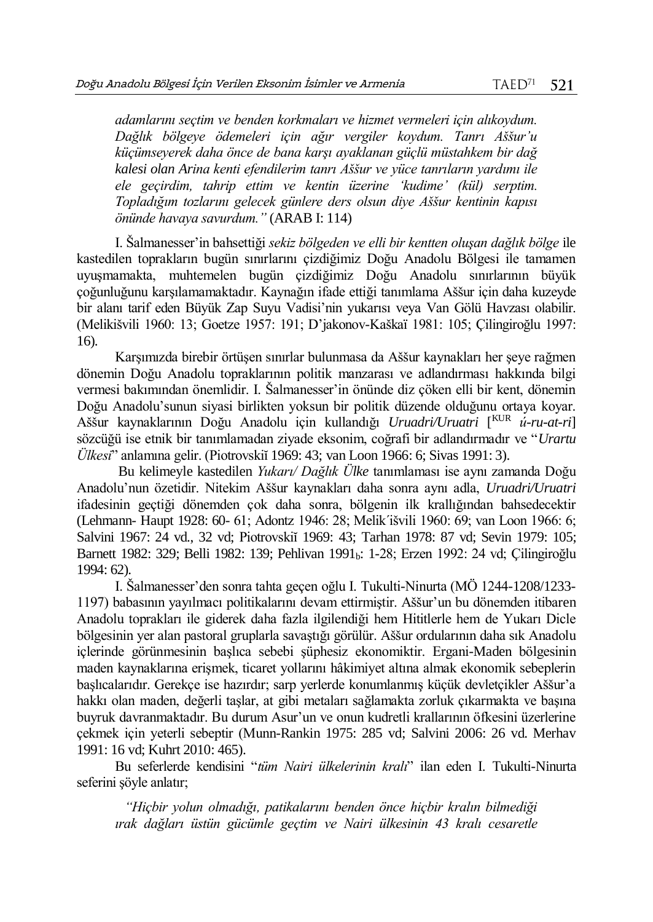*adamlarını seçtim ve benden korkmaları ve hizmet vermeleri için alıkoydum. Dağlık bölgeye ödemeleri için ağır vergiler koydum. Tanrı Aššur'u küçümseyerek daha önce de bana karşı ayaklanan güçlü müstahkem bir dağ kalesi olan Arina kenti efendilerim tanrı Aššur ve yüce tanrıların yardımı ile ele geçirdim, tahrip ettim ve kentin üzerine 'kudime' (kül) serptim. Topladığım tozlarını gelecek günlere ders olsun diye Aššur kentinin kapısı önünde havaya savurdum."* (ARAB I: 114)

I. Šalmanesser'in bahsettiği *sekiz bölgeden ve elli bir kentten oluşan dağlık bölge* ile kastedilen toprakların bugün sınırlarını çizdiğimiz Doğu Anadolu Bölgesi ile tamamen uyuşmamakta, muhtemelen bugün çizdiğimiz Doğu Anadolu sınırlarının büyük çoğunluğunu karşılamamaktadır. Kaynağın ifade ettiği tanımlama Aššur için daha kuzeyde bir alanı tarif eden Büyük Zap Suyu Vadisi'nin yukarısı veya Van Gölü Havzası olabilir. (Melikišvili 1960: 13; Goetze 1957: 191; D'jakonov-Kaškaï 1981: 105; Çilingiroğlu 1997: 16).

Karşımızda birebir örtüşen sınırlar bulunmasa da Aššur kaynakları her şeye rağmen dönemin Doğu Anadolu topraklarının politik manzarası ve adlandırması hakkında bilgi vermesi bakımından önemlidir. I. Šalmanesser'in önünde diz çöken elli bir kent, dönemin Doğu Anadolu'sunun siyasi birlikten yoksun bir politik düzende olduğunu ortaya koyar. Aššur kaynaklarının Doğu Anadolu için kullandığı *Uruadri/Uruatri* [KUR *ú-ru-at-ri*] sözcüğü ise etnik bir tanımlamadan ziyade eksonim, coğrafi bir adlandırmadır ve "*Urartu Ülkesi*" anlamına gelir. (Piotrovskiĭ 1969: 43; van Loon 1966: 6; Sivas 1991: 3).

Bu kelimeyle kastedilen *Yukarı/ Dağlık Ülke* tanımlaması ise aynı zamanda Doğu Anadolu'nun özetidir. Nitekim Aššur kaynakları daha sonra aynı adla, *Uruadri/Uruatri* ifadesinin geçtiği dönemden çok daha sonra, bölgenin ilk krallığından bahsedecektir (Lehmann- Haupt 1928: 60- 61; Adontz 1946: 28; Melik´išvili 1960: 69; van Loon 1966: 6; Salvini 1967: 24 vd., 32 vd; Piotrovskiĭ 1969: 43; Tarhan 1978: 87 vd; Sevin 1979: 105; Barnett 1982: 329; Belli 1982: 139; Pehlivan 1991$_b$: 1-28; Erzen 1992: 24 vd; Çilingiroğlu 1994: 62).

I. Šalmanesser'den sonra tahta geçen oğlu I. Tukulti-Ninurta (MÖ 1244-1208/1233-1197) babasının yayılmacı politikalarını devam ettirmiştir. Aššur'un bu dönemden itibaren Anadolu toprakları ile giderek daha fazla ilgilendiği hem Hititlerle hem de Yukarı Dicle bölgesinin yer alan pastoral gruplarla savaştığı görülür. Aššur ordularının daha sık Anadolu içlerinde görünmesinin başlıca sebebi şüphesiz ekonomiktir. Ergani-Maden bölgesinin maden kaynaklarına erişmek, ticaret yollarını hâkimiyet altına almak ekonomik sebeplerin başlıcalarıdır. Gerekçe ise hazırdır; sarp yerlerde konumlanmış küçük devletçikler Aššur'a hakkı olan maden, değerli taşlar, at gibi metaları sağlamakta zorluk çıkarmakta ve başına buyruk davranmaktadır. Bu durum Asur'un ve onun kudretli krallarının öfkesini üzerlerine çekmek için yeterli sebeptir (Munn-Rankin 1975: 285 vd; Salvini 2006: 26 vd. Merhav 1991: 16 vd; Kuhrt 2010: 465).

Bu seferlerde kendisini "*tüm Nairi ülkelerinin kralı*" ilan eden I. Tukulti-Ninurta seferini şöyle anlatır;

*"Hiçbir yolun olmadığı, patikalarını benden önce hiçbir kralın bilmediği ırak dağları üstün gücümle geçtim ve Nairi ülkesinin 43 kralı cesaretle*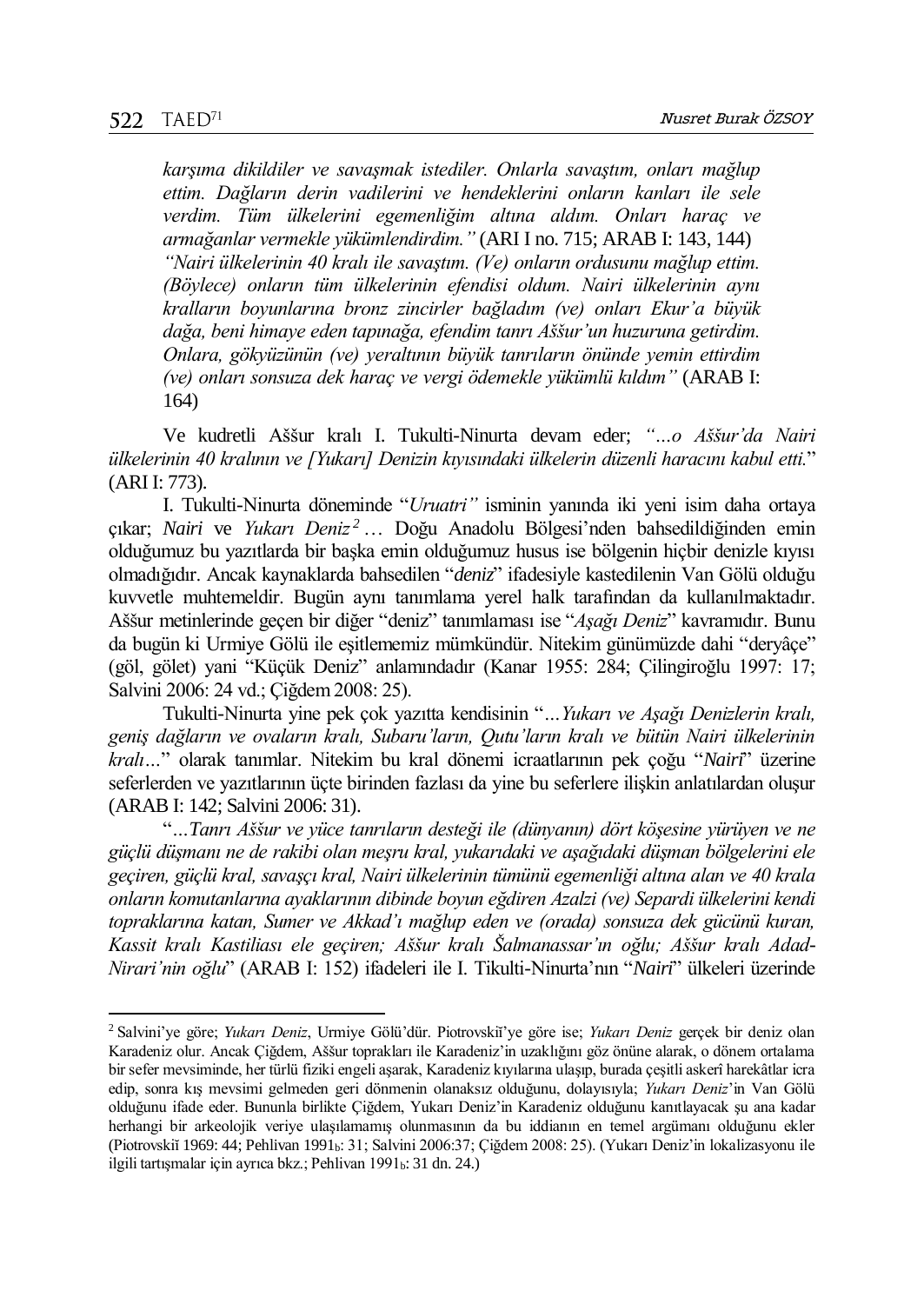*karşıma dikildiler ve savaşmak istediler. Onlarla savaştım, onları mağlup ettim. Dağların derin vadilerini ve hendeklerini onların kanları ile sele verdim. Tüm ülkelerini egemenliğim altına aldım. Onları haraç ve armağanlar vermekle yükümlendirdim."* (ARI I no. 715; ARAB I: 143, 144)

*"Nairi ülkelerinin 40 kralı ile savaştım. (Ve) onların ordusunu mağlup ettim. (Böylece) onların tüm ülkelerinin efendisi oldum. Nairi ülkelerinin aynı kralların boyunlarına bronz zincirler bağladım (ve) onları Ekur'a büyük dağa, beni himaye eden tapınağa, efendim tanrı Aššur'un huzuruna getirdim. Onlara, gökyüzünün (ve) yeraltının büyük tanrıların önünde yemin ettirdim (ve) onları sonsuza dek haraç ve vergi ödemekle yükümlü kıldım"* (ARAB I: 164)

Ve kudretli Aššur kralı I. Tukulti-Ninurta devam eder; *"...o Aššur'da Nairi ülkelerinin 40 kralının ve [Yukarı] Denizin kıyısındaki ülkelerin düzenli haracını kabul etti.*" (ARI I: 773).

I. Tukulti-Ninurta döneminde "*Uruatri"* isminin yanında iki yeni isim daha ortaya çıkar; *Nairi* ve *Yukarı Deniz*[2] ... Doğu Anadolu Bölgesi'nden bahsedildiğinden emin olduğumuz bu yazıtlarda bir başka emin olduğumuz husus ise bölgenin hiçbir denizle kıyısı olmadığıdır. Ancak kaynaklarda bahsedilen "*deniz*" ifadesiyle kastedilenin Van Gölü olduğu kuvvetle muhtemeldir. Bugün aynı tanımlama yerel halk tarafından da kullanılmaktadır. Aššur metinlerinde geçen bir diğer "deniz" tanımlaması ise "*Aşağı Deniz*" kavramıdır. Bunu da bugün ki Urmiye Gölü ile eşitlememiz mümkündür. Nitekim günümüzde dahi "deryâçe" (göl, gölet) yani "Küçük Deniz" anlamındadır (Kanar 1955: 284; Çilingiroğlu 1997: 17; Salvini 2006: 24 vd.; Çiğdem 2008: 25).

Tukulti-Ninurta yine pek çok yazıtta kendisinin "*...Yukarı ve Aşağı Denizlerin kralı, geniş dağların ve ovaların kralı, Subaru'ların, Qutu'ların kralı ve bütün Nairi ülkelerinin kralı...*" olarak tanımlar. Nitekim bu kral dönemi icraatlarının pek çoğu "*Nairi*" üzerine seferlerden ve yazıtlarının üçte birinden fazlası da yine bu seferlere ilişkin anlatılardan oluşur (ARAB I: 142; Salvini 2006: 31).

"*...Tanrı Aššur ve yüce tanrıların desteği ile (dünyanın) dört köşesine yürüyen ve ne güçlü düşmanı ne de rakibi olan meşru kral, yukarıdaki ve aşağıdaki düşman bölgelerini ele geçiren, güçlü kral, savaşçı kral, Nairi ülkelerinin tümünü egemenliği altına alan ve 40 krala onların komutanlarına ayaklarının dibinde boyun eğdiren Azalzi (ve) Separdi ülkelerini kendi topraklarına katan, Sumer ve Akkad'ı mağlup eden ve (orada) sonsuza dek gücünü kuran, Kassit kralı Kastiliası ele geçiren; Aššur kralı Šalmanassar'ın oğlu; Aššur kralı Adad-Nirari'nin oğlu*" (ARAB I: 152) ifadeleri ile I. Tikulti-Ninurta'nın "*Nairi*" ülkeleri üzerinde

---

[2] Salvini'ye göre; *Yukarı Deniz*, Urmiye Gölü'dür. Piotrovskiĭ'ye göre ise; *Yukarı Deniz* gerçek bir deniz olan Karadeniz olur. Ancak Çiğdem, Aššur toprakları ile Karadeniz'in uzaklığını göz önüne alarak, o dönem ortalama bir sefer mevsiminde, her türlü fiziki engeli aşarak, Karadeniz kıyılarına ulaşıp, burada çeşitli askerî harekâtlar icra edip, sonra kış mevsimi gelmeden geri dönmenin olanaksız olduğunu, dolayısıyla; *Yukarı Deniz*'in Van Gölü olduğunu ifade eder. Bununla birlikte Çiğdem, Yukarı Deniz'in Karadeniz olduğunu kanıtlayacak şu ana kadar herhangi bir arkeolojik veriye ulaşılamamış olunmasının da bu iddianın en temel argümanı olduğunu ekler (Piotrovskiĭ 1969: 44; Pehlivan 1991$_b$: 31; Salvini 2006:37; Çiğdem 2008: 25). (Yukarı Deniz'in lokalizasyonu ile ilgili tartışmalar için ayrıca bkz.; Pehlivan 1991$_b$: 31 dn. 24.)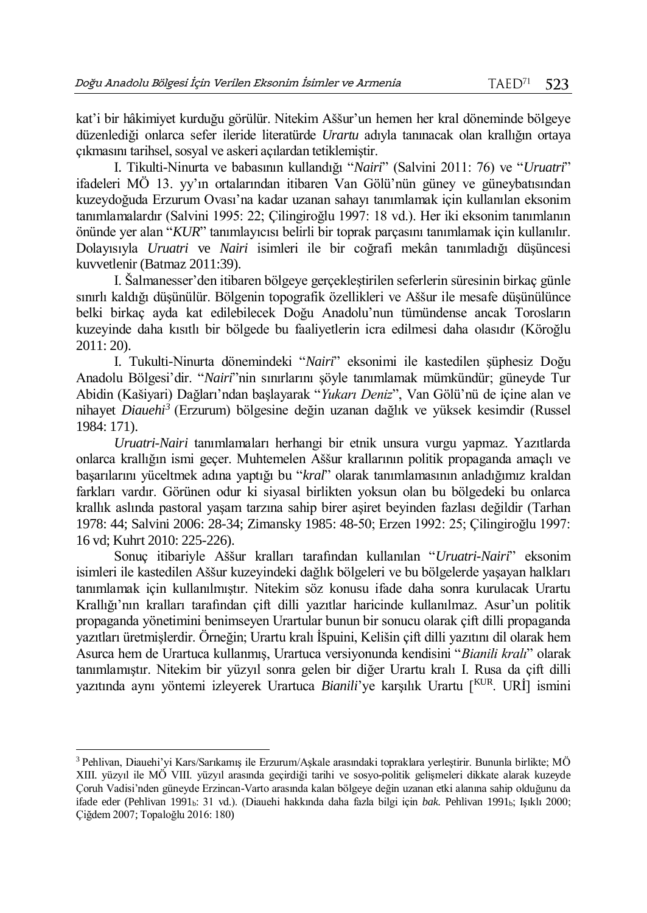kat'i bir hâkimiyet kurduğu görülür. Nitekim Aššur'un hemen her kral döneminde bölgeye düzenlediği onlarca sefer ileride literatürde *Urartu* adıyla tanınacak olan krallığın ortaya çıkmasını tarihsel, sosyal ve askeri açılardan tetiklemiştir.

I. Tikulti-Ninurta ve babasının kullandığı "*Nairi*" (Salvini 2011: 76) ve "*Uruatri*" ifadeleri MÖ 13. yy'ın ortalarından itibaren Van Gölü'nün güney ve güneybatısından kuzeydoğuda Erzurum Ovası'na kadar uzanan sahayı tanımlamak için kullanılan eksonim tanımlamalardır (Salvini 1995: 22; Çilingiroğlu 1997: 18 vd.). Her iki eksonim tanımlanın önünde yer alan "*KUR*" tanımlayıcısı belirli bir toprak parçasını tanımlamak için kullanılır. Dolayısıyla *Uruatri* ve *Nairi* isimleri ile bir coğrafi mekân tanımladığı düşüncesi kuvvetlenir (Batmaz 2011:39).

I. Šalmanesser'den itibaren bölgeye gerçekleştirilen seferlerin süresinin birkaç günle sınırlı kaldığı düşünülür. Bölgenin topografik özellikleri ve Aššur ile mesafe düşünülünce belki birkaç ayda kat edilebilecek Doğu Anadolu'nun tümündense ancak Torosların kuzeyinde daha kısıtlı bir bölgede bu faaliyetlerin icra edilmesi daha olasıdır (Köroğlu 2011: 20).

I. Tukulti-Ninurta dönemindeki "*Nairi*" eksonimi ile kastedilen şüphesiz Doğu Anadolu Bölgesi'dir. "*Nairi*"nin sınırlarını şöyle tanımlamak mümkündür; güneyde Tur Abidin (Kašiyari) Dağları'ndan başlayarak "*Yukarı Deniz*", Van Gölü'nü de içine alan ve nihayet *Diauehi*[3] (Erzurum) bölgesine değin uzanan dağlık ve yüksek kesimdir (Russel 1984: 171).

*Uruatri-Nairi* tanımlamaları herhangi bir etnik unsura vurgu yapmaz. Yazıtlarda onlarca krallığın ismi geçer. Muhtemelen Aššur krallarının politik propaganda amaçlı ve başarılarını yüceltmek adına yaptığı bu "*kral*" olarak tanımlamasının anladığımız kraldan farkları vardır. Görünen odur ki siyasal birlikten yoksun olan bu bölgedeki bu onlarca krallık aslında pastoral yaşam tarzına sahip birer aşiret beyinden fazlası değildir (Tarhan 1978: 44; Salvini 2006: 28-34; Zimansky 1985: 48-50; Erzen 1992: 25; Çilingiroğlu 1997: 16 vd; Kuhrt 2010: 225-226).

Sonuç itibariyle Aššur kralları tarafından kullanılan "*Uruatri-Nairi*" eksonim isimleri ile kastedilen Aššur kuzeyindeki dağlık bölgeleri ve bu bölgelerde yaşayan halkları tanımlamak için kullanılmıştır. Nitekim söz konusu ifade daha sonra kurulacak Urartu Krallığı'nın kralları tarafından çift dilli yazıtlar haricinde kullanılmaz. Asur'un politik propaganda yönetimini benimseyen Urartular bunun bir sonucu olarak çift dilli propaganda yazıtları üretmişlerdir. Örneğin; Urartu kralı İšpuini, Kelišin çift dilli yazıtını dil olarak hem Asurca hem de Urartuca kullanmış, Urartuca versiyonunda kendisini "*Bianili kralı*" olarak tanımlamıştır. Nitekim bir yüzyıl sonra gelen bir diğer Urartu kralı I. Rusa da çift dilli yazıtında aynı yöntemi izleyerek Urartuca *Bianili*'ye karşılık Urartu [KUR. URİ] ismini

---

[3] Pehlivan, Diauehi'yi Kars/Sarıkamış ile Erzurum/Aşkale arasındaki topraklara yerleştirir. Bununla birlikte; MÖ XIII. yüzyıl ile MÖ VIII. yüzyıl arasında geçirdiği tarihi ve sosyo-politik gelişmeleri dikkate alarak kuzeyde Çoruh Vadisi'nden güneyde Erzincan-Varto arasında kalan bölgeye değin uzanan etki alanına sahip olduğunu da ifade eder (Pehlivan 1991b: 31 vd.). (Diauehi hakkında daha fazla bilgi için *bak.* Pehlivan 1991b; Işıklı 2000; Çiğdem 2007; Topaloğlu 2016: 180)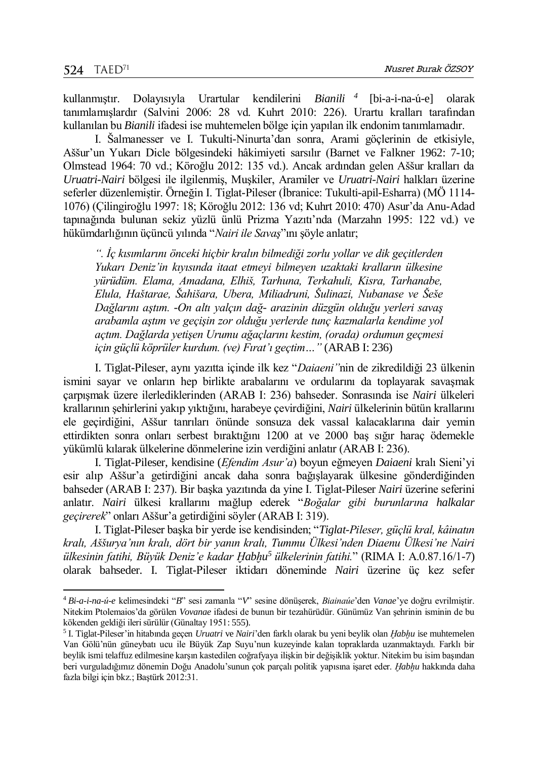kullanmıştır. Dolayısıyla Urartular kendilerini *Bianili* [4] [bi-a-i-na-ú-e] olarak tanımlamışlardır (Salvini 2006: 28 vd. Kuhrt 2010: 226). Urartu kralları tarafından kullanılan bu *Bianili* ifadesi ise muhtemelen bölge için yapılan ilk endonim tanımlamadır.

I. Šalmanesser ve I. Tukulti-Ninurta'dan sonra, Arami göçlerinin de etkisiyle, Aššur'un Yukarı Dicle bölgesindeki hâkimiyeti sarsılır (Barnet ve Falkner 1962: 7-10; Olmstead 1964: 70 vd.; Köroğlu 2012: 135 vd.). Ancak ardından gelen Aššur kralları da *Uruatri-Nairi* bölgesi ile ilgilenmiş, Muşkiler, Aramiler ve *Uruatri-Nairi* halkları üzerine seferler düzenlemiştir. Örneğin I. Tiglat-Pileser (İbranice: Tukulti-apil-Esharra) (MÖ 1114-1076) (Çilingiroğlu 1997: 18; Köroğlu 2012: 136 vd; Kuhrt 2010: 470) Asur'da Anu-Adad tapınağında bulunan sekiz yüzlü ünlü Prizma Yazıtı'nda (Marzahn 1995: 122 vd.) ve hükümdarlığının üçüncü yılında "*Nairi ile Savaş*"ını şöyle anlatır;

> *". İç kısımlarını önceki hiçbir kralın bilmediği zorlu yollar ve dik geçitlerden Yukarı Deniz'in kıyısında itaat etmeyi bilmeyen uzaktaki kralların ülkesine yürüdüm. Elama, Amadana, Elhiš, Tarhuna, Terkahuli, Kisra, Tarhanabe, Elula, Haštarae, Šahišara, Ubera, Miliadruni, Šulinazi, Nubanase ve Šeše Dağlarını aştım. -On altı yalçın dağ- arazinin düzgün olduğu yerleri savaş arabamla aştım ve geçişin zor olduğu yerlerde tunç kazmalarla kendime yol açtım. Dağlarda yetişen Urumu ağaçlarını kestim, (orada) ordumun geçmesi için güçlü köprüler kurdum. (ve) Fırat'ı geçtim…"* (ARAB I: 236)

I. Tiglat-Pileser, aynı yazıtta içinde ilk kez "*Daiaeni"*nin de zikredildiği 23 ülkenin ismini sayar ve onların hep birlikte arabalarını ve ordularını da toplayarak savaşmak çarpışmak üzere ilerlediklerinden (ARAB I: 236) bahseder. Sonrasında ise *Nairi* ülkeleri krallarının şehirlerini yakıp yıktığını, harabeye çevirdiğini, *Nairi* ülkelerinin bütün krallarını ele geçirdiğini, Aššur tanrıları önünde sonsuza dek vassal kalacaklarına dair yemin ettirdikten sonra onları serbest bıraktığını 1200 at ve 2000 baş sığır haraç ödemekle yükümlü kılarak ülkelerine dönmelerine izin verdiğini anlatır (ARAB I: 236).

I. Tiglat-Pileser, kendisine (*Efendim Asur'a*) boyun eğmeyen *Daiaeni* kralı Sieni'yi esir alıp Aššur'a getirdiğini ancak daha sonra bağışlayarak ülkesine gönderdiğinden bahseder (ARAB I: 237). Bir başka yazıtında da yine I. Tiglat-Pileser *Nairi* üzerine seferini anlatır. *Nairi* ülkesi krallarını mağlup ederek "*Boğalar gibi burunlarına halkalar geçirerek*" onları Aššur'a getirdiğini söyler (ARAB I: 319).

I. Tiglat-Pileser başka bir yerde ise kendisinden; "*Tiglat-Pileser, güçlü kral, kâinatın kralı, Aššurya'nın kralı, dört bir yanın kralı, Tummu Ülkesi'nden Diaenu Ülkesi'ne Nairi ülkesinin fatihi, Büyük Deniz'e kadar Ḫabḫu*[5] *ülkelerinin fatihi.*" (RIMA I: A.0.87.16/1-7) olarak bahseder. I. Tiglat-Pileser iktidarı döneminde *Nairi* üzerine üç kez sefer

---

[4] *Bi-a-i-na-ú-e* kelimesindeki "*B*" sesi zamanla "*V*" sesine dönüşerek, *Biainaúe*'den *Vanae*'ye doğru evrilmiştir. Nitekim Ptolemaios'da görülen *Vovanae* ifadesi de bunun bir tezahürüdür. Günümüz Van şehrinin isminin de bu kökenden geldiği ileri sürülür (Günaltay 1951: 555).

[5] I. Tiglat-Pileser'in hitabında geçen *Uruatri* ve *Nairi*'den farklı olarak bu yeni beylik olan *Ḫabḫu* ise muhtemelen Van Gölü'nün güneybatı ucu ile Büyük Zap Suyu'nun kuzeyinde kalan topraklarda uzanmaktaydı. Farklı bir beylik ismi telaffuz edilmesine karşın kastedilen coğrafyaya ilişkin bir değişiklik yoktur. Nitekim bu isim başından beri vurguladığımız dönemin Doğu Anadolu'sunun çok parçalı politik yapısına işaret eder. *Ḫabḫu* hakkında daha fazla bilgi için bkz.; Baştürk 2012:31.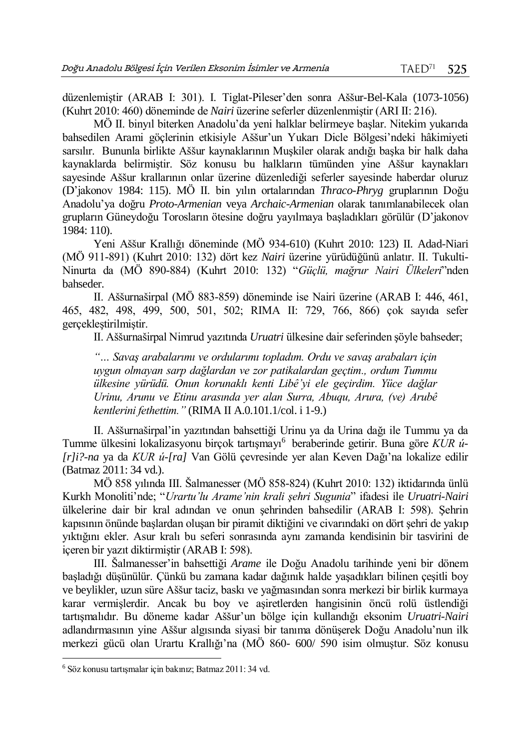düzenlemiştir (ARAB I: 301). I. Tiglat-Pileser'den sonra Aššur-Bel-Kala (1073-1056) (Kuhrt 2010: 460) döneminde de *Nairi* üzerine seferler düzenlenmiştir (ARI II: 216).

MÖ II. binyıl biterken Anadolu'da yeni halklar belirmeye başlar. Nitekim yukarıda bahsedilen Arami göçlerinin etkisiyle Aššur'un Yukarı Dicle Bölgesi'ndeki hâkimiyeti sarsılır. Bununla birlikte Aššur kaynaklarının Muşkiler olarak andığı başka bir halk daha kaynaklarda belirmiştir. Söz konusu bu halkların tümünden yine Aššur kaynakları sayesinde Aššur krallarının onlar üzerine düzenlediği seferler sayesinde haberdar oluruz (D'jakonov 1984: 115). MÖ II. bin yılın ortalarından *Thraco-Phryg* gruplarının Doğu Anadolu'ya doğru *Proto-Armenian* veya *Archaic-Armenian* olarak tanımlanabilecek olan grupların Güneydoğu Torosların ötesine doğru yayılmaya başladıkları görülür (D'jakonov 1984: 110).

Yeni Aššur Krallığı döneminde (MÖ 934-610) (Kuhrt 2010: 123) II. Adad-Niari (MÖ 911-891) (Kuhrt 2010: 132) dört kez *Nairi* üzerine yürüdüğünü anlatır. II. Tukulti-Ninurta da (MÖ 890-884) (Kuhrt 2010: 132) "*Güçlü, mağrur Nairi Ülkeleri*"nden bahseder.

II. Aššurnaširpal (MÖ 883-859) döneminde ise Nairi üzerine (ARAB I: 446, 461, 465, 482, 498, 499, 500, 501, 502; RIMA II: 729, 766, 866) çok sayıda sefer gerçekleştirilmiştir.

II. Aššurnaširpal Nimrud yazıtında *Uruatri* ülkesine dair seferinden şöyle bahseder;

> *"… Savaş arabalarımı ve ordularımı topladım. Ordu ve savaş arabaları için uygun olmayan sarp dağlardan ve zor patikalardan geçtim., ordum Tummu ülkesine yürüdü. Onun korunaklı kenti Libê'yi ele geçirdim. Yüce dağlar Urinu, Arunu ve Etinu arasında yer alan Surra, Abuqu, Arura, (ve) Arubê kentlerini fethettim."* (RIMA II A.0.101.1/col. i 1-9.)

II. Aššurnaširpal'in yazıtından bahsettiği Urinu ya da Urina dağı ile Tummu ya da Tumme ülkesini lokalizasyonu birçok tartışmayı[6] beraberinde getirir. Buna göre *KUR ú-[r]i?-na* ya da *KUR ú-[ra]* Van Gölü çevresinde yer alan Keven Dağı'na lokalize edilir (Batmaz 2011: 34 vd.).

MÖ 858 yılında III. Šalmanesser (MÖ 858-824) (Kuhrt 2010: 132) iktidarında ünlü Kurkh Monoliti'nde; "*Urartu'lu Arame'nin krali şehri Sugunia*" ifadesi ile *Uruatri-Nairi* ülkelerine dair bir kral adından ve onun şehrinden bahsedilir (ARAB I: 598). Şehrin kapısının önünde başlardan oluşan bir piramit diktiğini ve civarındaki on dört şehri de yakıp yıktığını ekler. Asur kralı bu seferi sonrasında aynı zamanda kendisinin bir tasvirini de içeren bir yazıt diktirmiştir (ARAB I: 598).

III. Šalmanesser'in bahsettiği *Arame* ile Doğu Anadolu tarihinde yeni bir dönem başladığı düşünülür. Çünkü bu zamana kadar dağınık halde yaşadıkları bilinen çeşitli boy ve beylikler, uzun süre Aššur taciz, baskı ve yağmasından sonra merkezi bir birlik kurmaya karar vermişlerdir. Ancak bu boy ve aşiretlerden hangisinin öncü rolü üstlendiği tartışmalıdır. Bu döneme kadar Aššur'un bölge için kullandığı eksonim *Uruatri-Nairi* adlandırmasının yine Aššur algısında siyasi bir tanıma dönüşerek Doğu Anadolu'nun ilk merkezi gücü olan Urartu Krallığı'na (MÖ 860- 600/ 590 isim olmuştur. Söz konusu

---

[6] Söz konusu tartışmalar için bakınız; Batmaz 2011: 34 vd.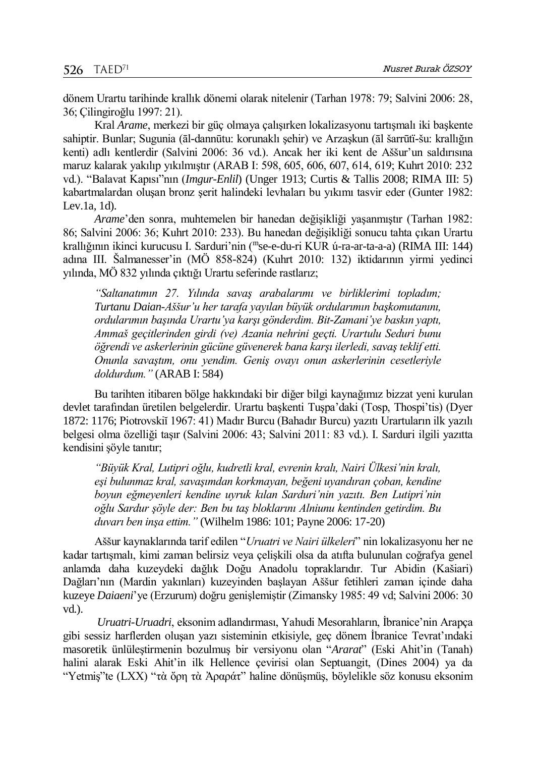dönem Urartu tarihinde krallık dönemi olarak nitelenir (Tarhan 1978: 79; Salvini 2006: 28, 36; Çilingiroğlu 1997: 21).

Kral *Arame*, merkezi bir güç olmaya çalışırken lokalizasyonu tartışmalı iki başkente sahiptir. Bunlar; Sugunia (āl-dannūtu: korunaklı şehir) ve Arzaşkun (āl šarrūtī-šu: krallığın kenti) adlı kentlerdir (Salvini 2006: 36 vd.). Ancak her iki kent de Aššur'un saldırısına maruz kalarak yakılıp yıkılmıştır (ARAB I: 598, 605, 606, 607, 614, 619; Kuhrt 2010: 232 vd.). "Balavat Kapısı"nın (*Imgur-Enlil*) (Unger 1913; Curtis & Tallis 2008; RIMA III: 5) kabartmalardan oluşan bronz şerit halindeki levhaları bu yıkımı tasvir eder (Gunter 1982: Lev.1a, 1d).

*Arame*'den sonra, muhtemelen bir hanedan değişikliği yaşanmıştır (Tarhan 1982: 86; Salvini 2006: 36; Kuhrt 2010: 233). Bu hanedan değişikliği sonucu tahta çıkan Urartu krallığının ikinci kurucusu I. Sarduri'nin (ᵐse-e-du-ri KUR ú-ra-ar-ta-a-a) (RIMA III: 144) adına III. Šalmanesser'in (MÖ 858-824) (Kuhrt 2010: 132) iktidarının yirmi yedinci yılında, MÖ 832 yılında çıktığı Urartu seferinde rastlarız;

> *"Saltanatımın 27. Yılında savaş arabalarımı ve birliklerimi topladım; Turtanu Daian-Aššur'u her tarafa yayılan büyük ordularımın başkomutanını, ordularımın başında Urartu'ya karşı gönderdim. Bit-Zamani'ye baskın yaptı, Ammaš geçitlerinden girdi (ve) Azania nehrini geçti. Urartulu Seduri bunu öğrendi ve askerlerinin gücüne güvenerek bana karşı ilerledi, savaş teklif etti. Onunla savaştım, onu yendim. Geniş ovayı onun askerlerinin cesetleriyle doldurdum."* (ARAB I: 584)

Bu tarihten itibaren bölge hakkındaki bir diğer bilgi kaynağımız bizzat yeni kurulan devlet tarafından üretilen belgelerdir. Urartu başkenti Tuşpa'daki (Tosp, Thospi'tis) (Dyer 1872: 1176; Piotrovskiĭ 1967: 41) Madır Burcu (Bahadır Burcu) yazıtı Urartuların ilk yazılı belgesi olma özelliği taşır (Salvini 2006: 43; Salvini 2011: 83 vd.). I. Sarduri ilgili yazıtta kendisini şöyle tanıtır;

> *"Büyük Kral, Lutipri oğlu, kudretli kral, evrenin kralı, Nairi Ülkesi'nin kralı, eşi bulunmaz kral, savaşımdan korkmayan, beğeni uyandıran çoban, kendine boyun eğmeyenleri kendine uyruk kılan Sarduri'nin yazıtı. Ben Lutipri'nin oğlu Sardur şöyle der: Ben bu taş bloklarını Alniunu kentinden getirdim. Bu duvarı ben inşa ettim."* (Wilhelm 1986: 101; Payne 2006: 17-20)

Aššur kaynaklarında tarif edilen "*Uruatri ve Nairi ülkeleri*" nin lokalizasyonu her ne kadar tartışmalı, kimi zaman belirsiz veya çelişkili olsa da atıfta bulunulan coğrafya genel anlamda daha kuzeydeki dağlık Doğu Anadolu topraklarıdır. Tur Abidin (Kašiari) Dağları'nın (Mardin yakınları) kuzeyinden başlayan Aššur fetihleri zaman içinde daha kuzeye *Daiaeni*'ye (Erzurum) doğru genişlemiştir (Zimansky 1985: 49 vd; Salvini 2006: 30 vd.).

*Uruatri-Uruadri*, eksonim adlandırması, Yahudi Mesorahların, İbranice'nin Arapça gibi sessiz harflerden oluşan yazı sisteminin etkisiyle, geç dönem İbranice Tevrat'ındaki masoretik ünlüleştirmenin bozulmuş bir versiyonu olan "*Ararat*" (Eski Ahit'in (Tanah) halini alarak Eski Ahit'in ilk Hellence çevirisi olan Septuangit, (Dines 2004) ya da "Yetmiş"te (LXX) "τὰ ὄρη τὰ Ἀραράτ" haline dönüşmüş, böylelikle söz konusu eksonim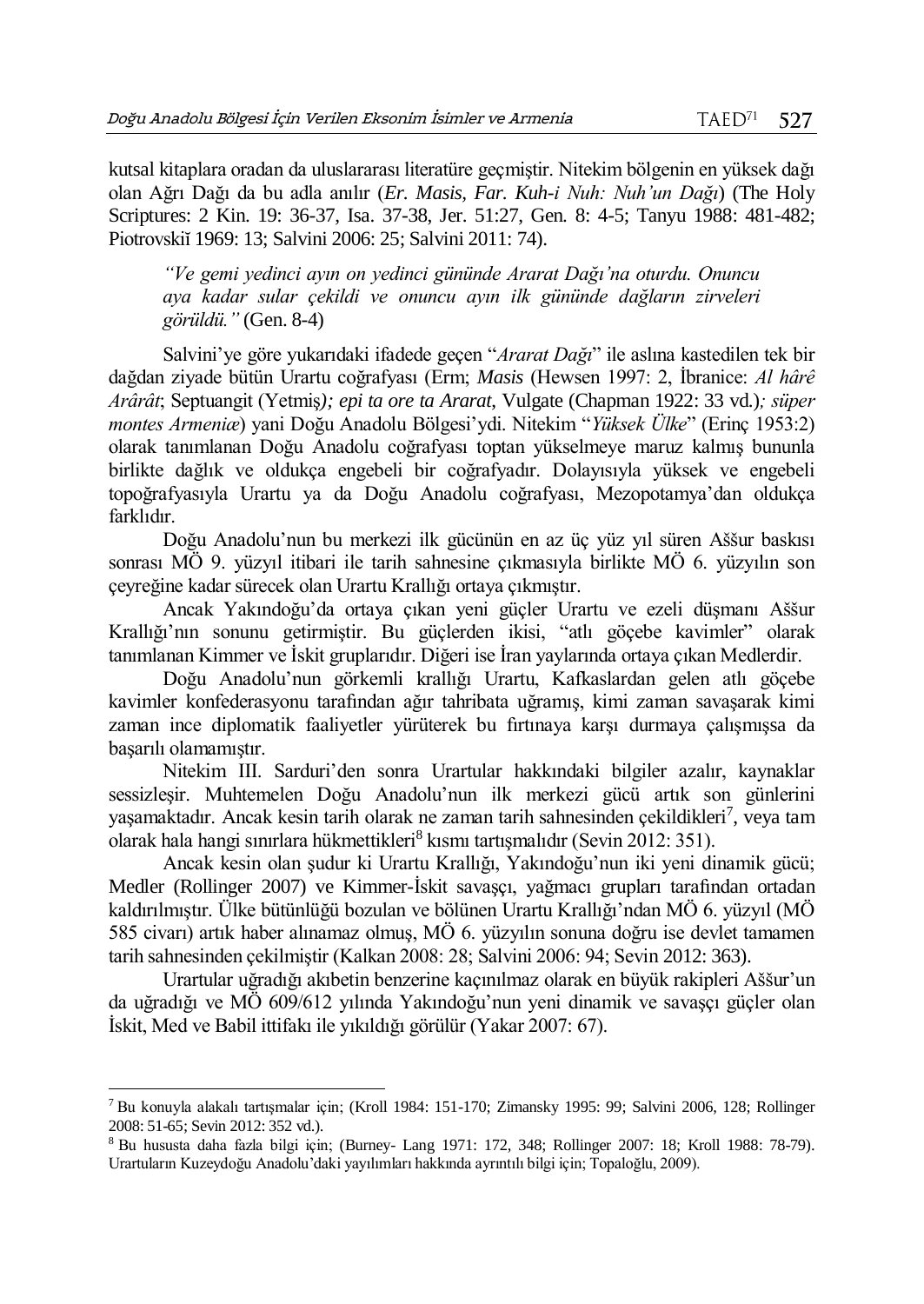kutsal kitaplara oradan da uluslararası literatüre geçmiştir. Nitekim bölgenin en yüksek dağı olan Ağrı Dağı da bu adla anılır (*Er. Masis, Far. Kuh-i Nuh: Nuh'un Dağı*) (The Holy Scriptures: 2 Kin. 19: 36-37, Isa. 37-38, Jer. 51:27, Gen. 8: 4-5; Tanyu 1988: 481-482; Piotrovskiĭ 1969: 13; Salvini 2006: 25; Salvini 2011: 74).

> *"Ve gemi yedinci ayın on yedinci gününde Ararat Dağı'na oturdu. Onuncu aya kadar sular çekildi ve onuncu ayın ilk gününde dağların zirveleri görüldü."* (Gen. 8-4)

Salvini'ye göre yukarıdaki ifadede geçen "*Ararat Dağı*" ile aslına kastedilen tek bir dağdan ziyade bütün Urartu coğrafyası (Erm; *Masis* (Hewsen 1997: 2, İbranice: *Al hârê Arârât*; Septuangit (Yetmiş)*; epi ta ore ta Ararat*, Vulgate (Chapman 1922: 33 vd.)*; süper montes Armeniæ*) yani Doğu Anadolu Bölgesi'ydi. Nitekim "*Yüksek Ülke*" (Erinç 1953:2) olarak tanımlanan Doğu Anadolu coğrafyası toptan yükselmeye maruz kalmış bununla birlikte dağlık ve oldukça engebeli bir coğrafyadır. Dolayısıyla yüksek ve engebeli topoğrafyasıyla Urartu ya da Doğu Anadolu coğrafyası, Mezopotamya'dan oldukça farklıdır.

Doğu Anadolu'nun bu merkezi ilk gücünün en az üç yüz yıl süren Aššur baskısı sonrası MÖ 9. yüzyıl itibari ile tarih sahnesine çıkmasıyla birlikte MÖ 6. yüzyılın son çeyreğine kadar sürecek olan Urartu Krallığı ortaya çıkmıştır.

Ancak Yakındoğu'da ortaya çıkan yeni güçler Urartu ve ezeli düşmanı Aššur Krallığı'nın sonunu getirmiştir. Bu güçlerden ikisi, "atlı göçebe kavimler" olarak tanımlanan Kimmer ve İskit gruplarıdır. Diğeri ise İran yaylarında ortaya çıkan Medlerdir.

Doğu Anadolu'nun görkemli krallığı Urartu, Kafkaslardan gelen atlı göçebe kavimler konfederasyonu tarafından ağır tahribata uğramış, kimi zaman savaşarak kimi zaman ince diplomatik faaliyetler yürüterek bu fırtınaya karşı durmaya çalışmışsa da başarılı olamamıştır.

Nitekim III. Sarduri'den sonra Urartular hakkındaki bilgiler azalır, kaynaklar sessizleşir. Muhtemelen Doğu Anadolu'nun ilk merkezi gücü artık son günlerini yaşamaktadır. Ancak kesin tarih olarak ne zaman tarih sahnesinden çekildikleri[7], veya tam olarak hala hangi sınırlara hükmettikleri[8] kısmı tartışmalıdır (Sevin 2012: 351).

Ancak kesin olan şudur ki Urartu Krallığı, Yakındoğu'nun iki yeni dinamik gücü; Medler (Rollinger 2007) ve Kimmer-İskit savaşçı, yağmacı grupları tarafından ortadan kaldırılmıştır. Ülke bütünlüğü bozulan ve bölünen Urartu Krallığı'ndan MÖ 6. yüzyıl (MÖ 585 civarı) artık haber alınamaz olmuş, MÖ 6. yüzyılın sonuna doğru ise devlet tamamen tarih sahnesinden çekilmiştir (Kalkan 2008: 28; Salvini 2006: 94; Sevin 2012: 363).

Urartular uğradığı akıbetin benzerine kaçınılmaz olarak en büyük rakipleri Aššur'un da uğradığı ve MÖ 609/612 yılında Yakındoğu'nun yeni dinamik ve savaşçı güçler olan İskit, Med ve Babil ittifakı ile yıkıldığı görülür (Yakar 2007: 67).

---

[7] Bu konuyla alakalı tartışmalar için; (Kroll 1984: 151-170; Zimansky 1995: 99; Salvini 2006, 128; Rollinger 2008: 51-65; Sevin 2012: 352 vd.).

[8] Bu hususta daha fazla bilgi için; (Burney- Lang 1971: 172, 348; Rollinger 2007: 18; Kroll 1988: 78-79). Urartuların Kuzeydoğu Anadolu'daki yayılımları hakkında ayrıntılı bilgi için; Topaloğlu, 2009).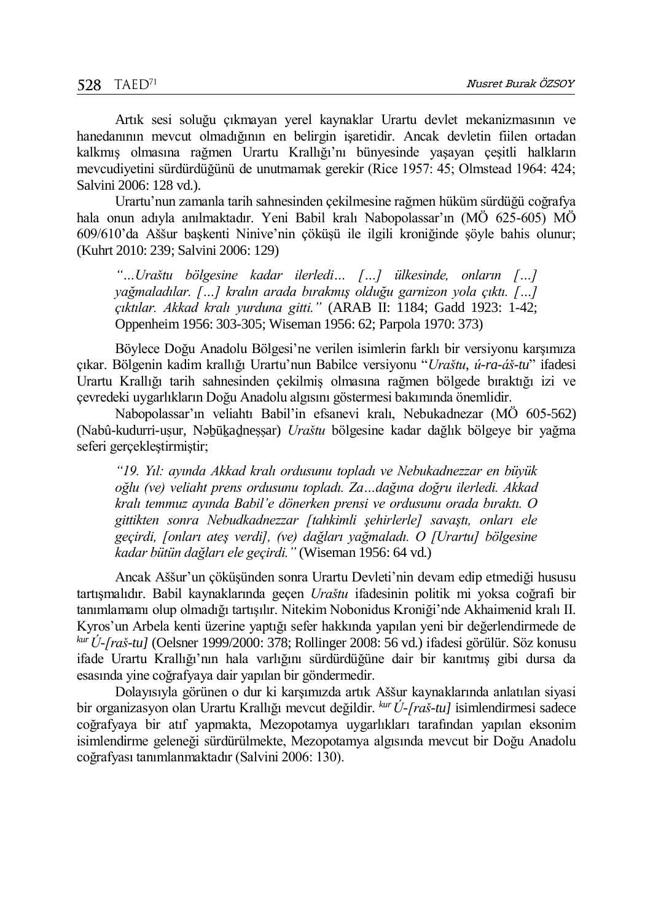Artık sesi soluğu çıkmayan yerel kaynaklar Urartu devlet mekanizmasının ve hanedanının mevcut olmadığının en belirgin işaretidir. Ancak devletin fiilen ortadan kalkmış olmasına rağmen Urartu Krallığı'nı bünyesinde yaşayan çeşitli halkların mevcudiyetini sürdürdüğünü de unutmamak gerekir (Rice 1957: 45; Olmstead 1964: 424; Salvini 2006: 128 vd.).

Urartu'nun zamanla tarih sahnesinden çekilmesine rağmen hüküm sürdüğü coğrafya hala onun adıyla anılmaktadır. Yeni Babil kralı Nabopolassar'ın (MÖ 625-605) MÖ 609/610'da Aššur başkenti Ninive'nin çöküşü ile ilgili kroniğinde şöyle bahis olunur; (Kuhrt 2010: 239; Salvini 2006: 129)

> *"…Uraštu bölgesine kadar ilerledi… […] ülkesinde, onların […] yağmaladılar. […] kralın arada bırakmış olduğu garnizon yola çıktı. […] çıktılar. Akkad kralı yurduna gitti."* (ARAB II: 1184; Gadd 1923: 1-42; Oppenheim 1956: 303-305; Wiseman 1956: 62; Parpola 1970: 373)

Böylece Doğu Anadolu Bölgesi'ne verilen isimlerin farklı bir versiyonu karşımıza çıkar. Bölgenin kadim krallığı Urartu'nun Babilce versiyonu "*Uraštu*, *ú-ra-áš-tu*" ifadesi Urartu Krallığı tarih sahnesinden çekilmiş olmasına rağmen bölgede bıraktığı izi ve çevredeki uygarlıkların Doğu Anadolu algısını göstermesi bakımından önemlidir.

Nabopolassar'ın veliahtı Babil'in efsanevi kralı, Nebukadnezar (MÖ 605-562) (Nabû-kudurri-uṣur, Nəḇūḵaḏneṣṣar) *Uraštu* bölgesine kadar dağlık bölgeye bir yağma seferi gerçekleştirmiştir;

> *"19. Yıl: ayında Akkad kralı ordusunu topladı ve Nebukadnezzar en büyük oğlu (ve) veliaht prens ordusunu topladı. Za…dağına doğru ilerledi. Akkad kralı temmuz ayında Babil'e dönerken prensi ve ordusunu orada bıraktı. O gittikten sonra Nebudkadnezzar [tahkimli şehirlerle] savaştı, onları ele geçirdi, [onları ateş verdi], (ve) dağları yağmaladı. O [Urartu] bölgesine kadar bütün dağları ele geçirdi."* (Wiseman 1956: 64 vd.)

Ancak Aššur'un çöküşünden sonra Urartu Devleti'nin devam edip etmediği hususu tartışmalıdır. Babil kaynaklarında geçen *Uraštu* ifadesinin politik mi yoksa coğrafi bir tanımlamamı olup olmadığı tartışılır. Nitekim Nobonidus Kroniği'nde Akhaimenid kralı II. Kyros'un Arbela kenti üzerine yaptığı sefer hakkında yapılan yeni bir değerlendirmede de *kur Ú-[raš-tu]* (Oelsner 1999/2000: 378; Rollinger 2008: 56 vd.) ifadesi görülür. Söz konusu ifade Urartu Krallığı'nın hala varlığını sürdürdüğüne dair bir kanıtmış gibi dursa da esasında yine coğrafyaya dair yapılan bir göndermedir.

Dolayısıyla görünen o dur ki karşımızda artık Aššur kaynaklarında anlatılan siyasi bir organizasyon olan Urartu Krallığı mevcut değildir. *kur Ú-[raš-tu]* isimlendirmesi sadece coğrafyaya bir atıf yapmakta, Mezopotamya uygarlıkları tarafından yapılan eksonim isimlendirme geleneği sürdürülmekte, Mezopotamya algısında mevcut bir Doğu Anadolu coğrafyası tanımlanmaktadır (Salvini 2006: 130).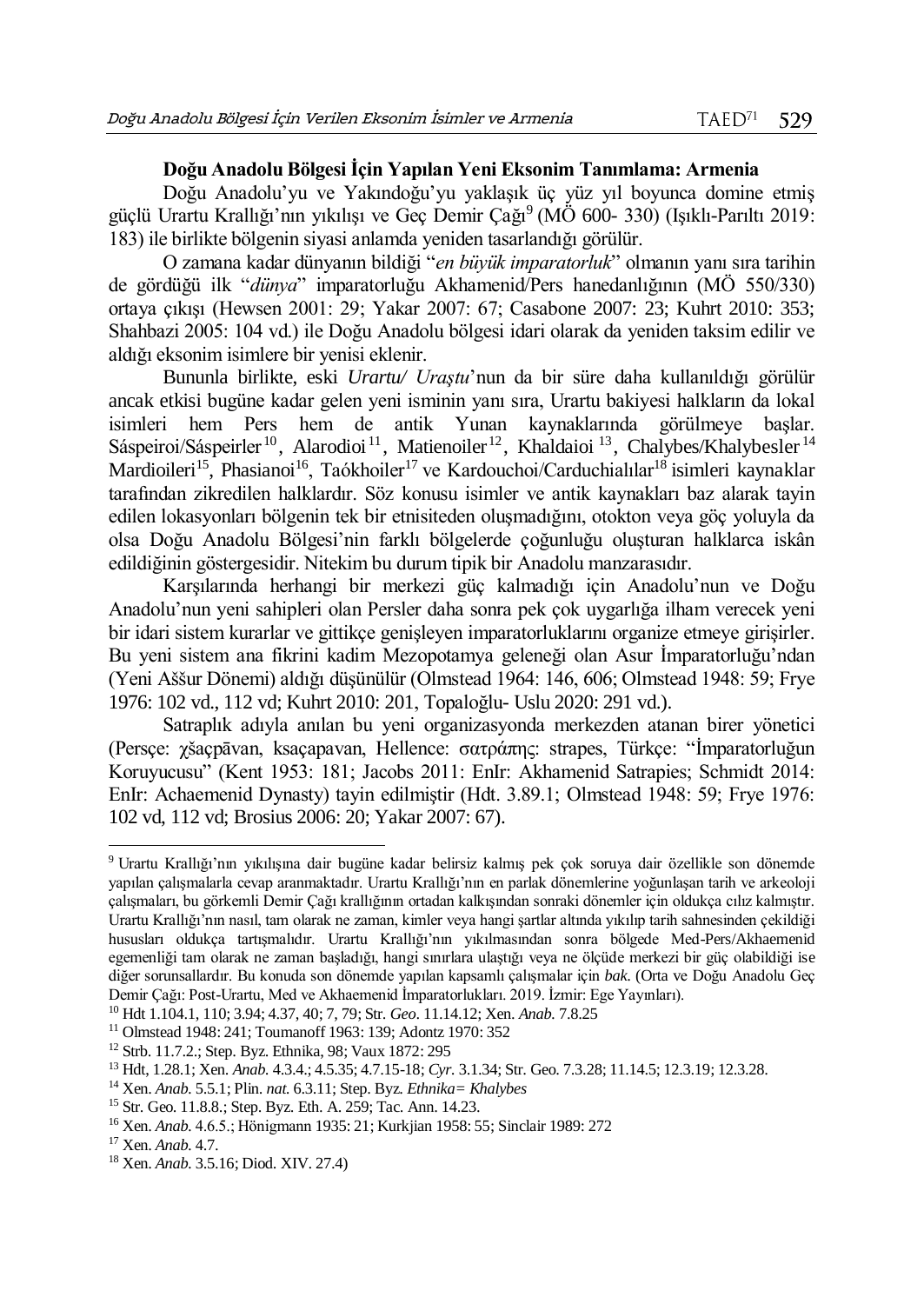**Doğu Anadolu Bölgesi İçin Yapılan Yeni Eksonim Tanımlama: Armenia**

Doğu Anadolu'yu ve Yakındoğu'yu yaklaşık üç yüz yıl boyunca domine etmiş güçlü Urartu Krallığı'nın yıkılışı ve Geç Demir Çağı[9] (MÖ 600- 330) (Işıklı-Parıltı 2019: 183) ile birlikte bölgenin siyasi anlamda yeniden tasarlandığı görülür.

O zamana kadar dünyanın bildiği "*en büyük imparatorluk*" olmanın yanı sıra tarihin de gördüğü ilk "*dünya*" imparatorluğu Akhamenid/Pers hanedanlığının (MÖ 550/330) ortaya çıkışı (Hewsen 2001: 29; Yakar 2007: 67; Casabone 2007: 23; Kuhrt 2010: 353; Shahbazi 2005: 104 vd.) ile Doğu Anadolu bölgesi idari olarak da yeniden taksim edilir ve aldığı eksonim isimlere bir yenisi eklenir.

Bununla birlikte, eski *Urartu/ Uraştu*'nun da bir süre daha kullanıldığı görülür ancak etkisi bugüne kadar gelen yeni isminin yanı sıra, Urartu bakiyesi halkların da lokal isimleri hem Pers hem de antik Yunan kaynaklarında görülmeye başlar. Sáspeiroi/Sáspeirler[10], Alarodioi[11], Matienoiler[12], Khaldaioi[13], Chalybes/Khalybesler[14] Mardioileri[15], Phasianoi[16], Taókhoiler[17] ve Kardouchoi/Carduchialılar[18] isimleri kaynaklar tarafından zikredilen halklardır. Söz konusu isimler ve antik kaynakları baz alarak tayin edilen lokasyonları bölgenin tek bir etnisiteden oluşmadığını, otokton veya göç yoluyla da olsa Doğu Anadolu Bölgesi'nin farklı bölgelerde çoğunluğu oluşturan halklarca iskân edildiğinin göstergesidir. Nitekim bu durum tipik bir Anadolu manzarasıdır.

Karşılarında herhangi bir merkezi güç kalmadığı için Anadolu'nun ve Doğu Anadolu'nun yeni sahipleri olan Persler daha sonra pek çok uygarlığa ilham verecek yeni bir idari sistem kurarlar ve gittikçe genişleyen imparatorluklarını organize etmeye girişirler. Bu yeni sistem ana fikrini kadim Mezopotamya geleneği olan Asur İmparatorluğu'ndan (Yeni Aššur Dönemi) aldığı düşünülür (Olmstead 1964: 146, 606; Olmstead 1948: 59; Frye 1976: 102 vd., 112 vd; Kuhrt 2010: 201, Topaloğlu- Uslu 2020: 291 vd.).

Satraplık adıyla anılan bu yeni organizasyonda merkezden atanan birer yönetici (Persçe: χšaçapāvan, ksaçapavan, Hellence: σατράπης: strapes, Türkçe: "İmparatorluğun Koruyucusu" (Kent 1953: 181; Jacobs 2011: EnIr: Akhamenid Satrapies; Schmidt 2014: EnIr: Achaemenid Dynasty) tayin edilmiştir (Hdt. 3.89.1; Olmstead 1948: 59; Frye 1976: 102 vd, 112 vd; Brosius 2006: 20; Yakar 2007: 67).

---

[9] Urartu Krallığı'nın yıkılışına dair bugüne kadar belirsiz kalmış pek çok soruya dair özellikle son dönemde yapılan çalışmalarla cevap aranmaktadır. Urartu Krallığı'nın en parlak dönemlerine yoğunlaşan tarih ve arkeoloji çalışmaları, bu görkemli Demir Çağı krallığının ortadan kalkışından sonraki dönemler için oldukça cılız kalmıştır. Urartu Krallığı'nın nasıl, tam olarak ne zaman, kimler veya hangi şartlar altında yıkılıp tarih sahnesinden çekildiği hususları oldukça tartışmalıdır. Urartu Krallığı'nın yıkılmasından sonra bölgede Med-Pers/Akhaemenid egemenliği tam olarak ne zaman başladığı, hangi sınırlara ulaştığı veya ne ölçüde merkezi bir güç olabildiği ise diğer sorunsallardır. Bu konuda son dönemde yapılan kapsamlı çalışmalar için *bak*. (Orta ve Doğu Anadolu Geç Demir Çağı: Post-Urartu, Med ve Akhaemenid İmparatorlukları. 2019. İzmir: Ege Yayınları).

[10] Hdt 1.104.1, 110; 3.94; 4.37, 40; 7, 79; Str. *Geo*. 11.14.12; Xen. *Anab*. 7.8.25

[11] Olmstead 1948: 241; Toumanoff 1963: 139; Adontz 1970: 352

[12] Strb. 11.7.2.; Step. Byz. Ethnika, 98; Vaux 1872: 295

[13] Hdt, 1.28.1; Xen. *Anab*. 4.3.4.; 4.5.35; 4.7.15-18; *Cyr*. 3.1.34; Str. Geo. 7.3.28; 11.14.5; 12.3.19; 12.3.28.

[14] Xen. *Anab*. 5.5.1; Plin. *nat*. 6.3.11; Step. Byz. *Ethnika= Khalybes*

[15] Str. Geo. 11.8.8.; Step. Byz. Eth. A. 259; Tac. Ann. 14.23.

[16] Xen. *Anab*. 4.6.5.; Hönigmann 1935: 21; Kurkjian 1958: 55; Sinclair 1989: 272

[17] Xen. *Anab*. 4.7.

[18] Xen. *Anab*. 3.5.16; Diod. XIV. 27.4)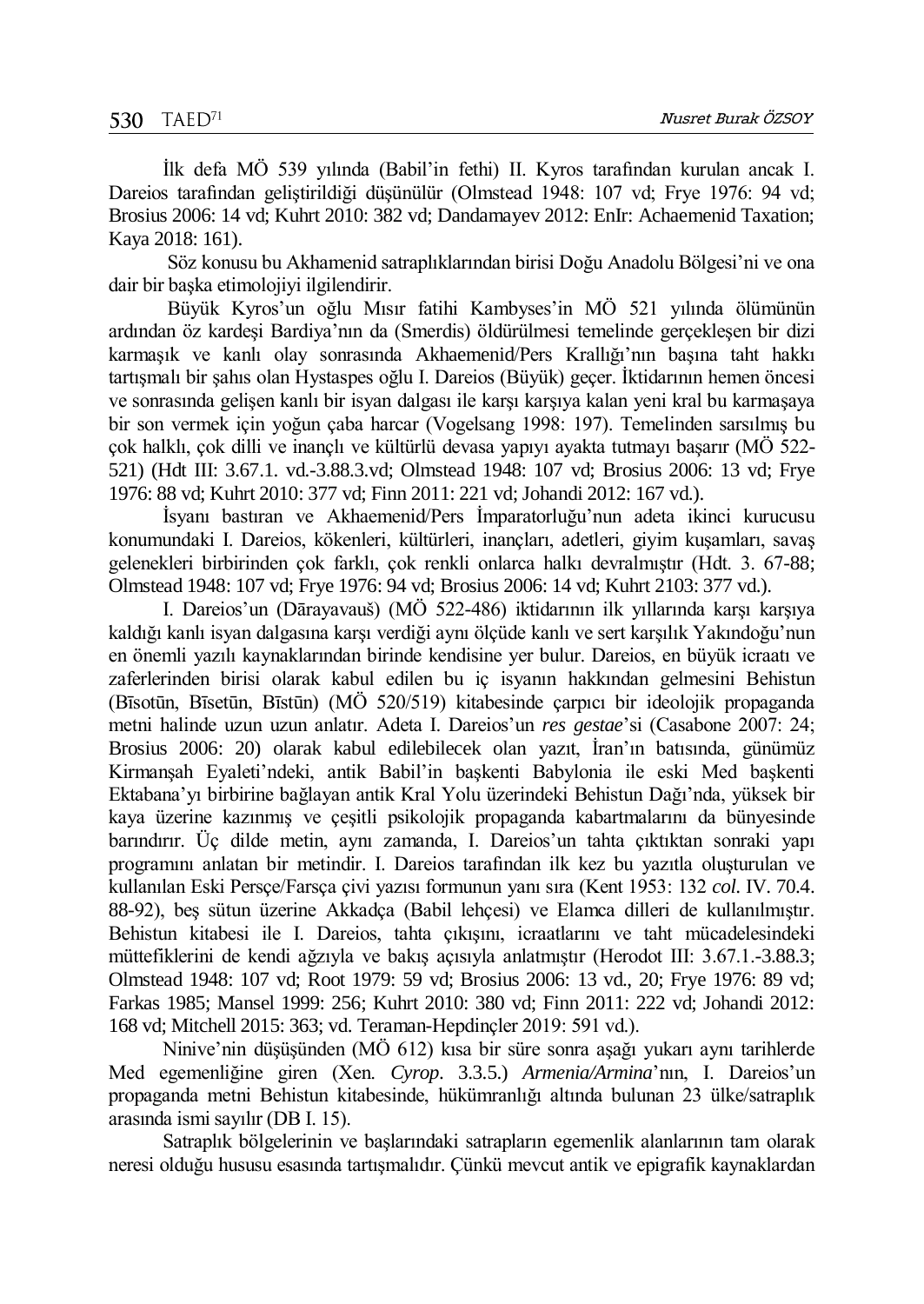İlk defa MÖ 539 yılında (Babil'in fethi) II. Kyros tarafından kurulan ancak I. Dareios tarafından geliştirildiği düşünülür (Olmstead 1948: 107 vd; Frye 1976: 94 vd; Brosius 2006: 14 vd; Kuhrt 2010: 382 vd; Dandamayev 2012: EnIr: Achaemenid Taxation; Kaya 2018: 161).

Söz konusu bu Akhamenid satraplıklarından birisi Doğu Anadolu Bölgesi'ni ve ona dair bir başka etimolojiyi ilgilendirir.

Büyük Kyros'un oğlu Mısır fatihi Kambyses'in MÖ 521 yılında ölümünün ardından öz kardeşi Bardiya'nın da (Smerdis) öldürülmesi temelinde gerçekleşen bir dizi karmaşık ve kanlı olay sonrasında Akhaemenid/Pers Krallığı'nın başına taht hakkı tartışmalı bir şahıs olan Hystaspes oğlu I. Dareios (Büyük) geçer. İktidarının hemen öncesi ve sonrasında gelişen kanlı bir isyan dalgası ile karşı karşıya kalan yeni kral bu karmaşaya bir son vermek için yoğun çaba harcar (Vogelsang 1998: 197). Temelinden sarsılmış bu çok halklı, çok dilli ve inançlı ve kültürlü devasa yapıyı ayakta tutmayı başarır (MÖ 522-521) (Hdt III: 3.67.1. vd.-3.88.3.vd; Olmstead 1948: 107 vd; Brosius 2006: 13 vd; Frye 1976: 88 vd; Kuhrt 2010: 377 vd; Finn 2011: 221 vd; Johandi 2012: 167 vd.).

İsyanı bastıran ve Akhaemenid/Pers İmparatorluğu'nun adeta ikinci kurucusu konumundaki I. Dareios, kökenleri, kültürleri, inançları, adetleri, giyim kuşamları, savaş gelenekleri birbirinden çok farklı, çok renkli onlarca halkı devralmıştır (Hdt. 3. 67-88; Olmstead 1948: 107 vd; Frye 1976: 94 vd; Brosius 2006: 14 vd; Kuhrt 2103: 377 vd.).

I. Dareios'un (Dārayavauš) (MÖ 522-486) iktidarının ilk yıllarında karşı karşıya kaldığı kanlı isyan dalgasına karşı verdiği aynı ölçüde kanlı ve sert karşılık Yakındoğu'nun en önemli yazılı kaynaklarından birinde kendisine yer bulur. Dareios, en büyük icraatı ve zaferlerinden birisi olarak kabul edilen bu iç isyanın hakkından gelmesini Behistun (Bīsotūn, Bīsetūn, Bīstūn) (MÖ 520/519) kitabesinde çarpıcı bir ideolojik propaganda metni halinde uzun uzun anlatır. Adeta I. Dareios'un *res gestae*'si (Casabone 2007: 24; Brosius 2006: 20) olarak kabul edilebilecek olan yazıt, İran'ın batısında, günümüz Kirmanşah Eyaleti'ndeki, antik Babil'in başkenti Babylonia ile eski Med başkenti Ektabana'yı birbirine bağlayan antik Kral Yolu üzerindeki Behistun Dağı'nda, yüksek bir kaya üzerine kazınmış ve çeşitli psikolojik propaganda kabartmalarını da bünyesinde barındırır. Üç dilde metin, aynı zamanda, I. Dareios'un tahta çıktıktan sonraki yapı programını anlatan bir metindir. I. Dareios tarafından ilk kez bu yazıtla oluşturulan ve kullanılan Eski Persçe/Farsça çivi yazısı formunun yanı sıra (Kent 1953: 132 *col*. IV. 70.4. 88-92), beş sütun üzerine Akkadça (Babil lehçesi) ve Elamca dilleri de kullanılmıştır. Behistun kitabesi ile I. Dareios, tahta çıkışını, icraatlarını ve taht mücadelesindeki müttefiklerini de kendi ağzıyla ve bakış açısıyla anlatmıştır (Herodot III: 3.67.1.-3.88.3; Olmstead 1948: 107 vd; Root 1979: 59 vd; Brosius 2006: 13 vd., 20; Frye 1976: 89 vd; Farkas 1985; Mansel 1999: 256; Kuhrt 2010: 380 vd; Finn 2011: 222 vd; Johandi 2012: 168 vd; Mitchell 2015: 363; vd. Teraman-Hepdinçler 2019: 591 vd.).

Ninive'nin düşüşünden (MÖ 612) kısa bir süre sonra aşağı yukarı aynı tarihlerde Med egemenliğine giren (Xen. *Cyrop*. 3.3.5.) *Armenia/Armina*'nın, I. Dareios'un propaganda metni Behistun kitabesinde, hükümranlığı altında bulunan 23 ülke/satraplık arasında ismi sayılır (DB I. 15).

Satraplık bölgelerinin ve başlarındaki satrapların egemenlik alanlarının tam olarak neresi olduğu hususu esasında tartışmalıdır. Çünkü mevcut antik ve epigrafik kaynaklardan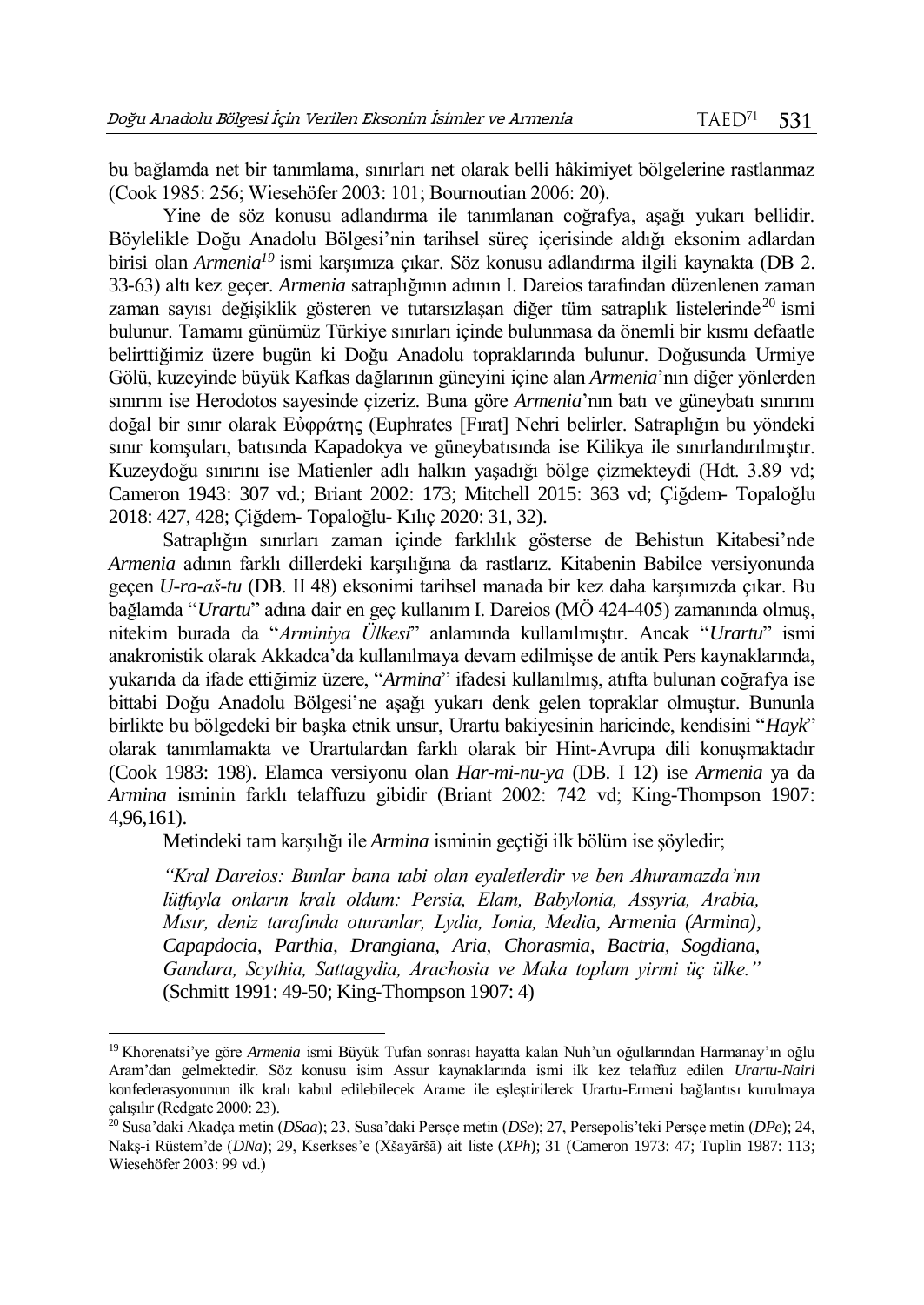bu bağlamda net bir tanımlama, sınırları net olarak belli hâkimiyet bölgelerine rastlanmaz (Cook 1985: 256; Wiesehöfer 2003: 101; Bournoutian 2006: 20).

Yine de söz konusu adlandırma ile tanımlanan coğrafya, aşağı yukarı bellidir. Böylelikle Doğu Anadolu Bölgesi'nin tarihsel süreç içerisinde aldığı eksonim adlardan birisi olan *Armenia*[19] ismi karşımıza çıkar. Söz konusu adlandırma ilgili kaynakta (DB 2. 33-63) altı kez geçer. *Armenia* satraplığının adının I. Dareios tarafından düzenlenen zaman zaman sayısı değişiklik gösteren ve tutarsızlaşan diğer tüm satraplık listelerinde[20] ismi bulunur. Tamamı günümüz Türkiye sınırları içinde bulunmasa da önemli bir kısmı defaatle belirttiğimiz üzere bugün ki Doğu Anadolu topraklarında bulunur. Doğusunda Urmiye Gölü, kuzeyinde büyük Kafkas dağlarının güneyini içine alan *Armenia*'nın diğer yönlerden sınırını ise Herodotos sayesinde çizeriz. Buna göre *Armenia*'nın batı ve güneybatı sınırını doğal bir sınır olarak Εὐφράτης (Euphrates [Fırat] Nehri belirler. Satraplığın bu yöndeki sınır komşuları, batısında Kapadokya ve güneybatısında ise Kilikya ile sınırlandırılmıştır. Kuzeydoğu sınırını ise Matienler adlı halkın yaşadığı bölge çizmekteydi (Hdt. 3.89 vd; Cameron 1943: 307 vd.; Briant 2002: 173; Mitchell 2015: 363 vd; Çiğdem- Topaloğlu 2018: 427, 428; Çiğdem- Topaloğlu- Kılıç 2020: 31, 32).

Satraplığın sınırları zaman içinde farklılık gösterse de Behistun Kitabesi'nde *Armenia* adının farklı dillerdeki karşılığına da rastlarız. Kitabenin Babilce versiyonunda geçen *U-ra-aš-tu* (DB. II 48) eksonimi tarihsel manada bir kez daha karşımızda çıkar. Bu bağlamda "*Urartu*" adına dair en geç kullanım I. Dareios (MÖ 424-405) zamanında olmuş, nitekim burada da "*Arminiya Ülkesi*" anlamında kullanılmıştır. Ancak "*Urartu*" ismi anakronistik olarak Akkadca'da kullanılmaya devam edilmişse de antik Pers kaynaklarında, yukarıda da ifade ettiğimiz üzere, "*Armina*" ifadesi kullanılmış, atıfta bulunan coğrafya ise bittabi Doğu Anadolu Bölgesi'ne aşağı yukarı denk gelen topraklar olmuştur. Bununla birlikte bu bölgedeki bir başka etnik unsur, Urartu bakiyesinin haricinde, kendisini "*Hayk*" olarak tanımlamakta ve Urartulardan farklı olarak bir Hint-Avrupa dili konuşmaktadır (Cook 1983: 198). Elamca versiyonu olan *Har-mi-nu-ya* (DB. I 12) ise *Armenia* ya da *Armina* isminin farklı telaffuzu gibidir (Briant 2002: 742 vd; King-Thompson 1907: 4,96,161).

Metindeki tam karşılığı ile *Armina* isminin geçtiği ilk bölüm ise şöyledir;

> *"Kral Dareios: Bunlar bana tabi olan eyaletlerdir ve ben Ahuramazda'nın lütfuyla onların kralı oldum: Persia, Elam, Babylonia, Assyria, Arabia, Mısır, deniz tarafında oturanlar, Lydia, Ionia, Media, Armenia (Armina), Capapdocia, Parthia, Drangiana, Aria, Chorasmia, Bactria, Sogdiana, Gandara, Scythia, Sattagydia, Arachosia ve Maka toplam yirmi üç ülke."* (Schmitt 1991: 49-50; King-Thompson 1907: 4)

---

[19] Khorenatsi'ye göre *Armenia* ismi Büyük Tufan sonrası hayatta kalan Nuh'un oğullarından Harmanay'ın oğlu Aram'dan gelmektedir. Söz konusu isim Assur kaynaklarında ismi ilk kez telaffuz edilen *Urartu-Nairi* konfederasyonunun ilk kralı kabul edilebilecek Arame ile eşleştirilerek Urartu-Ermeni bağlantısı kurulmaya çalışılır (Redgate 2000: 23).

[20] Susa'daki Akadça metin (*DSaa*); 23, Susa'daki Persçe metin (*DSe*); 27, Persepolis'teki Persçe metin (*DPe*); 24, Nakş-i Rüstem'de (*DNa*); 29, Kserkses'e (Xšayāršā) ait liste (*XPh*); 31 (Cameron 1973: 47; Tuplin 1987: 113; Wiesehöfer 2003: 99 vd.)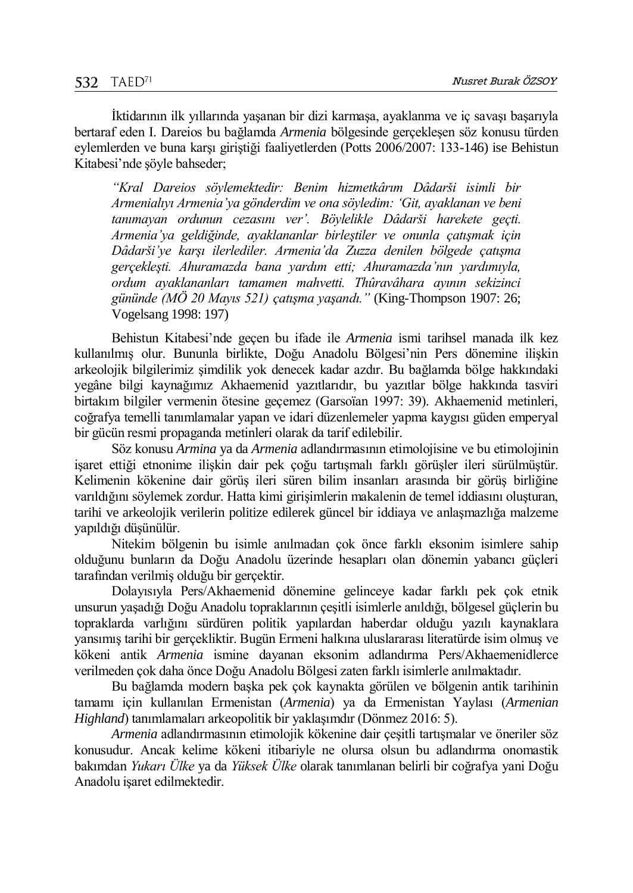İktidarının ilk yıllarında yaşanan bir dizi karmaşa, ayaklanma ve iç savaşı başarıyla bertaraf eden I. Dareios bu bağlamda *Armenia* bölgesinde gerçekleşen söz konusu türden eylemlerden ve buna karşı giriştiği faaliyetlerden (Potts 2006/2007: 133-146) ise Behistun Kitabesi'nde şöyle bahseder;

> *"Kral Dareios söylemektedir: Benim hizmetkârım Dâdarši isimli bir Armenialıyı Armenia'ya gönderdim ve ona söyledim: 'Git, ayaklanan ve beni tanımayan ordunun cezasını ver'. Böylelikle Dâdarši harekete geçti. Armenia'ya geldiğinde, ayaklananlar birleştiler ve onunla çatışmak için Dâdarši'ye karşı ilerlediler. Armenia'da Zuzza denilen bölgede çatışma gerçekleşti. Ahuramazda bana yardım etti; Ahuramazda'nın yardımıyla, ordum ayaklananları tamamen mahvetti. Thûravâhara ayının sekizinci gününde (MÖ 20 Mayıs 521) çatışma yaşandı."* (King-Thompson 1907: 26; Vogelsang 1998: 197)

Behistun Kitabesi'nde geçen bu ifade ile *Armenia* ismi tarihsel manada ilk kez kullanılmış olur. Bununla birlikte, Doğu Anadolu Bölgesi'nin Pers dönemine ilişkin arkeolojik bilgilerimiz şimdilik yok denecek kadar azdır. Bu bağlamda bölge hakkındaki yegâne bilgi kaynağımız Akhaemenid yazıtlarıdır, bu yazıtlar bölge hakkında tasviri birtakım bilgiler vermenin ötesine geçemez (Garsoïan 1997: 39). Akhaemenid metinleri, coğrafya temelli tanımlamalar yapan ve idari düzenlemeler yapma kaygısı güden emperyal bir gücün resmi propaganda metinleri olarak da tarif edilebilir.

Söz konusu *Armina* ya da *Armenia* adlandırmasının etimolojisine ve bu etimolojinin işaret ettiği etnonime ilişkin dair pek çoğu tartışmalı farklı görüşler ileri sürülmüştür. Kelimenin kökenine dair görüş ileri süren bilim insanları arasında bir görüş birliğine varıldığını söylemek zordur. Hatta kimi girişimlerin makalenin de temel iddiasını oluşturan, tarihi ve arkeolojik verilerin politize edilerek güncel bir iddiaya ve anlaşmazlığa malzeme yapıldığı düşünülür.

Nitekim bölgenin bu isimle anılmadan çok önce farklı eksonim isimlere sahip olduğunu bunların da Doğu Anadolu üzerinde hesapları olan dönemin yabancı güçleri tarafından verilmiş olduğu bir gerçektir.

Dolayısıyla Pers/Akhaemenid dönemine gelinceye kadar farklı pek çok etnik unsurun yaşadığı Doğu Anadolu topraklarının çeşitli isimlerle anıldığı, bölgesel güçlerin bu topraklarda varlığını sürdüren politik yapılardan haberdar olduğu yazılı kaynaklara yansımış tarihi bir gerçekliktir. Bugün Ermeni halkına uluslararası literatürde isim olmuş ve kökeni antik *Armenia* ismine dayanan eksonim adlandırma Pers/Akhaemenidlerce verilmeden çok daha önce Doğu Anadolu Bölgesi zaten farklı isimlerle anılmaktadır.

Bu bağlamda modern başka pek çok kaynakta görülen ve bölgenin antik tarihinin tamamı için kullanılan Ermenistan (*Armenia*) ya da Ermenistan Yaylası (*Armenian Highland*) tanımlamaları arkeopolitik bir yaklaşımdır (Dönmez 2016: 5).

*Armenia* adlandırmasının etimolojik kökenine dair çeşitli tartışmalar ve öneriler söz konusudur. Ancak kelime kökeni itibariyle ne olursa olsun bu adlandırma onomastik bakımdan *Yukarı Ülke* ya da *Yüksek Ülke* olarak tanımlanan belirli bir coğrafya yani Doğu Anadolu işaret edilmektedir.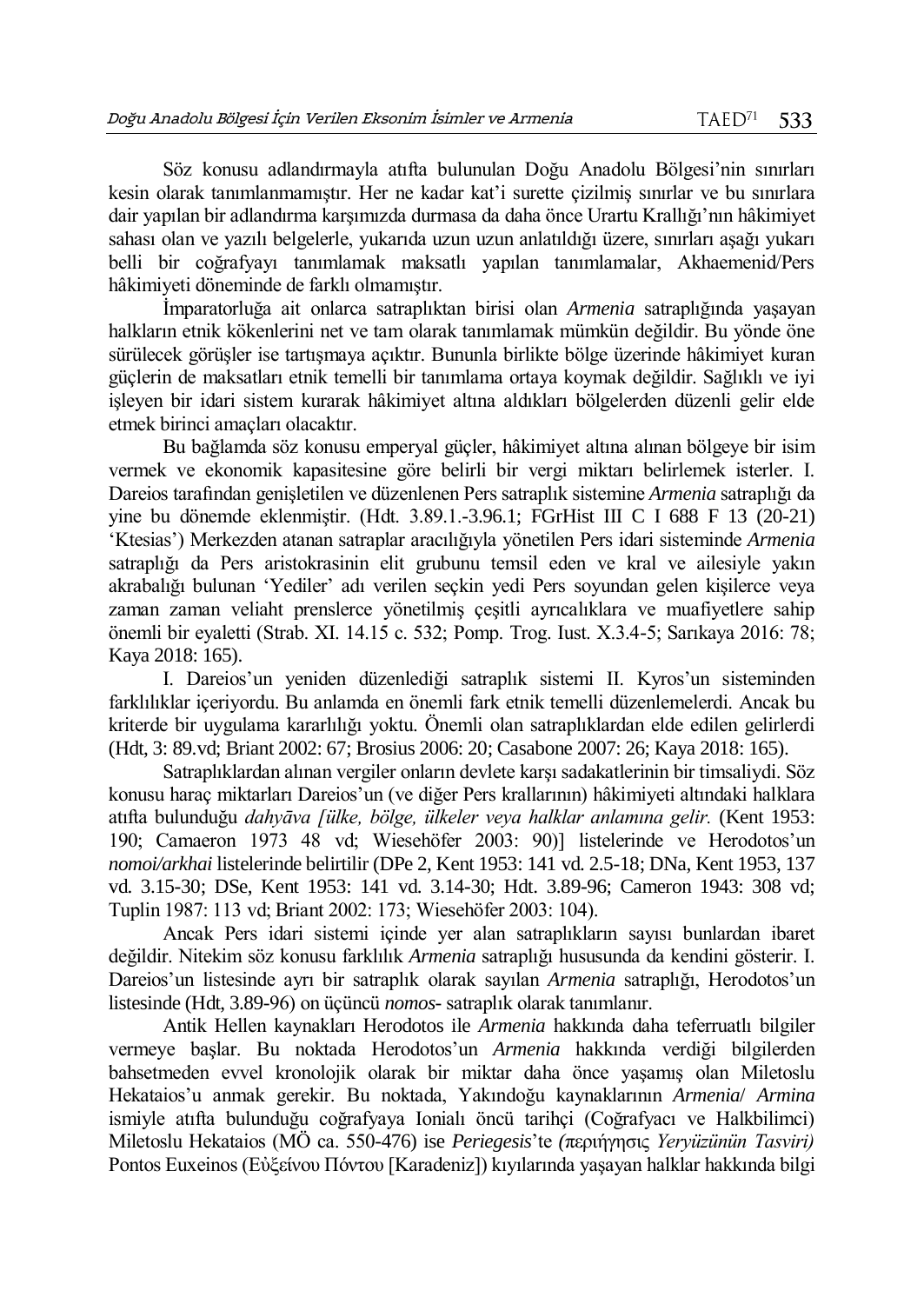Söz konusu adlandırmayla atıfta bulunulan Doğu Anadolu Bölgesi'nin sınırları kesin olarak tanımlanmamıştır. Her ne kadar kat'i surette çizilmiş sınırlar ve bu sınırlara dair yapılan bir adlandırma karşımızda durmasa da daha önce Urartu Krallığı'nın hâkimiyet sahası olan ve yazılı belgelerle, yukarıda uzun uzun anlatıldığı üzere, sınırları aşağı yukarı belli bir coğrafyayı tanımlamak maksatlı yapılan tanımlamalar, Akhaemenid/Pers hâkimiyeti döneminde de farklı olmamıştır.

İmparatorluğa ait onlarca satraplıktan birisi olan *Armenia* satraplığında yaşayan halkların etnik kökenlerini net ve tam olarak tanımlamak mümkün değildir. Bu yönde öne sürülecek görüşler ise tartışmaya açıktır. Bununla birlikte bölge üzerinde hâkimiyet kuran güçlerin de maksatları etnik temelli bir tanımlama ortaya koymak değildir. Sağlıklı ve iyi işleyen bir idari sistem kurarak hâkimiyet altına aldıkları bölgelerden düzenli gelir elde etmek birinci amaçları olacaktır.

Bu bağlamda söz konusu emperyal güçler, hâkimiyet altına alınan bölgeye bir isim vermek ve ekonomik kapasitesine göre belirli bir vergi miktarı belirlemek isterler. I. Dareios tarafından genişletilen ve düzenlenen Pers satraplık sistemine *Armenia* satraplığı da yine bu dönemde eklenmiştir. (Hdt. 3.89.1.-3.96.1; FGrHist III C I 688 F 13 (20-21) 'Ktesias') Merkezden atanan satraplar aracılığıyla yönetilen Pers idari sisteminde *Armenia* satraplığı da Pers aristokrasinin elit grubunu temsil eden ve kral ve ailesiyle yakın akrabalığı bulunan 'Yediler' adı verilen seçkin yedi Pers soyundan gelen kişilerce veya zaman zaman veliaht prenslerce yönetilmiş çeşitli ayrıcalıklara ve muafiyetlere sahip önemli bir eyaletti (Strab. XI. 14.15 c. 532; Pomp. Trog. Iust. X.3.4-5; Sarıkaya 2016: 78; Kaya 2018: 165).

I. Dareios'un yeniden düzenlediği satraplık sistemi II. Kyros'un sisteminden farklılıklar içeriyordu. Bu anlamda en önemli fark etnik temelli düzenlemelerdi. Ancak bu kriterde bir uygulama kararlılığı yoktu. Önemli olan satraplıklardan elde edilen gelirlerdi (Hdt, 3: 89.vd; Briant 2002: 67; Brosius 2006: 20; Casabone 2007: 26; Kaya 2018: 165).

Satraplıklardan alınan vergiler onların devlete karşı sadakatlerinin bir timsaliydi. Söz konusu haraç miktarları Dareios'un (ve diğer Pers krallarının) hâkimiyeti altındaki halklara atıfta bulunduğu *dahyāva [ülke, bölge, ülkeler veya halklar anlamına gelir.* (Kent 1953: 190; Camaeron 1973 48 vd; Wiesehöfer 2003: 90)] listelerinde ve Herodotos'un *nomoi/arkhai* listelerinde belirtilir (DPe 2, Kent 1953: 141 vd. 2.5-18; DNa, Kent 1953, 137 vd. 3.15-30; DSe, Kent 1953: 141 vd. 3.14-30; Hdt. 3.89-96; Cameron 1943: 308 vd; Tuplin 1987: 113 vd; Briant 2002: 173; Wiesehöfer 2003: 104).

Ancak Pers idari sistemi içinde yer alan satraplıkların sayısı bunlardan ibaret değildir. Nitekim söz konusu farklılık *Armenia* satraplığı hususunda da kendini gösterir. I. Dareios'un listesinde ayrı bir satraplık olarak sayılan *Armenia* satraplığı, Herodotos'un listesinde (Hdt, 3.89-96) on üçüncü *nomos*- satraplık olarak tanımlanır.

Antik Hellen kaynakları Herodotos ile *Armenia* hakkında daha teferruatlı bilgiler vermeye başlar. Bu noktada Herodotos'un *Armenia* hakkında verdiği bilgilerden bahsetmeden evvel kronolojik olarak bir miktar daha önce yaşamış olan Miletoslu Hekataios'u anmak gerekir. Bu noktada, Yakındoğu kaynaklarının *Armenia*/ *Armina* ismiyle atıfta bulunduğu coğrafyaya Ionialı öncü tarihçi (Coğrafyacı ve Halkbilimci) Miletoslu Hekataios (MÖ ca. 550-476) ise *Periegesis*'te *(περιήγησις Yeryüzünün Tasviri)* Pontos Euxeinos (Εὐξείνου Πόντου [Karadeniz]) kıyılarında yaşayan halklar hakkında bilgi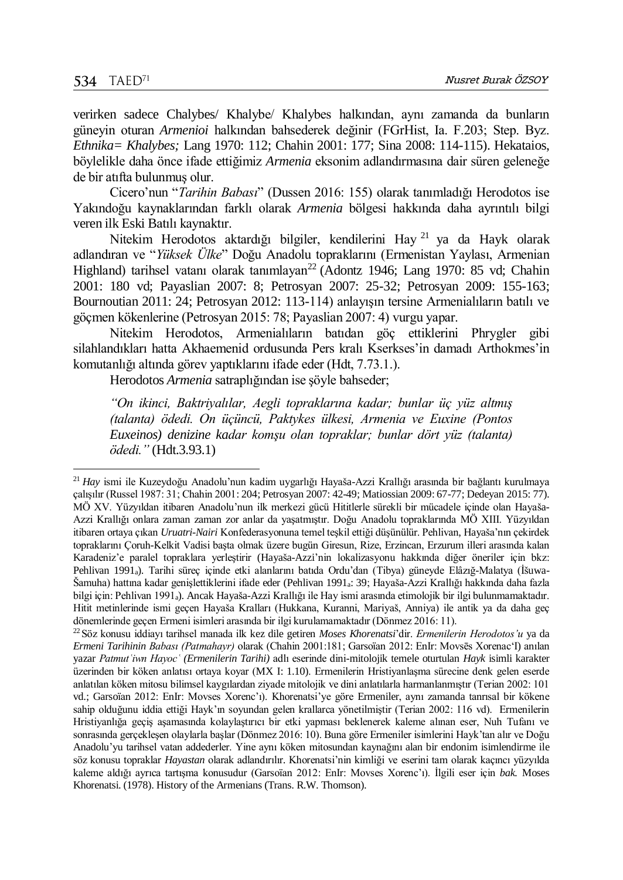verirken sadece Chalybes/ Khalybe/ Khalybes halkından, aynı zamanda da bunların güneyin oturan *Armenioi* halkından bahsederek değinir (FGrHist, Ia. F.203; Step. Byz. *Ethnika= Khalybes;* Lang 1970: 112; Chahin 2001: 177; Sina 2008: 114-115). Hekataios, böylelikle daha önce ifade ettiğimiz *Armenia* eksonim adlandırmasına dair süren geleneğe de bir atıfta bulunmuş olur.

Cicero'nun "*Tarihin Babası*" (Dussen 2016: 155) olarak tanımladığı Herodotos ise Yakındoğu kaynaklarından farklı olarak *Armenia* bölgesi hakkında daha ayrıntılı bilgi veren ilk Eski Batılı kaynaktır.

Nitekim Herodotos aktardığı bilgiler, kendilerini Hay [21] ya da Hayk olarak adlandıran ve "*Yüksek Ülke*" Doğu Anadolu topraklarını (Ermenistan Yaylası, Armenian Highland) tarihsel vatanı olarak tanımlayan[22] (Adontz 1946; Lang 1970: 85 vd; Chahin 2001: 180 vd; Payaslian 2007: 8; Petrosyan 2007: 25-32; Petrosyan 2009: 155-163; Bournoutian 2011: 24; Petrosyan 2012: 113-114) anlayışın tersine Armenialıların batılı ve göçmen kökenlerine (Petrosyan 2015: 78; Payaslian 2007: 4) vurgu yapar.

Nitekim Herodotos, Armenialıların batıdan göç ettiklerini Phrygler gibi silahlandıkları hatta Akhaemenid ordusunda Pers kralı Kserkses'in damadı Arthokmes'in komutanlığı altında görev yaptıklarını ifade eder (Hdt, 7.73.1.).

Herodotos *Armenia* satraplığından ise şöyle bahseder;

> *"On ikinci, Baktriyalılar, Aegli topraklarına kadar; bunlar üç yüz altmış (talanta) ödedi. On üçüncü, Paktykes ülkesi, Armenia ve Euxine (Pontos Euxeinos) denizine kadar komşu olan topraklar; bunlar dört yüz (talanta) ödedi."* (Hdt.3.93.1)

---

[21] *Hay* ismi ile Kuzeydoğu Anadolu'nun kadim uygarlığı Hayaša-Azzi Krallığı arasında bir bağlantı kurulmaya çalışılır (Russel 1987: 31; Chahin 2001: 204; Petrosyan 2007: 42-49; Matiossian 2009: 67-77; Dedeyan 2015: 77). MÖ XV. Yüzyıldan itibaren Anadolu'nun ilk merkezi gücü Hititlerle sürekli bir mücadele içinde olan Hayaša-Azzi Krallığı onlara zaman zaman zor anlar da yaşatmıştır. Doğu Anadolu topraklarında MÖ XIII. Yüzyıldan itibaren ortaya çıkan *Uruatri-Nairi* Konfederasyonuna temel teşkil ettiği düşünülür. Pehlivan, Hayaša'nın çekirdek topraklarını Çoruh-Kelkit Vadisi başta olmak üzere bugün Giresun, Rize, Erzincan, Erzurum illeri arasında kalan Karadeniz'e paralel topraklara yerleştirir (Hayaša-Azzi'nin lokalizasyonu hakkında diğer öneriler için bkz: Pehlivan 1991a). Tarihi süreç içinde etki alanlarını batıda Ordu'dan (Tibya) güneyde Elâzığ-Malatya (İšuwa-Šamuha) hattına kadar genişlettiklerini ifade eder (Pehlivan 1991a: 39; Hayaša-Azzi Krallığı hakkında daha fazla bilgi için: Pehlivan 1991a). Ancak Hayaša-Azzi Krallığı ile Hay ismi arasında etimolojik bir ilgi bulunmamaktadır. Hitit metinlerinde ismi geçen Hayaša Kralları (Hukkana, Kuranni, Mariyaš, Anniya) ile antik ya da daha geç dönemlerinde geçen Ermeni isimleri arasında bir ilgi kurulamamaktadır (Dönmez 2016: 11).

[22] Söz konusu iddiayı tarihsel manada ilk kez dile getiren *Moses Khorenatsi*'dir. *Ermenilerin Herodotos'u* ya da *Ermeni Tarihinin Babası (Patmahayr)* olarak (Chahin 2001:181; Garsoïan 2012: EnIr: Movsēs Xorenacʻi) anılan yazar *Patmutʻiwn Hayocʻ (Ermenilerin Tarihi)* adlı eserinde dini-mitolojik temele oturtulan *Hayk* isimli karakter üzerinden bir köken anlatısı ortaya koyar (MX I: 1.10). Ermenilerin Hristiyanlaşma sürecine denk gelen eserde anlatılan köken mitosu bilimsel kaygılardan ziyade mitolojik ve dini anlatılarla harmanlanmıştır (Terian 2002: 101 vd.; Garsoïan 2012: EnIr: Movses Xorencʻı). Khorenatsi'ye göre Ermeniler, aynı zamanda tanrısal bir kökene sahip olduğunu iddia ettiği Hayk'ın soyundan gelen krallarca yönetilmiştir (Terian 2002: 116 vd). Ermenilerin Hristiyanlığa geçiş aşamasında kolaylaştırıcı bir etki yapması beklenerek kaleme alınan eser, Nuh Tufanı ve sonrasında gerçekleşen olaylarla başlar (Dönmez 2016: 10). Buna göre Ermeniler isimlerini Hayk'tan alır ve Doğu Anadolu'yu tarihsel vatan addederler. Yine aynı köken mitosundan kaynağını alan bir endonim isimlendirme ile söz konusu topraklar *Hayastan* olarak adlandırılır. Khorenatsi'nin kimliği ve eserini tam olarak kaçıncı yüzyılda kaleme aldığı ayrıca tartışma konusudur (Garsoïan 2012: EnIr: Movses Xorencʻı). İlgili eser için *bak.* Moses Khorenatsi. (1978). History of the Armenians (Trans. R.W. Thomson).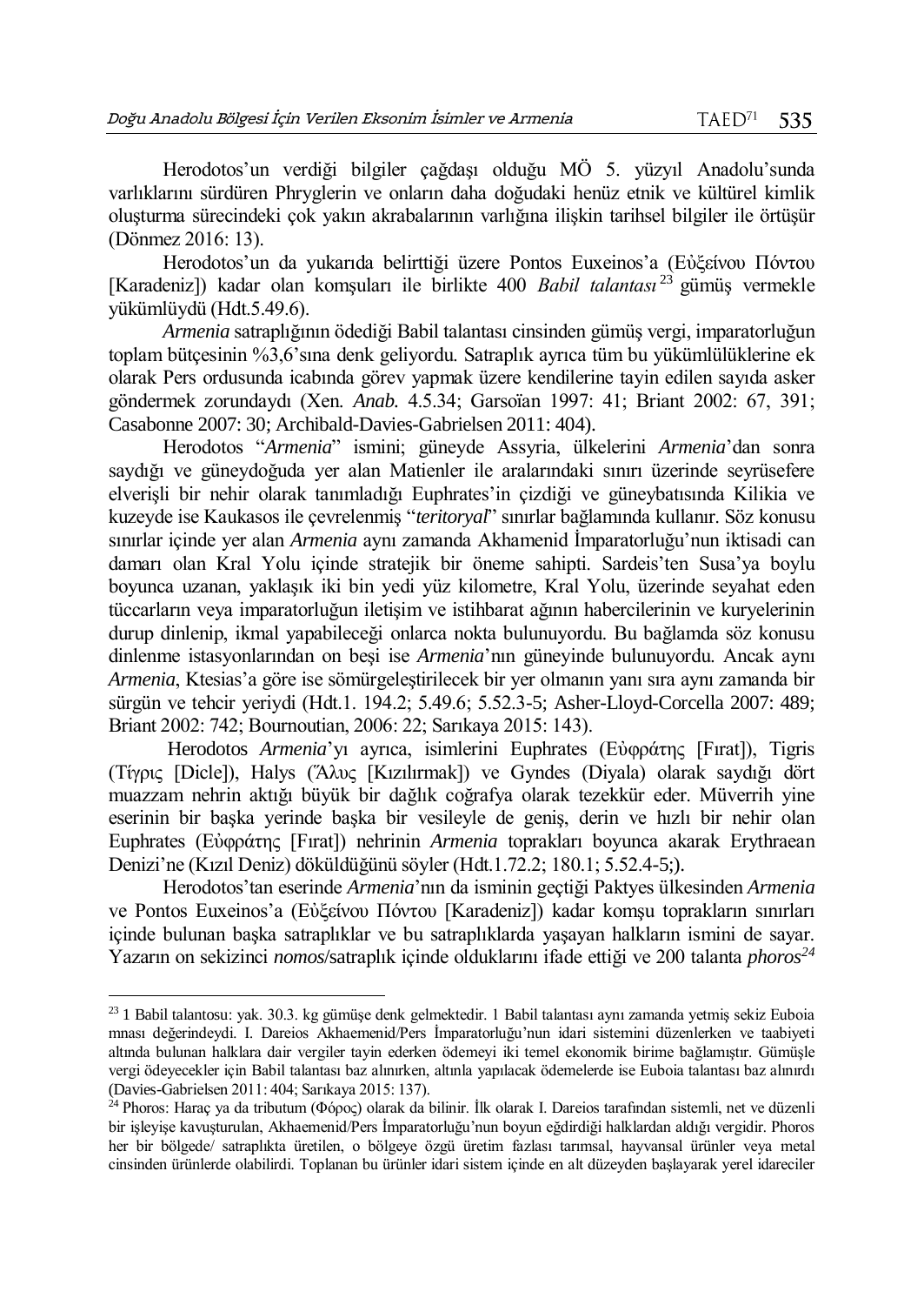Herodotos'un verdiği bilgiler çağdaşı olduğu MÖ 5. yüzyıl Anadolu'sunda varlıklarını sürdüren Phryglerin ve onların daha doğudaki henüz etnik ve kültürel kimlik oluşturma sürecindeki çok yakın akrabalarının varlığına ilişkin tarihsel bilgiler ile örtüşür (Dönmez 2016: 13).

Herodotos'un da yukarıda belirttiği üzere Pontos Euxeinos'a (Εὐξείνου Πόντου [Karadeniz]) kadar olan komşuları ile birlikte 400 *Babil talantası*[23] gümüş vermekle yükümlüydü (Hdt.5.49.6).

*Armenia* satraplığının ödediği Babil talantası cinsinden gümüş vergi, imparatorluğun toplam bütçesinin %3,6'sına denk geliyordu. Satraplık ayrıca tüm bu yükümlülüklerine ek olarak Pers ordusunda icabında görev yapmak üzere kendilerine tayin edilen sayıda asker göndermek zorundaydı (Xen. *Anab.* 4.5.34; Garsoïan 1997: 41; Briant 2002: 67, 391; Casabonne 2007: 30; Archibald-Davies-Gabrielsen 2011: 404).

Herodotos "*Armenia*" ismini; güneyde Assyria, ülkelerini *Armenia*'dan sonra saydığı ve güneydoğuda yer alan Matienler ile aralarındaki sınırı üzerinde seyrüsefere elverişli bir nehir olarak tanımladığı Euphrates'in çizdiği ve güneybatısında Kilikia ve kuzeyde ise Kaukasos ile çevrelenmiş "*teritoryal*" sınırlar bağlamında kullanır. Söz konusu sınırlar içinde yer alan *Armenia* aynı zamanda Akhamenid İmparatorluğu'nun iktisadi can damarı olan Kral Yolu içinde stratejik bir öneme sahipti. Sardeis'ten Susa'ya boylu boyunca uzanan, yaklaşık iki bin yedi yüz kilometre, Kral Yolu, üzerinde seyahat eden tüccarların veya imparatorluğun iletişim ve istihbarat ağının habercilerinin ve kuryelerinin durup dinlenip, ikmal yapabileceği onlarca nokta bulunuyordu. Bu bağlamda söz konusu dinlenme istasyonlarından on beşi ise *Armenia*'nın güneyinde bulunuyordu. Ancak aynı *Armenia*, Ktesias'a göre ise sömürgeleştirilecek bir yer olmanın yanı sıra aynı zamanda bir sürgün ve tehcir yeriydi (Hdt.1. 194.2; 5.49.6; 5.52.3-5; Asher-Lloyd-Corcella 2007: 489; Briant 2002: 742; Bournoutian, 2006: 22; Sarıkaya 2015: 143).

Herodotos *Armenia*'yı ayrıca, isimlerini Euphrates (Εὐφράτης [Fırat]), Tigris (Τίγρις [Dicle]), Halys (Ἅλυς [Kızılırmak]) ve Gyndes (Diyala) olarak saydığı dört muazzam nehrin aktığı büyük bir dağlık coğrafya olarak tezekkür eder. Müverrih yine eserinin bir başka yerinde başka bir vesileyle de geniş, derin ve hızlı bir nehir olan Euphrates (Εὐφράτης [Fırat]) nehrinin *Armenia* toprakları boyunca akarak Erythraean Denizi'ne (Kızıl Deniz) döküldüğünü söyler (Hdt.1.72.2; 180.1; 5.52.4-5;).

Herodotos'tan eserinde *Armenia*'nın da isminin geçtiği Paktyes ülkesinden *Armenia* ve Pontos Euxeinos'a (Εὐξείνου Πόντου [Karadeniz]) kadar komşu toprakların sınırları içinde bulunan başka satraplıklar ve bu satraplıklarda yaşayan halkların ismini de sayar. Yazarın on sekizinci *nomos*/satraplık içinde olduklarını ifade ettiği ve 200 talanta *phoros*[24]

---

[23] 1 Babil talantosu: yak. 30.3. kg gümüşe denk gelmektedir. 1 Babil talantası aynı zamanda yetmiş sekiz Euboia mnası değerindeydi. I. Dareios Akhaemenid/Pers İmparatorluğu'nun idari sistemini düzenlerken ve taabiyeti altında bulunan halklara dair vergiler tayin ederken ödemeyi iki temel ekonomik birime bağlamıştır. Gümüşle vergi ödeyecekler için Babil talantası baz alınırken, altınla yapılacak ödemelerde ise Euboia talantası baz alınırdı (Davies-Gabrielsen 2011: 404; Sarıkaya 2015: 137).

[24] Phoros: Haraç ya da tributum (Φόρος) olarak da bilinir. İlk olarak I. Dareios tarafından sistemli, net ve düzenli bir işleyişe kavuşturulan, Akhaemenid/Pers İmparatorluğu'nun boyun eğdirdiği halklardan aldığı vergidir. Phoros her bir bölgede/ satraplıkta üretilen, o bölgeye özgü üretim fazlası tarımsal, hayvansal ürünler veya metal cinsinden ürünlerde olabilirdi. Toplanan bu ürünler idari sistem içinde en alt düzeyden başlayarak yerel idareciler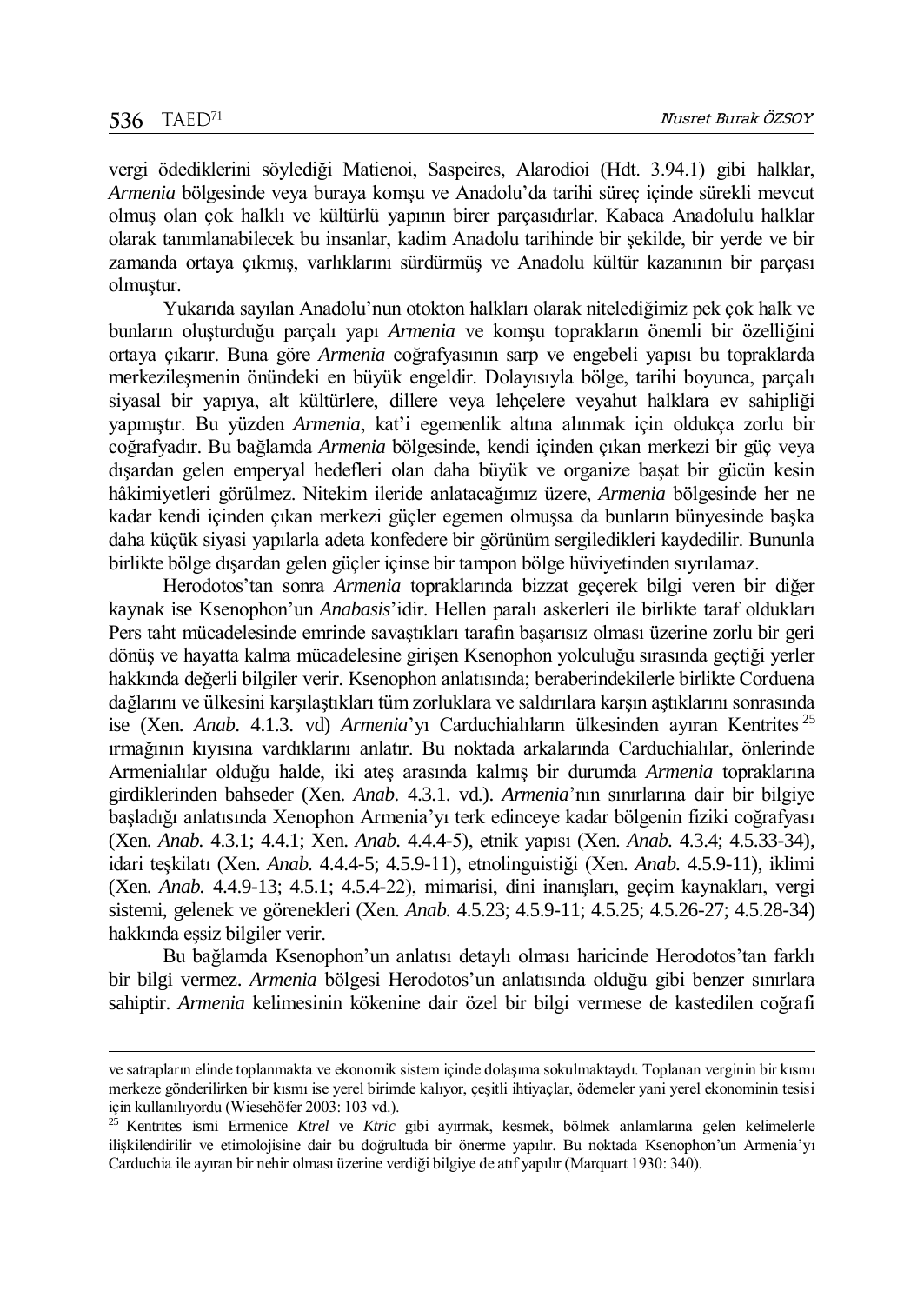vergi ödediklerini söylediği Matienoi, Saspeires, Alarodioi (Hdt. 3.94.1) gibi halklar, *Armenia* bölgesinde veya buraya komşu ve Anadolu'da tarihi süreç içinde sürekli mevcut olmuş olan çok halklı ve kültürlü yapının birer parçasıdırlar. Kabaca Anadolulu halklar olarak tanımlanabilecek bu insanlar, kadim Anadolu tarihinde bir şekilde, bir yerde ve bir zamanda ortaya çıkmış, varlıklarını sürdürmüş ve Anadolu kültür kazanının bir parçası olmuştur.

Yukarıda sayılan Anadolu'nun otokton halkları olarak nitelediğimiz pek çok halk ve bunların oluşturduğu parçalı yapı *Armenia* ve komşu toprakların önemli bir özelliğini ortaya çıkarır. Buna göre *Armenia* coğrafyasının sarp ve engebeli yapısı bu topraklarda merkezileşmenin önündeki en büyük engeldir. Dolayısıyla bölge, tarihi boyunca, parçalı siyasal bir yapıya, alt kültürlere, dillere veya lehçelere veyahut halklara ev sahipliği yapmıştır. Bu yüzden *Armenia*, kat'i egemenlik altına alınmak için oldukça zorlu bir coğrafyadır. Bu bağlamda *Armenia* bölgesinde, kendi içinden çıkan merkezi bir güç veya dışardan gelen emperyal hedefleri olan daha büyük ve organize başat bir gücün kesin hâkimiyetleri görülmez. Nitekim ileride anlatacağımız üzere, *Armenia* bölgesinde her ne kadar kendi içinden çıkan merkezi güçler egemen olmuşsa da bunların bünyesinde başka daha küçük siyasi yapılarla adeta konfedere bir görünüm sergiledikleri kaydedilir. Bununla birlikte bölge dışardan gelen güçler içinse bir tampon bölge hüviyetinden sıyrılamaz.

Herodotos'tan sonra *Armenia* topraklarında bizzat geçerek bilgi veren bir diğer kaynak ise Ksenophon'un *Anabasis*'idir. Hellen paralı askerleri ile birlikte taraf oldukları Pers taht mücadelesinde emrinde savaştıkları tarafın başarısız olması üzerine zorlu bir geri dönüş ve hayatta kalma mücadelesine girişen Ksenophon yolculuğu sırasında geçtiği yerler hakkında değerli bilgiler verir. Ksenophon anlatısında; beraberindekilerle birlikte Corduena dağlarını ve ülkesini karşılaştıkları tüm zorluklara ve saldırılara karşın aştıklarını sonrasında ise (Xen. *Anab*. 4.1.3. vd) *Armenia*'yı Carduchialıların ülkesinden ayıran Kentrites [25] ırmağının kıyısına vardıklarını anlatır. Bu noktada arkalarında Carduchialılar, önlerinde Armenialılar olduğu halde, iki ateş arasında kalmış bir durumda *Armenia* topraklarına girdiklerinden bahseder (Xen. *Anab*. 4.3.1. vd.). *Armenia*'nın sınırlarına dair bir bilgiye başladığı anlatısında Xenophon Armenia'yı terk edinceye kadar bölgenin fiziki coğrafyası (Xen. *Anab.* 4.3.1; 4.4.1; Xen. *Anab.* 4.4.4-5), etnik yapısı (Xen. *Anab.* 4.3.4; 4.5.33-34), idari teşkilatı (Xen. *Anab.* 4.4.4-5; 4.5.9-11), etnolinguistiği (Xen. *Anab.* 4.5.9-11), iklimi (Xen. *Anab.* 4.4.9-13; 4.5.1; 4.5.4-22), mimarisi, dini inanışları, geçim kaynakları, vergi sistemi, gelenek ve görenekleri (Xen. *Anab.* 4.5.23; 4.5.9-11; 4.5.25; 4.5.26-27; 4.5.28-34) hakkında eşsiz bilgiler verir.

Bu bağlamda Ksenophon'un anlatısı detaylı olması haricinde Herodotos'tan farklı bir bilgi vermez. *Armenia* bölgesi Herodotos'un anlatısında olduğu gibi benzer sınırlara sahiptir. *Armenia* kelimesinin kökenine dair özel bir bilgi vermese de kastedilen coğrafi

---

ve satrapların elinde toplanmakta ve ekonomik sistem içinde dolaşıma sokulmaktaydı. Toplanan verginin bir kısmı merkeze gönderilirken bir kısmı ise yerel birimde kalıyor, çeşitli ihtiyaçlar, ödemeler yani yerel ekonominin tesisi için kullanılıyordu (Wiesehöfer 2003: 103 vd.).

[25] Kentrites ismi Ermenice *Ktrel* ve *Ktric* gibi ayırmak, kesmek, bölmek anlamlarına gelen kelimelerle ilişkilendirilir ve etimolojisine dair bu doğrultuda bir önerme yapılır. Bu noktada Ksenophon'un Armenia'yı Carduchia ile ayıran bir nehir olması üzerine verdiği bilgiye de atıf yapılır (Marquart 1930: 340).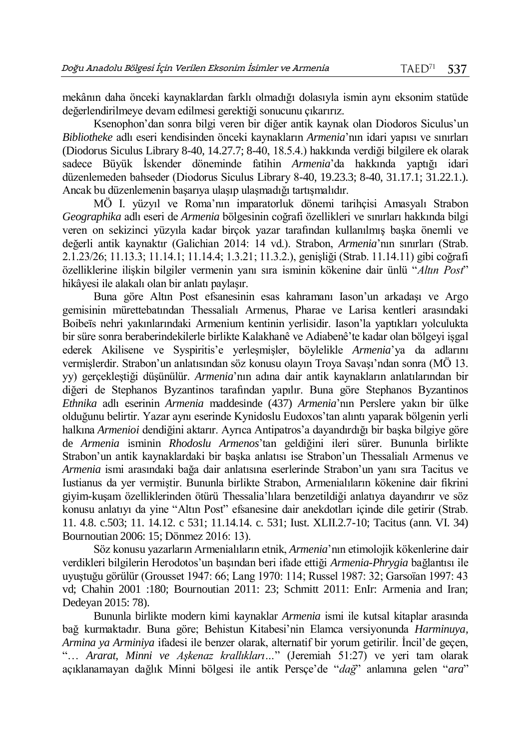mekânın daha önceki kaynaklardan farklı olmadığı dolasıyla ismin aynı eksonim statüde değerlendirilmeye devam edilmesi gerektiği sonucunu çıkarırız.

Ksenophon'dan sonra bilgi veren bir diğer antik kaynak olan Diodoros Siculus'un *Bibliotheke* adlı eseri kendisinden önceki kaynakların *Armenia*'nın idari yapısı ve sınırları (Diodorus Siculus Library 8-40, 14.27.7; 8-40, 18.5.4.) hakkında verdiği bilgilere ek olarak sadece Büyük İskender döneminde fatihin *Armenia*'da hakkında yaptığı idari düzenlemeden bahseder (Diodorus Siculus Library 8-40, 19.23.3; 8-40, 31.17.1; 31.22.1.). Ancak bu düzenlemenin başarıya ulaşıp ulaşmadığı tartışmalıdır.

MÖ I. yüzyıl ve Roma'nın imparatorluk dönemi tarihçisi Amasyalı Strabon *Geographika* adlı eseri de *Armenia* bölgesinin coğrafi özellikleri ve sınırları hakkında bilgi veren on sekizinci yüzyıla kadar birçok yazar tarafından kullanılmış başka önemli ve değerli antik kaynaktır (Galichian 2014: 14 vd.). Strabon, *Armenia*'nın sınırları (Strab. 2.1.23/26; 11.13.3; 11.14.1; 11.14.4; 1.3.21; 11.3.2.), genişliği (Strab. 11.14.11) gibi coğrafi özelliklerine ilişkin bilgiler vermenin yanı sıra isminin kökenine dair ünlü "*Altın Post*" hikâyesi ile alakalı olan bir anlatı paylaşır.

Buna göre Altın Post efsanesinin esas kahramanı Iason'un arkadaşı ve Argo gemisinin mürettebatından Thessalialı Armenus, Pharae ve Larisa kentleri arasındaki Boibeīs nehri yakınlarındaki Armenium kentinin yerlisidir. Iason'la yaptıkları yolculukta bir süre sonra beraberindekilerle birlikte Kalakhanê ve Adiabenê'te kadar olan bölgeyi işgal ederek Akilisene ve Syspiritis'e yerleşmişler, böylelikle *Armenia*'ya da adlarını vermişlerdir. Strabon'un anlatısından söz konusu olayın Troya Savaşı'ndan sonra (MÖ 13. yy) gerçekleştiği düşünülür. *Armenia*'nın adına dair antik kaynakların anlatılarından bir diğeri de Stephanos Byzantinos tarafından yapılır. Buna göre Stephanos Byzantinos *Ethnika* adlı eserinin *Armenia* maddesinde (437) *Armenia*'nın Perslere yakın bir ülke olduğunu belirtir. Yazar aynı eserinde Kynidoslu Eudoxos'tan alıntı yaparak bölgenin yerli halkına *Armenioi* dendiğini aktarır. Ayrıca Antipatros'a dayandırdığı bir başka bilgiye göre de *Armenia* isminin *Rhodoslu Armenos*'tan geldiğini ileri sürer. Bununla birlikte Strabon'un antik kaynaklardaki bir başka anlatısı ise Strabon'un Thessalialı Armenus ve *Armenia* ismi arasındaki bağa dair anlatısına eserlerinde Strabon'un yanı sıra Tacitus ve Iustianus da yer vermiştir. Bununla birlikte Strabon, Armenialıların kökenine dair fikrini giyim-kuşam özelliklerinden ötürü Thessalia'lılara benzetildiği anlatıya dayandırır ve söz konusu anlatıyı da yine "Altın Post" efsanesine dair anekdotları içinde dile getirir (Strab. 11. 4.8. c.503; 11. 14.12. c 531; 11.14.14. c. 531; Iust. XLII.2.7-10; Tacitus (ann. VI. 34) Bournoutian 2006: 15; Dönmez 2016: 13).

Söz konusu yazarların Armenialıların etnik, *Armenia*'nın etimolojik kökenlerine dair verdikleri bilgilerin Herodotos'un başından beri ifade ettiği *Armenia-Phrygia* bağlantısı ile uyuştuğu görülür (Grousset 1947: 66; Lang 1970: 114; Russel 1987: 32; Garsoïan 1997: 43 vd; Chahin 2001 :180; Bournoutian 2011: 23; Schmitt 2011: EnIr: Armenia and Iran; Dedeyan 2015: 78).

Bununla birlikte modern kimi kaynaklar *Armenia* ismi ile kutsal kitaplar arasında bağ kurmaktadır. Buna göre; Behistun Kitabesi'nin Elamca versiyonunda *Harminuya, Armina ya Arminiya* ifadesi ile benzer olarak, alternatif bir yorum getirilir. İncil'de geçen, "*… Ararat, Minni ve Aşkenaz krallıkları…*" (Jeremiah 51:27) ve yeri tam olarak açıklanamayan dağlık Minni bölgesi ile antik Persçe'de "*dağ*" anlamına gelen "*ara*"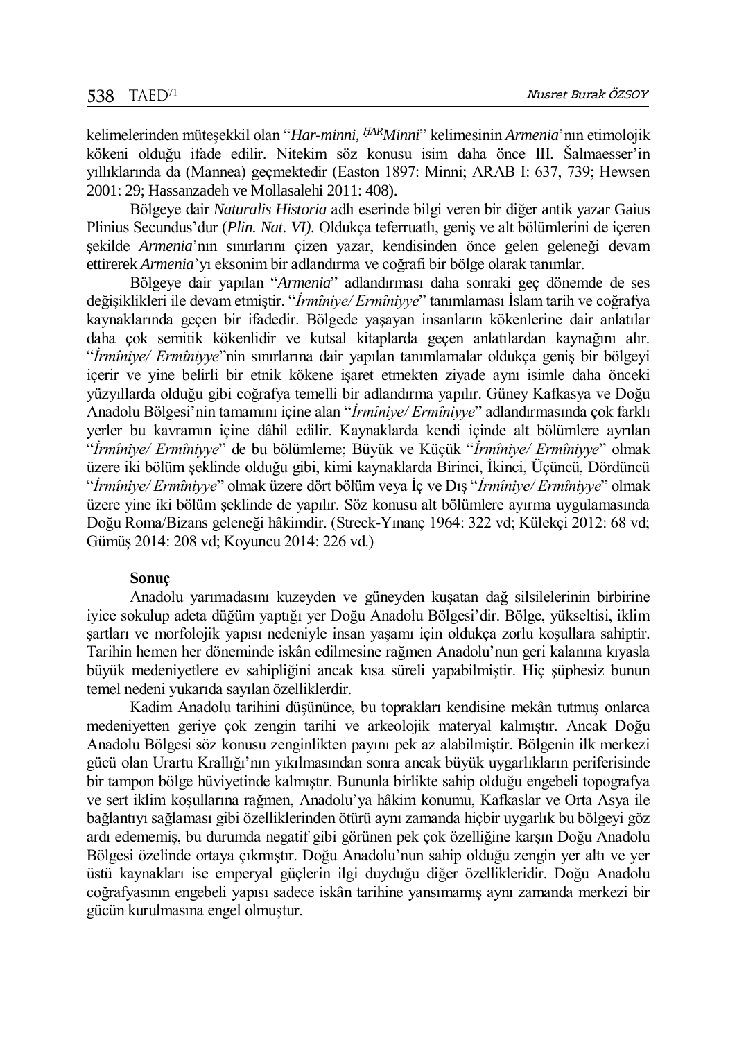kelimelerinden müteşekkil olan "*Har-minni, ḪARMinni*" kelimesinin *Armenia*'nın etimolojik kökeni olduğu ifade edilir. Nitekim söz konusu isim daha önce III. Šalmaesser'in yıllıklarında da (Mannea) geçmektedir (Easton 1897: Minni; ARAB I: 637, 739; Hewsen 2001: 29; Hassanzadeh ve Mollasalehi 2011: 408).

Bölgeye dair *Naturalis Historia* adlı eserinde bilgi veren bir diğer antik yazar Gaius Plinius Secundus'dur (*Plin. Nat. VI).* Oldukça teferruatlı, geniş ve alt bölümlerini de içeren şekilde *Armenia*'nın sınırlarını çizen yazar, kendisinden önce gelen geleneği devam ettirerek *Armenia*'yı eksonim bir adlandırma ve coğrafi bir bölge olarak tanımlar.

Bölgeye dair yapılan "*Armenia*" adlandırması daha sonraki geç dönemde de ses değişiklikleri ile devam etmiştir. "*İrmîniye/ Ermîniyye*" tanımlaması İslam tarih ve coğrafya kaynaklarında geçen bir ifadedir. Bölgede yaşayan insanların kökenlerine dair anlatılar daha çok semitik kökenlidir ve kutsal kitaplarda geçen anlatılardan kaynağını alır. "*İrmîniye/ Ermîniyye*"nin sınırlarına dair yapılan tanımlamalar oldukça geniş bir bölgeyi içerir ve yine belirli bir etnik kökene işaret etmekten ziyade aynı isimle daha önceki yüzyıllarda olduğu gibi coğrafya temelli bir adlandırma yapılır. Güney Kafkasya ve Doğu Anadolu Bölgesi'nin tamamını içine alan "*İrmîniye/ Ermîniyye*" adlandırmasında çok farklı yerler bu kavramın içine dâhil edilir. Kaynaklarda kendi içinde alt bölümlere ayrılan "*İrmîniye/ Ermîniyye*" de bu bölümleme; Büyük ve Küçük "*İrmîniye/ Ermîniyye*" olmak üzere iki bölüm şeklinde olduğu gibi, kimi kaynaklarda Birinci, İkinci, Üçüncü, Dördüncü "*İrmîniye/ Ermîniyye*" olmak üzere dört bölüm veya İç ve Dış "*İrmîniye/ Ermîniyye*" olmak üzere yine iki bölüm şeklinde de yapılır. Söz konusu alt bölümlere ayırma uygulamasında Doğu Roma/Bizans geleneği hâkimdir. (Streck-Yınanç 1964: 322 vd; Külekçi 2012: 68 vd; Gümüş 2014: 208 vd; Koyuncu 2014: 226 vd.)

## Sonuç

Anadolu yarımadasını kuzeyden ve güneyden kuşatan dağ silsilelerinin birbirine iyice sokulup adeta düğüm yaptığı yer Doğu Anadolu Bölgesi'dir. Bölge, yükseltisi, iklim şartları ve morfolojik yapısı nedeniyle insan yaşamı için oldukça zorlu koşullara sahiptir. Tarihin hemen her döneminde iskân edilmesine rağmen Anadolu'nun geri kalanına kıyasla büyük medeniyetlere ev sahipliğini ancak kısa süreli yapabilmiştir. Hiç şüphesiz bunun temel nedeni yukarıda sayılan özelliklerdir.

Kadim Anadolu tarihini düşününce, bu toprakları kendisine mekân tutmuş onlarca medeniyetten geriye çok zengin tarihi ve arkeolojik materyal kalmıştır. Ancak Doğu Anadolu Bölgesi söz konusu zenginlikten payını pek az alabilmiştir. Bölgenin ilk merkezi gücü olan Urartu Krallığı'nın yıkılmasından sonra ancak büyük uygarlıkların periferisinde bir tampon bölge hüviyetinde kalmıştır. Bununla birlikte sahip olduğu engebeli topografya ve sert iklim koşullarına rağmen, Anadolu'ya hâkim konumu, Kafkaslar ve Orta Asya ile bağlantıyı sağlaması gibi özelliklerinden ötürü aynı zamanda hiçbir uygarlık bu bölgeyi göz ardı edememiş, bu durumda negatif gibi görünen pek çok özelliğine karşın Doğu Anadolu Bölgesi özelinde ortaya çıkmıştır. Doğu Anadolu'nun sahip olduğu zengin yer altı ve yer üstü kaynakları ise emperyal güçlerin ilgi duyduğu diğer özellikleridir. Doğu Anadolu coğrafyasının engebeli yapısı sadece iskân tarihine yansımamış aynı zamanda merkezi bir gücün kurulmasına engel olmuştur.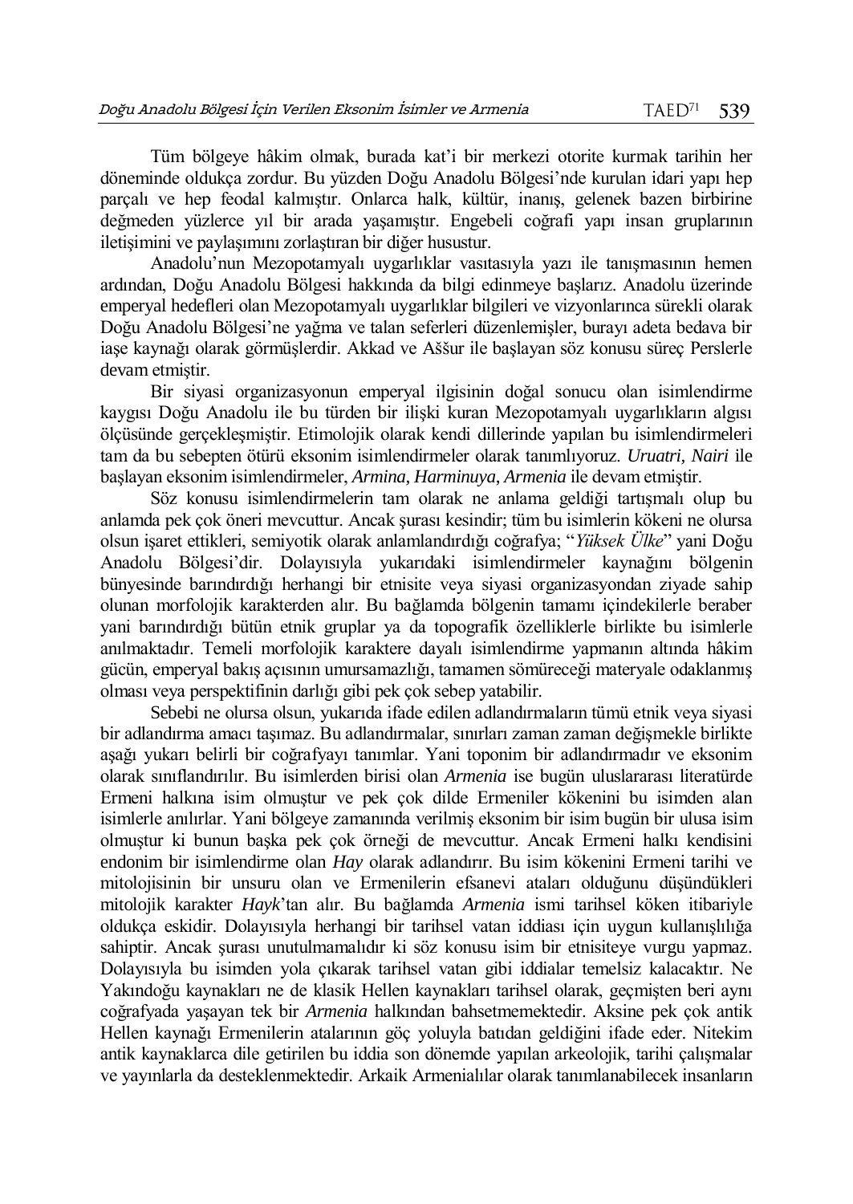Tüm bölgeye hâkim olmak, burada kat'i bir merkezi otorite kurmak tarihin her döneminde oldukça zordur. Bu yüzden Doğu Anadolu Bölgesi'nde kurulan idari yapı hep parçalı ve hep feodal kalmıştır. Onlarca halk, kültür, inanış, gelenek bazen birbirine değmeden yüzlerce yıl bir arada yaşamıştır. Engebeli coğrafi yapı insan gruplarının iletişimini ve paylaşımını zorlaştıran bir diğer husustur.

Anadolu'nun Mezopotamyalı uygarlıklar vasıtasıyla yazı ile tanışmasının hemen ardından, Doğu Anadolu Bölgesi hakkında da bilgi edinmeye başlarız. Anadolu üzerinde emperyal hedefleri olan Mezopotamyalı uygarlıklar bilgileri ve vizyonlarınca sürekli olarak Doğu Anadolu Bölgesi'ne yağma ve talan seferleri düzenlemişler, burayı adeta bedava bir iaşe kaynağı olarak görmüşlerdir. Akkad ve Aššur ile başlayan söz konusu süreç Perslerle devam etmiştir.

Bir siyasi organizasyonun emperyal ilgisinin doğal sonucu olan isimlendirme kaygısı Doğu Anadolu ile bu türden bir ilişki kuran Mezopotamyalı uygarlıkların algısı ölçüsünde gerçekleşmiştir. Etimolojik olarak kendi dillerinde yapılan bu isimlendirmeleri tam da bu sebepten ötürü eksonim isimlendirmeler olarak tanımlıyoruz. *Uruatri, Nairi* ile başlayan eksonim isimlendirmeler, *Armina, Harminuya, Armenia* ile devam etmiştir.

Söz konusu isimlendirmelerin tam olarak ne anlama geldiği tartışmalı olup bu anlamda pek çok öneri mevcuttur. Ancak şurası kesindir; tüm bu isimlerin kökeni ne olursa olsun işaret ettikleri, semiyotik olarak anlamlandırdığı coğrafya; "*Yüksek Ülke*" yani Doğu Anadolu Bölgesi'dir. Dolayısıyla yukarıdaki isimlendirmeler kaynağını bölgenin bünyesinde barındırdığı herhangi bir etnisite veya siyasi organizasyondan ziyade sahip olunan morfolojik karakterden alır. Bu bağlamda bölgenin tamamı içindekilerle beraber yani barındırdığı bütün etnik gruplar ya da topografik özelliklerle birlikte bu isimlerle anılmaktadır. Temeli morfolojik karaktere dayalı isimlendirme yapmanın altında hâkim gücün, emperyal bakış açısının umursamazlığı, tamamen sömüreceği materyale odaklanmış olması veya perspektifinin darlığı gibi pek çok sebep yatabilir.

Sebebi ne olursa olsun, yukarıda ifade edilen adlandırmaların tümü etnik veya siyasi bir adlandırma amacı taşımaz. Bu adlandırmalar, sınırları zaman zaman değişmekle birlikte aşağı yukarı belirli bir coğrafyayı tanımlar. Yani toponim bir adlandırmadır ve eksonim olarak sınıflandırılır. Bu isimlerden birisi olan *Armenia* ise bugün uluslararası literatürde Ermeni halkına isim olmuştur ve pek çok dilde Ermeniler kökenini bu isimden alan isimlerle anılırlar. Yani bölgeye zamanında verilmiş eksonim bir isim bugün bir ulusa isim olmuştur ki bunun başka pek çok örneği de mevcuttur. Ancak Ermeni halkı kendisini endonim bir isimlendirme olan *Hay* olarak adlandırır. Bu isim kökenini Ermeni tarihi ve mitolojisinin bir unsuru olan ve Ermenilerin efsanevi ataları olduğunu düşündükleri mitolojik karakter *Hayk*'tan alır. Bu bağlamda *Armenia* ismi tarihsel köken itibariyle oldukça eskidir. Dolayısıyla herhangi bir tarihsel vatan iddiası için uygun kullanışlılığa sahiptir. Ancak şurası unutulmamalıdır ki söz konusu isim bir etnisiteye vurgu yapmaz. Dolayısıyla bu isimden yola çıkarak tarihsel vatan gibi iddialar temelsiz kalacaktır. Ne Yakındoğu kaynakları ne de klasik Hellen kaynakları tarihsel olarak, geçmişten beri aynı coğrafyada yaşayan tek bir *Armenia* halkından bahsetmemektedir. Aksine pek çok antik Hellen kaynağı Ermenilerin atalarının göç yoluyla batıdan geldiğini ifade eder. Nitekim antik kaynaklarca dile getirilen bu iddia son dönemde yapılan arkeolojik, tarihi çalışmalar ve yayınlarla da desteklenmektedir. Arkaik Armenialılar olarak tanımlanabilecek insanların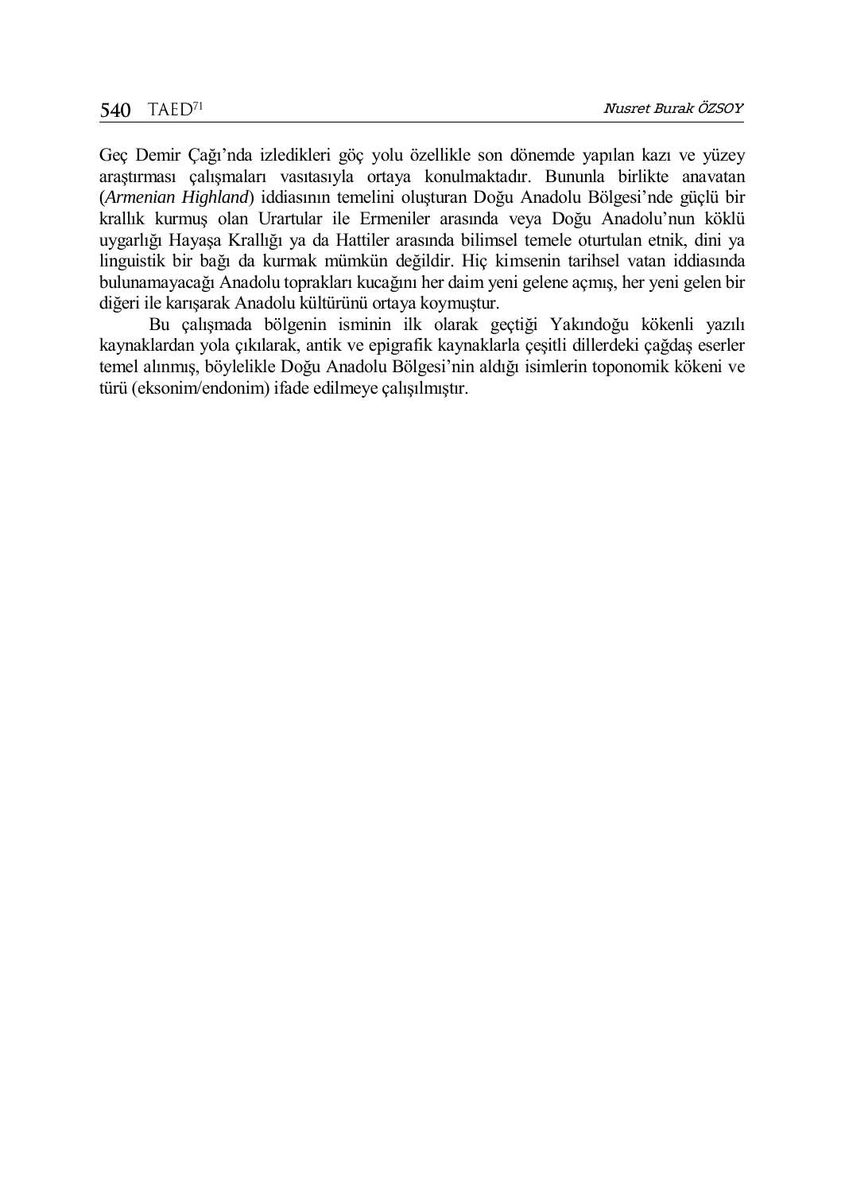Geç Demir Çağı'nda izledikleri göç yolu özellikle son dönemde yapılan kazı ve yüzey araştırması çalışmaları vasıtasıyla ortaya konulmaktadır. Bununla birlikte anavatan (*Armenian Highland*) iddiasının temelini oluşturan Doğu Anadolu Bölgesi'nde güçlü bir krallık kurmuş olan Urartular ile Ermeniler arasında veya Doğu Anadolu'nun köklü uygarlığı Hayaşa Krallığı ya da Hattiler arasında bilimsel temele oturtulan etnik, dini ya linguistik bir bağı da kurmak mümkün değildir. Hiç kimsenin tarihsel vatan iddiasında bulunamayacağı Anadolu toprakları kucağını her daim yeni gelene açmış, her yeni gelen bir diğeri ile karışarak Anadolu kültürünü ortaya koymuştur.

Bu çalışmada bölgenin isminin ilk olarak geçtiği Yakındoğu kökenli yazılı kaynaklardan yola çıkılarak, antik ve epigrafik kaynaklarla çeşitli dillerdeki çağdaş eserler temel alınmış, böylelikle Doğu Anadolu Bölgesi'nin aldığı isimlerin toponomik kökeni ve türü (eksonim/endonim) ifade edilmeye çalışılmıştır.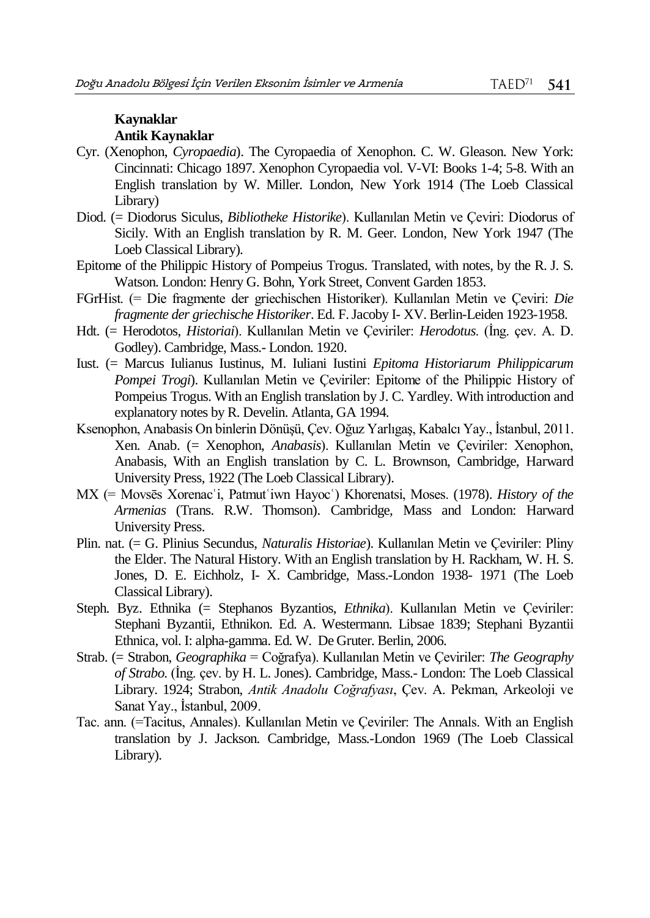**Kaynaklar**

**Antik Kaynaklar**

Cyr. (Xenophon, *Cyropaedia*). The Cyropaedia of Xenophon. C. W. Gleason. New York: Cincinnati: Chicago 1897. Xenophon Cyropaedia vol. V-VI: Books 1-4; 5-8. With an English translation by W. Miller. London, New York 1914 (The Loeb Classical Library)

Diod. (= Diodorus Siculus, *Bibliotheke Historike*). Kullanılan Metin ve Çeviri: Diodorus of Sicily. With an English translation by R. M. Geer. London, New York 1947 (The Loeb Classical Library).

Epitome of the Philippic History of Pompeius Trogus. Translated, with notes, by the R. J. S. Watson. London: Henry G. Bohn, York Street, Convent Garden 1853.

FGrHist. (= Die fragmente der griechischen Historiker). Kullanılan Metin ve Çeviri: *Die fragmente der griechische Historiker*. Ed. F. Jacoby I- XV. Berlin-Leiden 1923-1958.

Hdt. (= Herodotos, *Historiai*). Kullanılan Metin ve Çeviriler: *Herodotus*. (İng. çev. A. D. Godley). Cambridge, Mass.- London. 1920.

Iust. (= Marcus Iulianus Iustinus, M. Iuliani Iustini *Epitoma Historiarum Philippicarum Pompei Trogi*). Kullanılan Metin ve Çeviriler: Epitome of the Philippic History of Pompeius Trogus. With an English translation by J. C. Yardley. With introduction and explanatory notes by R. Develin. Atlanta, GA 1994.

Ksenophon, Anabasis On binlerin Dönüşü, Çev. Oğuz Yarlıgaş, Kabalcı Yay., İstanbul, 2011. Xen. Anab. (= Xenophon, *Anabasis*). Kullanılan Metin ve Çeviriler: Xenophon, Anabasis, With an English translation by C. L. Brownson, Cambridge, Harward University Press, 1922 (The Loeb Classical Library).

MX (= Movsēs Xorenacʿi, Patmutʿiwn Hayocʿ) Khorenatsi, Moses. (1978). *History of the Armenias* (Trans. R.W. Thomson). Cambridge, Mass and London: Harward University Press.

Plin. nat. (= G. Plinius Secundus, *Naturalis Historiae*). Kullanılan Metin ve Çeviriler: Pliny the Elder. The Natural History. With an English translation by H. Rackham, W. H. S. Jones, D. E. Eichholz, I- X. Cambridge, Mass.-London 1938- 1971 (The Loeb Classical Library).

Steph. Byz. Ethnika (= Stephanos Byzantios, *Ethnika*). Kullanılan Metin ve Çeviriler: Stephani Byzantii, Ethnikon. Ed. A. Westermann. Libsae 1839; Stephani Byzantii Ethnica, vol. I: alpha-gamma. Ed. W. De Gruter. Berlin, 2006.

Strab. (= Strabon, *Geographika* = Coğrafya). Kullanılan Metin ve Çeviriler: *The Geography of Strabo*. (İng. çev. by H. L. Jones). Cambridge, Mass.- London: The Loeb Classical Library. 1924; Strabon, *Antik Anadolu Coğrafyası*, Çev. A. Pekman, Arkeoloji ve Sanat Yay., İstanbul, 2009.

Tac. ann. (=Tacitus, Annales). Kullanılan Metin ve Çeviriler: The Annals. With an English translation by J. Jackson. Cambridge, Mass.-London 1969 (The Loeb Classical Library).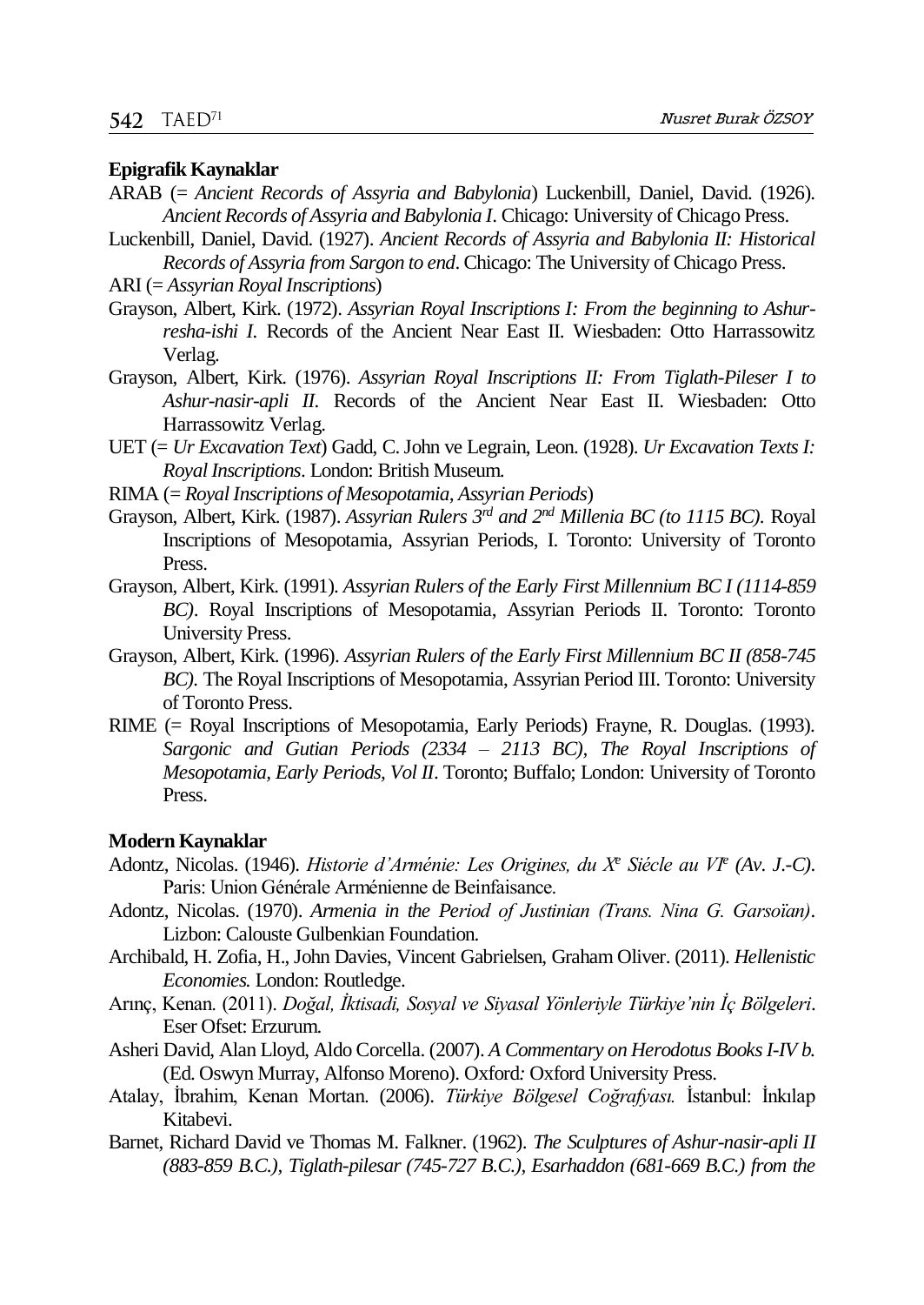**Epigrafik Kaynaklar**

ARAB (= *Ancient Records of Assyria and Babylonia*) Luckenbill, Daniel, David. (1926). *Ancient Records of Assyria and Babylonia I*. Chicago: University of Chicago Press.

Luckenbill, Daniel, David. (1927). *Ancient Records of Assyria and Babylonia II: Historical Records of Assyria from Sargon to end*. Chicago: The University of Chicago Press.

ARI (= *Assyrian Royal Inscriptions*)

Grayson, Albert, Kirk. (1972). *Assyrian Royal Inscriptions I: From the beginning to Ashur-resha-ishi I*. Records of the Ancient Near East II. Wiesbaden: Otto Harrassowitz Verlag.

Grayson, Albert, Kirk. (1976). *Assyrian Royal Inscriptions II: From Tiglath-Pileser I to Ashur-nasir-apli II*. Records of the Ancient Near East II. Wiesbaden: Otto Harrassowitz Verlag.

UET (= *Ur Excavation Text*) Gadd, C. John ve Legrain, Leon. (1928). *Ur Excavation Texts I: Royal Inscriptions*. London: British Museum.

RIMA (= *Royal Inscriptions of Mesopotamia, Assyrian Periods*)

Grayson, Albert, Kirk. (1987). *Assyrian Rulers 3rd and 2nd Millenia BC (to 1115 BC)*. Royal Inscriptions of Mesopotamia, Assyrian Periods, I. Toronto: University of Toronto Press.

Grayson, Albert, Kirk. (1991). *Assyrian Rulers of the Early First Millennium BC I (1114-859 BC)*. Royal Inscriptions of Mesopotamia, Assyrian Periods II. Toronto: Toronto University Press.

Grayson, Albert, Kirk. (1996). *Assyrian Rulers of the Early First Millennium BC II (858-745 BC)*. The Royal Inscriptions of Mesopotamia, Assyrian Period III. Toronto: University of Toronto Press.

RIME (= Royal Inscriptions of Mesopotamia, Early Periods) Frayne, R. Douglas. (1993). *Sargonic and Gutian Periods (2334 – 2113 BC), The Royal Inscriptions of Mesopotamia, Early Periods, Vol II*. Toronto; Buffalo; London: University of Toronto Press.

**Modern Kaynaklar**

Adontz, Nicolas. (1946). *Historie d'Arménie: Les Origines, du Xe Siécle au VIe (Av. J.-C)*. Paris: Union Générale Arménienne de Beinfaisance.

Adontz, Nicolas. (1970). *Armenia in the Period of Justinian (Trans. Nina G. Garsoïan)*. Lizbon: Calouste Gulbenkian Foundation.

Archibald, H. Zofia, H., John Davies, Vincent Gabrielsen, Graham Oliver. (2011). *Hellenistic Economies.* London: Routledge.

Arınç, Kenan. (2011). *Doğal, İktisadi, Sosyal ve Siyasal Yönleriyle Türkiye'nin İç Bölgeleri*. Eser Ofset: Erzurum.

Asheri David, Alan Lloyd, Aldo Corcella. (2007). *A Commentary on Herodotus Books I-IV b.* (Ed. Oswyn Murray, Alfonso Moreno). Oxford*:* Oxford University Press.

Atalay, İbrahim, Kenan Mortan. (2006). *Türkiye Bölgesel Coğrafyası.* İstanbul: İnkılap Kitabevi.

Barnet, Richard David ve Thomas M. Falkner. (1962). *The Sculptures of Ashur-nasir-apli II (883-859 B.C.), Tiglath-pilesar (745-727 B.C.), Esarhaddon (681-669 B.C.) from the*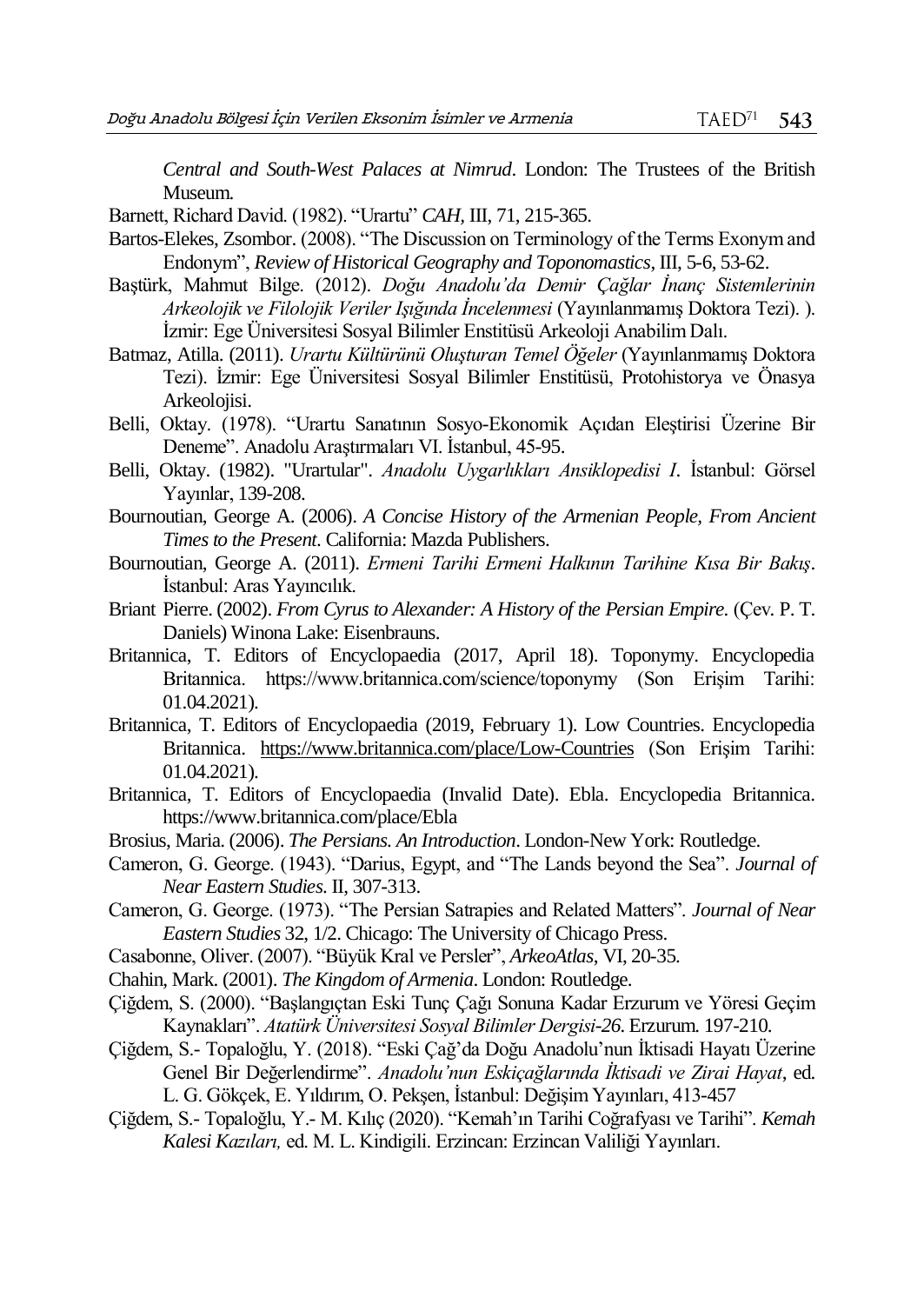*Central and South-West Palaces at Nimrud*. London: The Trustees of the British Museum.

Barnett, Richard David. (1982). "Urartu" *CAH*, III, 71, 215-365.

Bartos-Elekes, Zsombor. (2008). "The Discussion on Terminology of the Terms Exonym and Endonym", *Review of Historical Geography and Toponomastics*, III, 5-6, 53-62.

Baştürk, Mahmut Bilge. (2012). *Doğu Anadolu'da Demir Çağlar İnanç Sistemlerinin Arkeolojik ve Filolojik Veriler Işığında İncelenmesi* (Yayınlanmamış Doktora Tezi). ). İzmir: Ege Üniversitesi Sosyal Bilimler Enstitüsü Arkeoloji Anabilim Dalı.

Batmaz, Atilla. (2011). *Urartu Kültürünü Oluşturan Temel Öğeler* (Yayınlanmamış Doktora Tezi). İzmir: Ege Üniversitesi Sosyal Bilimler Enstitüsü, Protohistorya ve Önasya Arkeolojisi.

Belli, Oktay. (1978). "Urartu Sanatının Sosyo-Ekonomik Açıdan Eleştirisi Üzerine Bir Deneme". Anadolu Araştırmaları VI. İstanbul, 45-95.

Belli, Oktay. (1982). "Urartular". *Anadolu Uygarlıkları Ansiklopedisi I*. İstanbul: Görsel Yayınlar, 139-208.

Bournoutian, George A. (2006). *A Concise History of the Armenian People, From Ancient Times to the Present*. California: Mazda Publishers.

Bournoutian, George A. (2011). *Ermeni Tarihi Ermeni Halkının Tarihine Kısa Bir Bakış*. İstanbul: Aras Yayıncılık.

Briant Pierre. (2002). *From Cyrus to Alexander: A History of the Persian Empire*. (Çev. P. T. Daniels) Winona Lake: Eisenbrauns.

Britannica, T. Editors of Encyclopaedia (2017, April 18). Toponymy. Encyclopedia Britannica. https://www.britannica.com/science/toponymy (Son Erişim Tarihi: 01.04.2021).

Britannica, T. Editors of Encyclopaedia (2019, February 1). Low Countries. Encyclopedia Britannica. https://www.britannica.com/place/Low-Countries (Son Erişim Tarihi: 01.04.2021).

Britannica, T. Editors of Encyclopaedia (Invalid Date). Ebla. Encyclopedia Britannica. https://www.britannica.com/place/Ebla

Brosius, Maria. (2006). *The Persians. An Introduction*. London-New York: Routledge.

Cameron, G. George. (1943). "Darius, Egypt, and "The Lands beyond the Sea". *Journal of Near Eastern Studies*. II, 307-313.

Cameron, G. George. (1973). "The Persian Satrapies and Related Matters". *Journal of Near Eastern Studies* 32, 1/2. Chicago: The University of Chicago Press.

Casabonne, Oliver. (2007). "Büyük Kral ve Persler", *ArkeoAtlas*, VI, 20-35.

Chahin, Mark. (2001). *The Kingdom of Armenia*. London: Routledge.

Çiğdem, S. (2000). "Başlangıçtan Eski Tunç Çağı Sonuna Kadar Erzurum ve Yöresi Geçim Kaynakları". *Atatürk Üniversitesi Sosyal Bilimler Dergisi-26*. Erzurum. 197-210.

Çiğdem, S.- Topaloğlu, Y. (2018). "Eski Çağ'da Doğu Anadolu'nun İktisadi Hayatı Üzerine Genel Bir Değerlendirme". *Anadolu'nun Eskiçağlarında İktisadi ve Zirai Hayat*, ed. L. G. Gökçek, E. Yıldırım, O. Pekşen, İstanbul: Değişim Yayınları, 413-457

Çiğdem, S.- Topaloğlu, Y.- M. Kılıç (2020). "Kemah'ın Tarihi Coğrafyası ve Tarihi". *Kemah Kalesi Kazıları,* ed. M. L. Kindigili. Erzincan: Erzincan Valiliği Yayınları.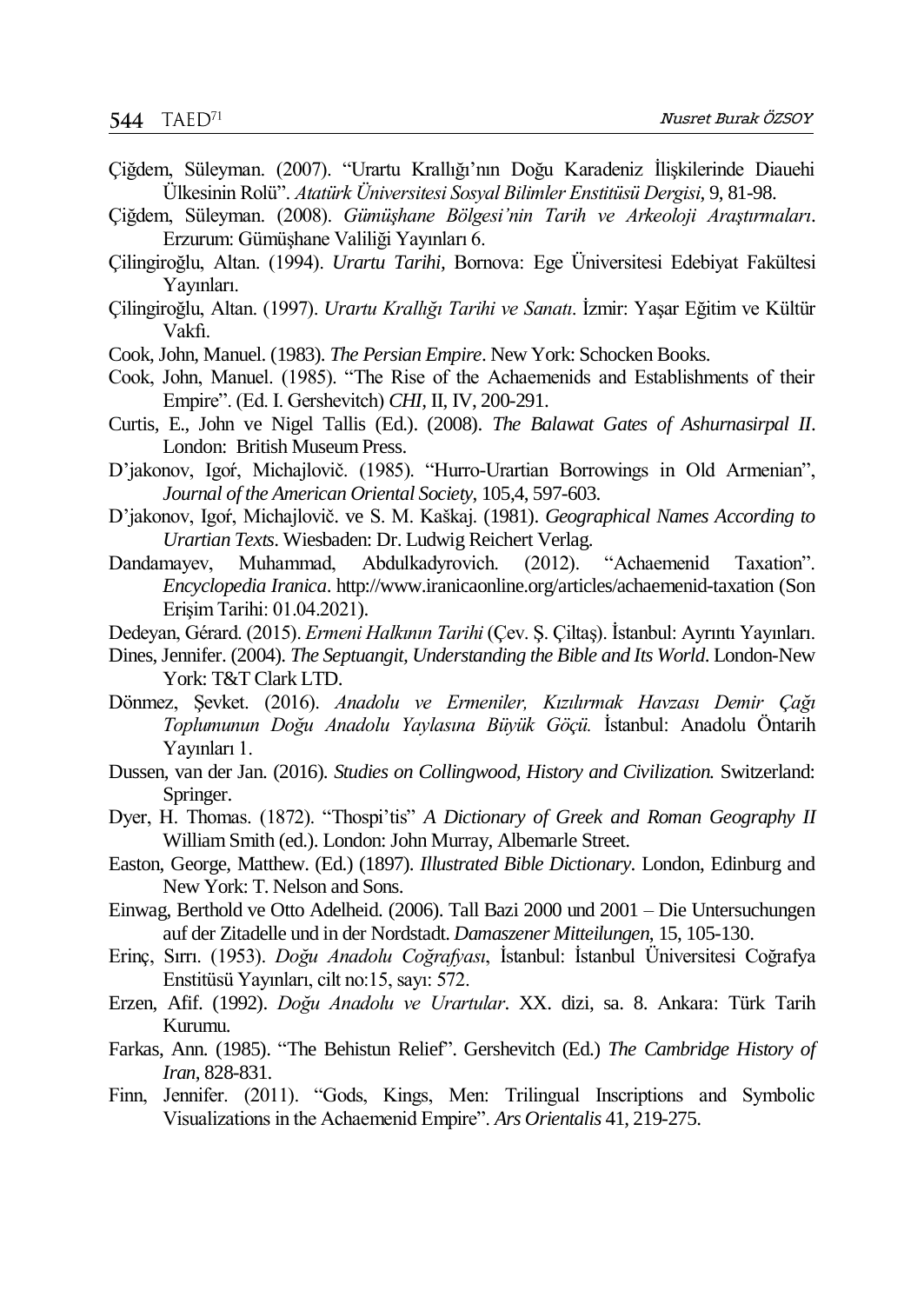Çiğdem, Süleyman. (2007). "Urartu Krallığı'nın Doğu Karadeniz İlişkilerinde Diauehi Ülkesinin Rolü". *Atatürk Üniversitesi Sosyal Bilimler Enstitüsü Dergisi*, 9, 81-98.

Çiğdem, Süleyman. (2008). *Gümüşhane Bölgesi'nin Tarih ve Arkeoloji Araştırmaları*. Erzurum: Gümüşhane Valiliği Yayınları 6.

Çilingiroğlu, Altan. (1994). *Urartu Tarihi,* Bornova: Ege Üniversitesi Edebiyat Fakültesi Yayınları.

Çilingiroğlu, Altan. (1997). *Urartu Krallığı Tarihi ve Sanatı*. İzmir: Yaşar Eğitim ve Kültür Vakfı.

Cook, John, Manuel. (1983). *The Persian Empire*. New York: Schocken Books.

Cook, John, Manuel. (1985). "The Rise of the Achaemenids and Establishments of their Empire". (Ed. I. Gershevitch) *CHI*, II, IV, 200-291.

Curtis, E., John ve Nigel Tallis (Ed.). (2008). *The Balawat Gates of Ashurnasirpal II*. London: British Museum Press.

D'jakonov, Igoŕ, Michajlovič. (1985). "Hurro-Urartian Borrowings in Old Armenian", *Journal of the American Oriental Society*, 105,4, 597-603.

D'jakonov, Igoŕ, Michajlovič. ve S. M. Kaškaj. (1981). *Geographical Names According to Urartian Texts*. Wiesbaden: Dr. Ludwig Reichert Verlag.

Dandamayev, Muhammad, Abdulkadyrovich. (2012). "Achaemenid Taxation". *Encyclopedia Iranica*. http://www.iranicaonline.org/articles/achaemenid-taxation (Son Erişim Tarihi: 01.04.2021).

Dedeyan, Gérard. (2015). *Ermeni Halkının Tarihi* (Çev. Ş. Çiltaş). İstanbul: Ayrıntı Yayınları.

Dines, Jennifer. (2004). *The Septuangit, Understanding the Bible and Its World*. London-New York: T&T Clark LTD.

Dönmez, Şevket. (2016). *Anadolu ve Ermeniler, Kızılırmak Havzası Demir Çağı Toplumunun Doğu Anadolu Yaylasına Büyük Göçü.* İstanbul: Anadolu Öntarih Yayınları 1.

Dussen, van der Jan. (2016). *Studies on Collingwood, History and Civilization.* Switzerland: Springer.

Dyer, H. Thomas. (1872). "Thospi'tis" *A Dictionary of Greek and Roman Geography II* William Smith (ed.). London: John Murray, Albemarle Street.

Easton, George, Matthew. (Ed.) (1897). *Illustrated Bible Dictionary*. London, Edinburg and New York: T. Nelson and Sons.

Einwag, Berthold ve Otto Adelheid. (2006). Tall Bazi 2000 und 2001 – Die Untersuchungen auf der Zitadelle und in der Nordstadt. *Damaszener Mitteilungen*, 15, 105-130.

Erinç, Sırrı. (1953). *Doğu Anadolu Coğrafyası*, İstanbul: İstanbul Üniversitesi Coğrafya Enstitüsü Yayınları, cilt no:15, sayı: 572.

Erzen, Afif. (1992). *Doğu Anadolu ve Urartular*. XX. dizi, sa. 8. Ankara: Türk Tarih Kurumu.

Farkas, Ann. (1985). "The Behistun Relief". Gershevitch (Ed.) *The Cambridge History of Iran*, 828-831.

Finn, Jennifer. (2011). "Gods, Kings, Men: Trilingual Inscriptions and Symbolic Visualizations in the Achaemenid Empire". *Ars Orientalis* 41, 219-275.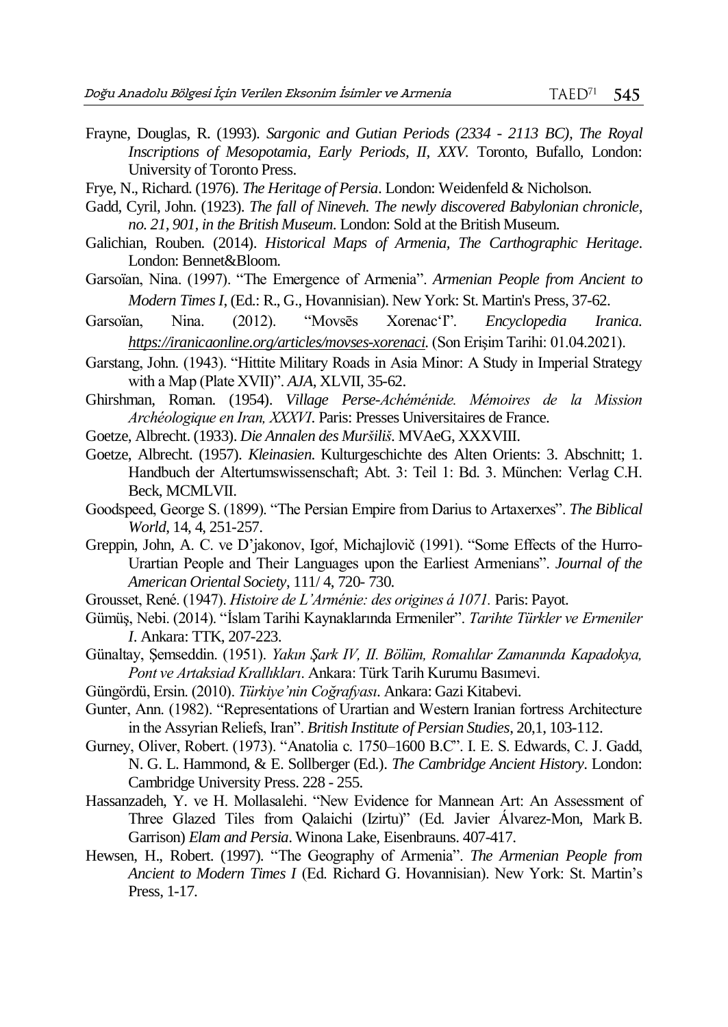Frayne, Douglas, R. (1993). *Sargonic and Gutian Periods (2334 - 2113 BC), The Royal Inscriptions of Mesopotamia, Early Periods, II, XXV*. Toronto, Bufallo, London: University of Toronto Press.

Frye, N., Richard. (1976). *The Heritage of Persia*. London: Weidenfeld & Nicholson.

Gadd, Cyril, John. (1923). *The fall of Nineveh. The newly discovered Babylonian chronicle, no. 21, 901, in the British Museum*. London: Sold at the British Museum.

Galichian, Rouben. (2014). *Historical Maps of Armenia, The Carthographic Heritage*. London: Bennet&Bloom.

Garsoïan, Nina. (1997). "The Emergence of Armenia". *Armenian People from Ancient to Modern Times I*, (Ed.: R., G., Hovannisian). New York: St. Martin's Press, 37-62.

Garsoïan, Nina. (2012). "Movsēs Xorenac'I". *Encyclopedia Iranica*. *https://iranicaonline.org/articles/movses-xorenaci*. (Son Erişim Tarihi: 01.04.2021).

Garstang, John. (1943). "Hittite Military Roads in Asia Minor: A Study in Imperial Strategy with a Map (Plate XVII)". *AJA*, XLVII, 35-62.

Ghirshman, Roman. (1954). *Village Perse-Achéménide. Mémoires de la Mission Archéologique en Iran, XXXVI*. Paris: Presses Universitaires de France.

Goetze, Albrecht. (1933). *Die Annalen des Muršiliš*. MVAeG, XXXVIII.

Goetze, Albrecht. (1957). *Kleinasien*. Kulturgeschichte des Alten Orients: 3. Abschnitt; 1. Handbuch der Altertumswissenschaft; Abt. 3: Teil 1: Bd. 3. München: Verlag C.H. Beck, MCMLVII.

Goodspeed, George S. (1899). "The Persian Empire from Darius to Artaxerxes". *The Biblical World*, 14, 4, 251-257.

Greppin, John, A. C. ve D'jakonov, Igoŕ, Michajlovič (1991). "Some Effects of the Hurro-Urartian People and Their Languages upon the Earliest Armenians". *Journal of the American Oriental Society*, 111/ 4, 720- 730.

Grousset, René. (1947). *Histoire de L'Arménie: des origines á 1071.* Paris: Payot.

Gümüş, Nebi. (2014). "İslam Tarihi Kaynaklarında Ermeniler". *Tarihte Türkler ve Ermeniler I*. Ankara: TTK, 207-223.

Günaltay, Şemseddin. (1951). *Yakın Şark IV, II. Bölüm, Romalılar Zamanında Kapadokya, Pont ve Artaksiad Krallıkları*. Ankara: Türk Tarih Kurumu Basımevi.

Güngördü, Ersin. (2010). *Türkiye'nin Coğrafyası*. Ankara: Gazi Kitabevi.

Gunter, Ann. (1982). "Representations of Urartian and Western Iranian fortress Architecture in the Assyrian Reliefs, Iran". *British Institute of Persian Studies*, 20,1, 103-112.

Gurney, Oliver, Robert. (1973). "Anatolia c. 1750–1600 B.C". I. E. S. Edwards, C. J. Gadd, N. G. L. Hammond, & E. Sollberger (Ed.). *The Cambridge Ancient History*. London: Cambridge University Press. 228 - 255.

Hassanzadeh, Y. ve H. Mollasalehi. "New Evidence for Mannean Art: An Assessment of Three Glazed Tiles from Qalaichi (Izirtu)" (Ed. Javier Álvarez-Mon, Mark B. Garrison) *Elam and Persia*. Winona Lake, Eisenbrauns. 407-417.

Hewsen, H., Robert. (1997). "The Geography of Armenia". *The Armenian People from Ancient to Modern Times I* (Ed. Richard G. Hovannisian). New York: St. Martin's Press, 1-17.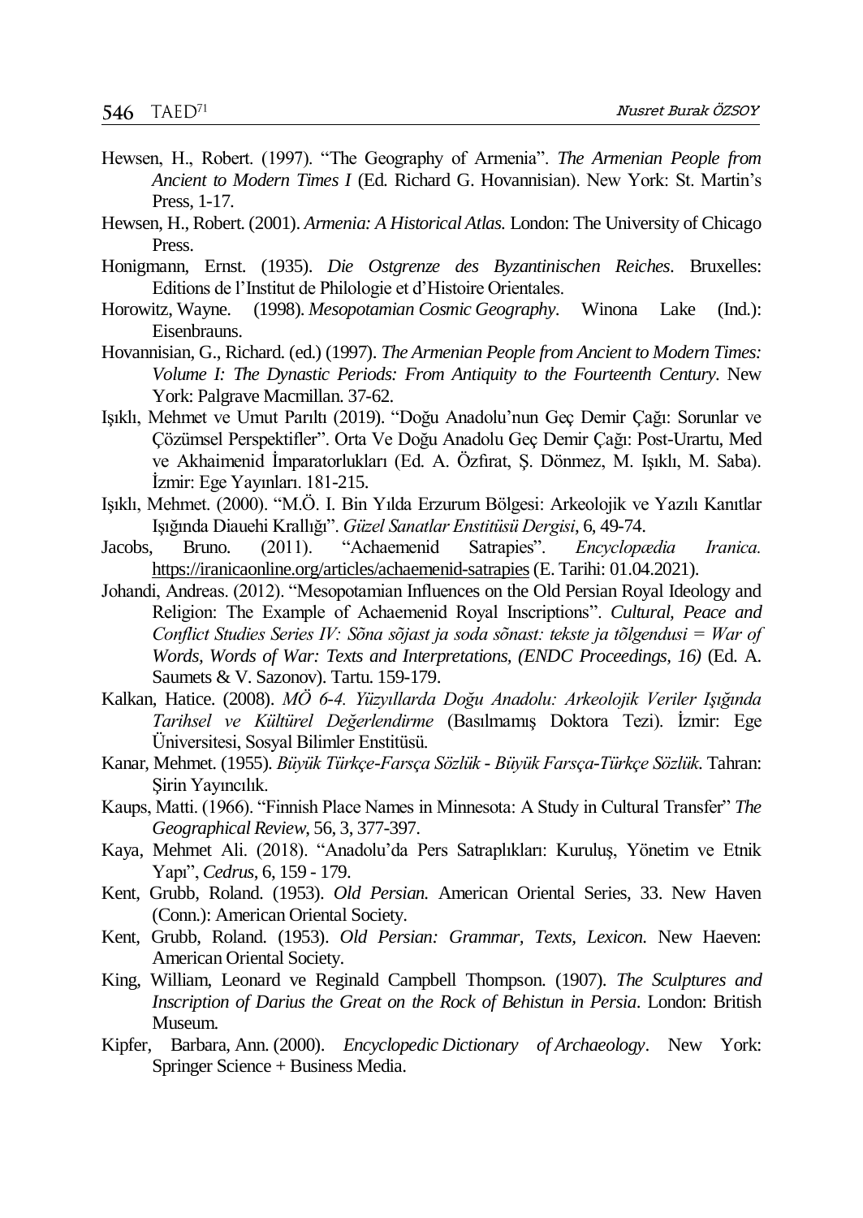Hewsen, H., Robert. (1997). "The Geography of Armenia". *The Armenian People from Ancient to Modern Times I* (Ed. Richard G. Hovannisian). New York: St. Martin's Press, 1-17.

Hewsen, H., Robert. (2001). *Armenia: A Historical Atlas.* London: The University of Chicago Press.

Honigmann, Ernst. (1935). *Die Ostgrenze des Byzantinischen Reiches*. Bruxelles: Editions de l'Institut de Philologie et d'Histoire Orientales.

Horowitz, Wayne. (1998). *Mesopotamian Cosmic Geography*. Winona Lake (Ind.): Eisenbrauns.

Hovannisian, G., Richard. (ed.) (1997). *The Armenian People from Ancient to Modern Times: Volume I: The Dynastic Periods: From Antiquity to the Fourteenth Century*. New York: Palgrave Macmillan. 37-62.

Işıklı, Mehmet ve Umut Parıltı (2019). "Doğu Anadolu'nun Geç Demir Çağı: Sorunlar ve Çözümsel Perspektifler". Orta Ve Doğu Anadolu Geç Demir Çağı: Post-Urartu, Med ve Akhaimenid İmparatorlukları (Ed. A. Özfırat, Ş. Dönmez, M. Işıklı, M. Saba). İzmir: Ege Yayınları. 181-215.

Işıklı, Mehmet. (2000). "M.Ö. I. Bin Yılda Erzurum Bölgesi: Arkeolojik ve Yazılı Kanıtlar Işığında Diauehi Krallığı". *Güzel Sanatlar Enstitüsü Dergisi*, 6, 49-74.

Jacobs, Bruno. (2011). "Achaemenid Satrapies". *Encyclopædia Iranica.* https://iranicaonline.org/articles/achaemenid-satrapies (E. Tarihi: 01.04.2021).

Johandi, Andreas. (2012). "Mesopotamian Influences on the Old Persian Royal Ideology and Religion: The Example of Achaemenid Royal Inscriptions". *Cultural, Peace and Conflict Studies Series IV: Sõna sõjast ja soda sõnast: tekste ja tõlgendusi = War of Words, Words of War: Texts and Interpretations, (ENDC Proceedings, 16)* (Ed. A. Saumets & V. Sazonov). Tartu. 159-179.

Kalkan, Hatice. (2008). *MÖ 6-4. Yüzyıllarda Doğu Anadolu: Arkeolojik Veriler Işığında Tarihsel ve Kültürel Değerlendirme* (Basılmamış Doktora Tezi). İzmir: Ege Üniversitesi, Sosyal Bilimler Enstitüsü.

Kanar, Mehmet. (1955). *Büyük Türkçe-Farsça Sözlük - Büyük Farsça-Türkçe Sözlük*. Tahran: Şirin Yayıncılık.

Kaups, Matti. (1966). "Finnish Place Names in Minnesota: A Study in Cultural Transfer" *The Geographical Review*, 56, 3, 377-397.

Kaya, Mehmet Ali. (2018). "Anadolu'da Pers Satraplıkları: Kuruluş, Yönetim ve Etnik Yapı", *Cedrus*, 6, 159 - 179.

Kent, Grubb, Roland. (1953). *Old Persian.* American Oriental Series, 33. New Haven (Conn.): American Oriental Society.

Kent, Grubb, Roland. (1953). *Old Persian: Grammar, Texts, Lexicon.* New Haeven: American Oriental Society.

King, William, Leonard ve Reginald Campbell Thompson. (1907). *The Sculptures and Inscription of Darius the Great on the Rock of Behistun in Persia*. London: British Museum.

Kipfer, Barbara, Ann. (2000). *Encyclopedic Dictionary of Archaeology*. New York: Springer Science + Business Media.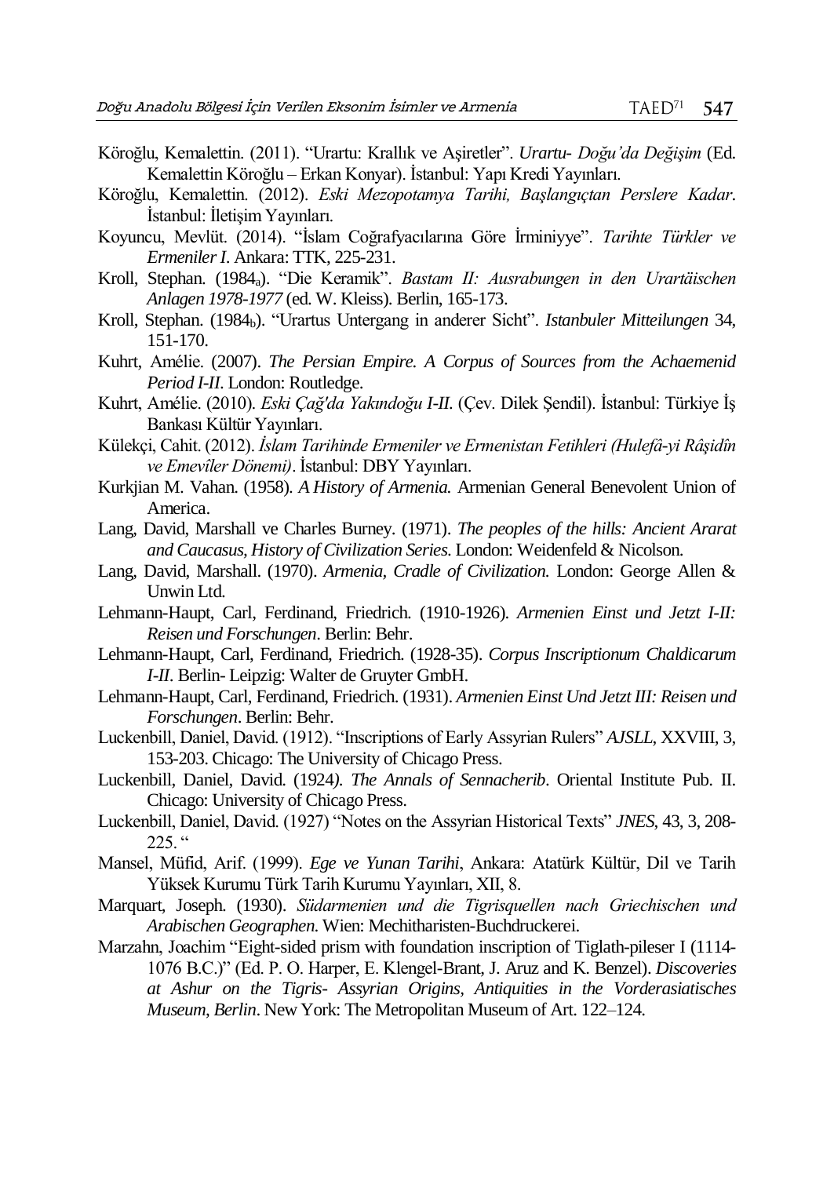Köroğlu, Kemalettin. (2011). "Urartu: Krallık ve Aşiretler". *Urartu- Doğu'da Değişim* (Ed. Kemalettin Köroğlu – Erkan Konyar). İstanbul: Yapı Kredi Yayınları.

Köroğlu, Kemalettin. (2012). *Eski Mezopotamya Tarihi, Başlangıçtan Perslere Kadar*. İstanbul: İletişim Yayınları.

Koyuncu, Mevlüt. (2014). "İslam Coğrafyacılarına Göre İrminiyye". *Tarihte Türkler ve Ermeniler I*. Ankara: TTK, 225-231.

Kroll, Stephan. ($1984_a$). "Die Keramik". *Bastam II: Ausrabungen in den Urartäischen Anlagen 1978-1977* (ed. W. Kleiss). Berlin, 165-173.

Kroll, Stephan. ($1984_b$). "Urartus Untergang in anderer Sicht". *Istanbuler Mitteilungen* 34, 151-170.

Kuhrt, Amélie. (2007). *The Persian Empire. A Corpus of Sources from the Achaemenid Period I-II*. London: Routledge.

Kuhrt, Amélie. (2010). *Eski Çağ'da Yakındoğu I-II*. (Çev. Dilek Şendil). İstanbul: Türkiye İş Bankası Kültür Yayınları.

Külekçi, Cahit. (2012). *İslam Tarihinde Ermeniler ve Ermenistan Fetihleri (Hulefâ-yi Râşidîn ve Emevîler Dönemi)*. İstanbul: DBY Yayınları.

Kurkjian M. Vahan. (1958). *A History of Armenia.* Armenian General Benevolent Union of America.

Lang, David, Marshall ve Charles Burney. (1971). *The peoples of the hills: Ancient Ararat and Caucasus, History of Civilization Series.* London: Weidenfeld & Nicolson.

Lang, David, Marshall. (1970). *Armenia, Cradle of Civilization.* London: George Allen & Unwin Ltd.

Lehmann-Haupt, Carl, Ferdinand, Friedrich. (1910-1926). *Armenien Einst und Jetzt I-II: Reisen und Forschungen*. Berlin: Behr.

Lehmann-Haupt, Carl, Ferdinand, Friedrich. (1928-35). *Corpus Inscriptionum Chaldicarum I-II*. Berlin- Leipzig: Walter de Gruyter GmbH.

Lehmann-Haupt, Carl, Ferdinand, Friedrich. (1931). *Armenien Einst Und Jetzt III: Reisen und Forschungen*. Berlin: Behr.

Luckenbill, Daniel, David. (1912). "Inscriptions of Early Assyrian Rulers" *AJSLL*, XXVIII, 3, 153-203. Chicago: The University of Chicago Press.

Luckenbill, Daniel, David. (1924). *The Annals of Sennacherib*. Oriental Institute Pub. II. Chicago: University of Chicago Press.

Luckenbill, Daniel, David. (1927) "Notes on the Assyrian Historical Texts" *JNES*, 43, 3, 208-225. "

Mansel, Müfid, Arif. (1999). *Ege ve Yunan Tarihi*, Ankara: Atatürk Kültür, Dil ve Tarih Yüksek Kurumu Türk Tarih Kurumu Yayınları, XII, 8.

Marquart, Joseph. (1930). *Südarmenien und die Tigrisquellen nach Griechischen und Arabischen Geographen*. Wien: Mechitharisten-Buchdruckerei.

Marzahn, Joachim "Eight-sided prism with foundation inscription of Tiglath-pileser I (1114-1076 B.C.)" (Ed. P. O. Harper, E. Klengel-Brant, J. Aruz and K. Benzel). *Discoveries at Ashur on the Tigris- Assyrian Origins, Antiquities in the Vorderasiatisches Museum, Berlin*. New York: The Metropolitan Museum of Art. 122–124.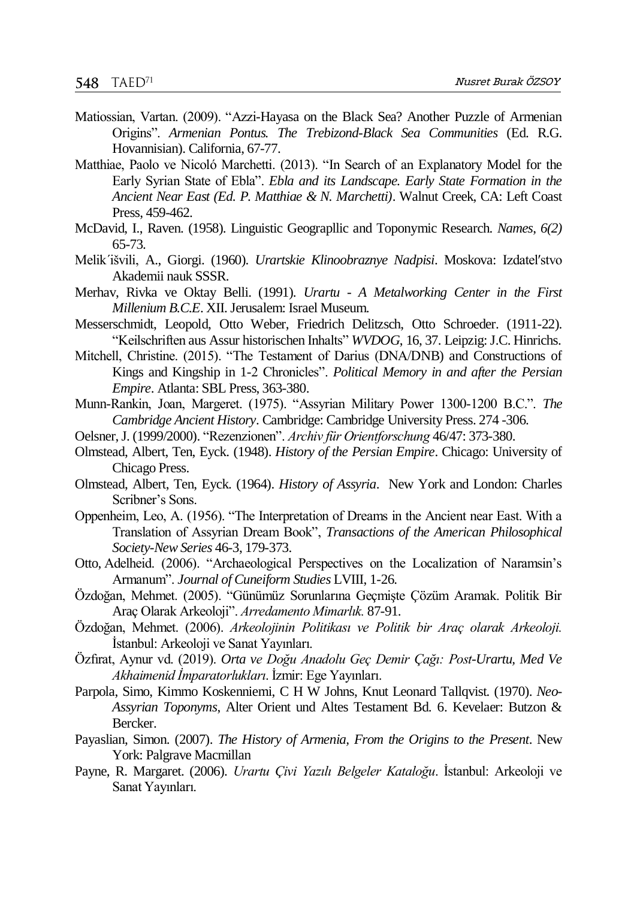Matiossian, Vartan. (2009). "Azzi-Hayasa on the Black Sea? Another Puzzle of Armenian Origins". *Armenian Pontus. The Trebizond-Black Sea Communities* (Ed. R.G. Hovannisian). California, 67-77.

Matthiae, Paolo ve Nicoló Marchetti. (2013). "In Search of an Explanatory Model for the Early Syrian State of Ebla". *Ebla and its Landscape. Early State Formation in the Ancient Near East (Ed. P. Matthiae & N. Marchetti)*. Walnut Creek, CA: Left Coast Press, 459-462.

McDavid, I., Raven. (1958). Linguistic Geograpllic and Toponymic Research. *Names*, *6(2)* 65-73.

Melik´išvili, A., Giorgi. (1960). *Urartskie Klinoobraznye Nadpisi*. Moskova: Izdatel′stvo Akademii nauk SSSR.

Merhav, Rivka ve Oktay Belli. (1991). *Urartu - A Metalworking Center in the First Millenium B.C.E*. XII. Jerusalem: Israel Museum.

Messerschmidt, Leopold, Otto Weber, Friedrich Delitzsch, Otto Schroeder. (1911-22). "Keilschriften aus Assur historischen Inhalts" *WVDOG*, 16, 37. Leipzig: J.C. Hinrichs.

Mitchell, Christine. (2015). "The Testament of Darius (DNA/DNB) and Constructions of Kings and Kingship in 1-2 Chronicles". *Political Memory in and after the Persian Empire*. Atlanta: SBL Press, 363-380.

Munn-Rankin, Joan, Margeret. (1975). "Assyrian Military Power 1300-1200 B.C.". *The Cambridge Ancient History*. Cambridge: Cambridge University Press. 274 -306.

Oelsner, J. (1999/2000). "Rezenzionen". *Archiv für Orientforschung* 46/47: 373-380.

Olmstead, Albert, Ten, Eyck. (1948). *History of the Persian Empire*. Chicago: University of Chicago Press.

Olmstead, Albert, Ten, Eyck. (1964). *History of Assyria*. New York and London: Charles Scribner's Sons.

Oppenheim, Leo, A. (1956). "The Interpretation of Dreams in the Ancient near East. With a Translation of Assyrian Dream Book", *Transactions of the American Philosophical Society-New Series* 46-3, 179-373.

Otto, Adelheid. (2006). "Archaeological Perspectives on the Localization of Naramsin's Armanum". *Journal of Cuneiform Studies* LVIII, 1-26.

Özdoğan, Mehmet. (2005). "Günümüz Sorunlarına Geçmişte Çözüm Aramak. Politik Bir Araç Olarak Arkeoloji". *Arredamento Mimarlık.* 87-91.

Özdoğan, Mehmet. (2006). *Arkeolojinin Politikası ve Politik bir Araç olarak Arkeoloji.* İstanbul: Arkeoloji ve Sanat Yayınları.

Özfırat, Aynur vd. (2019). *Orta ve Doğu Anadolu Geç Demir Çağı: Post-Urartu, Med Ve Akhaimenid İmparatorlukları*. İzmir: Ege Yayınları.

Parpola, Simo, Kimmo Koskenniemi, C H W Johns, Knut Leonard Tallqvist. (1970). *Neo-Assyrian Toponyms*, Alter Orient und Altes Testament Bd. 6. Kevelaer: Butzon & Bercker.

Payaslian, Simon. (2007). *The History of Armenia, From the Origins to the Present*. New York: Palgrave Macmillan

Payne, R. Margaret. (2006). *Urartu Çivi Yazılı Belgeler Kataloğu*. İstanbul: Arkeoloji ve Sanat Yayınları.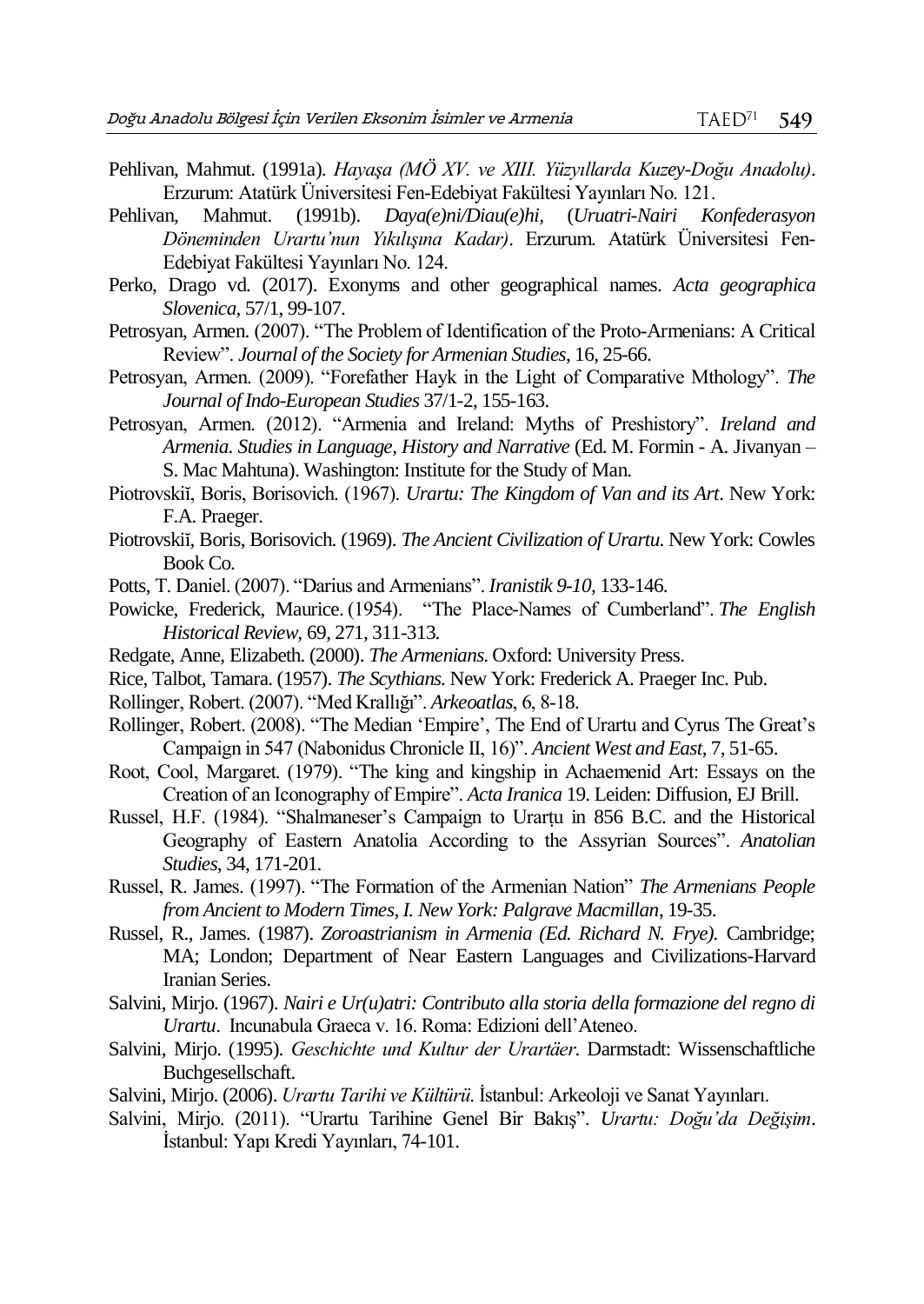Pehlivan, Mahmut. (1991a). *Hayaşa (MÖ XV. ve XIII. Yüzyıllarda Kuzey-Doğu Anadolu)*. Erzurum: Atatürk Üniversitesi Fen-Edebiyat Fakültesi Yayınları No. 121.

Pehlivan, Mahmut. (1991b). *Daya(e)ni/Diau(e)hi,* (*Uruatri-Nairi Konfederasyon Döneminden Urartu'nun Yıkılışına Kadar)*. Erzurum. Atatürk Üniversitesi Fen-Edebiyat Fakültesi Yayınları No. 124.

Perko, Drago vd. (2017). Exonyms and other geographical names. *Acta geographica Slovenica*, 57/1, 99-107.

Petrosyan, Armen. (2007). "The Problem of Identification of the Proto-Armenians: A Critical Review". *Journal of the Society for Armenian Studies*, 16, 25-66.

Petrosyan, Armen. (2009). "Forefather Hayk in the Light of Comparative Mthology". *The Journal of Indo-European Studies* 37/1-2, 155-163.

Petrosyan, Armen. (2012). "Armenia and Ireland: Myths of Preshistory". *Ireland and Armenia. Studies in Language, History and Narrative* (Ed. M. Formin - A. Jivanyan – S. Mac Mahtuna). Washington: Institute for the Study of Man.

Piotrovskiĭ, Boris, Borisovich. (1967). *Urartu: The Kingdom of Van and its Art*. New York: F.A. Praeger.

Piotrovskiĭ, Boris, Borisovich. (1969). *The Ancient Civilization of Urartu*. New York: Cowles Book Co.

Potts, T. Daniel. (2007). "Darius and Armenians". *Iranistik 9-10*, 133-146.

Powicke, Frederick, Maurice. (1954). "The Place-Names of Cumberland". *The English Historical Review*, 69, 271, 311-313.

Redgate, Anne, Elizabeth. (2000). *The Armenians*. Oxford: University Press.

Rice, Talbot, Tamara. (1957). *The Scythians*. New York: Frederick A. Praeger Inc. Pub.

Rollinger, Robert. (2007). "Med Krallığı". *Arkeoatlas*, 6, 8-18.

Rollinger, Robert. (2008). "The Median 'Empire', The End of Urartu and Cyrus The Great's Campaign in 547 (Nabonidus Chronicle II, 16)". *Ancient West and East*, 7, 51-65.

Root, Cool, Margaret. (1979). "The king and kingship in Achaemenid Art: Essays on the Creation of an Iconography of Empire". *Acta Iranica* 19. Leiden: Diffusion, EJ Brill.

Russel, H.F. (1984). "Shalmaneser's Campaign to Urarṭu in 856 B.C. and the Historical Geography of Eastern Anatolia According to the Assyrian Sources". *Anatolian Studies*, 34, 171-201.

Russel, R. James. (1997). "The Formation of the Armenian Nation" *The Armenians People from Ancient to Modern Times, I. New York: Palgrave Macmillan*, 19-35.

Russel, R., James. (1987). *Zoroastrianism in Armenia (Ed. Richard N. Frye).* Cambridge; MA; London; Department of Near Eastern Languages and Civilizations-Harvard Iranian Series.

Salvini, Mirjo. (1967). *Nairi e Ur(u)atri: Contributo alla storia della formazione del regno di Urartu*. Incunabula Graeca v. 16. Roma: Edizioni dell'Ateneo.

Salvini, Mirjo. (1995). *Geschichte und Kultur der Urartäer*. Darmstadt: Wissenschaftliche Buchgesellschaft.

Salvini, Mirjo. (2006). *Urartu Tarihi ve Kültürü*. İstanbul: Arkeoloji ve Sanat Yayınları.

Salvini, Mirjo. (2011). "Urartu Tarihine Genel Bir Bakış". *Urartu: Doğu'da Değişim*. İstanbul: Yapı Kredi Yayınları, 74-101.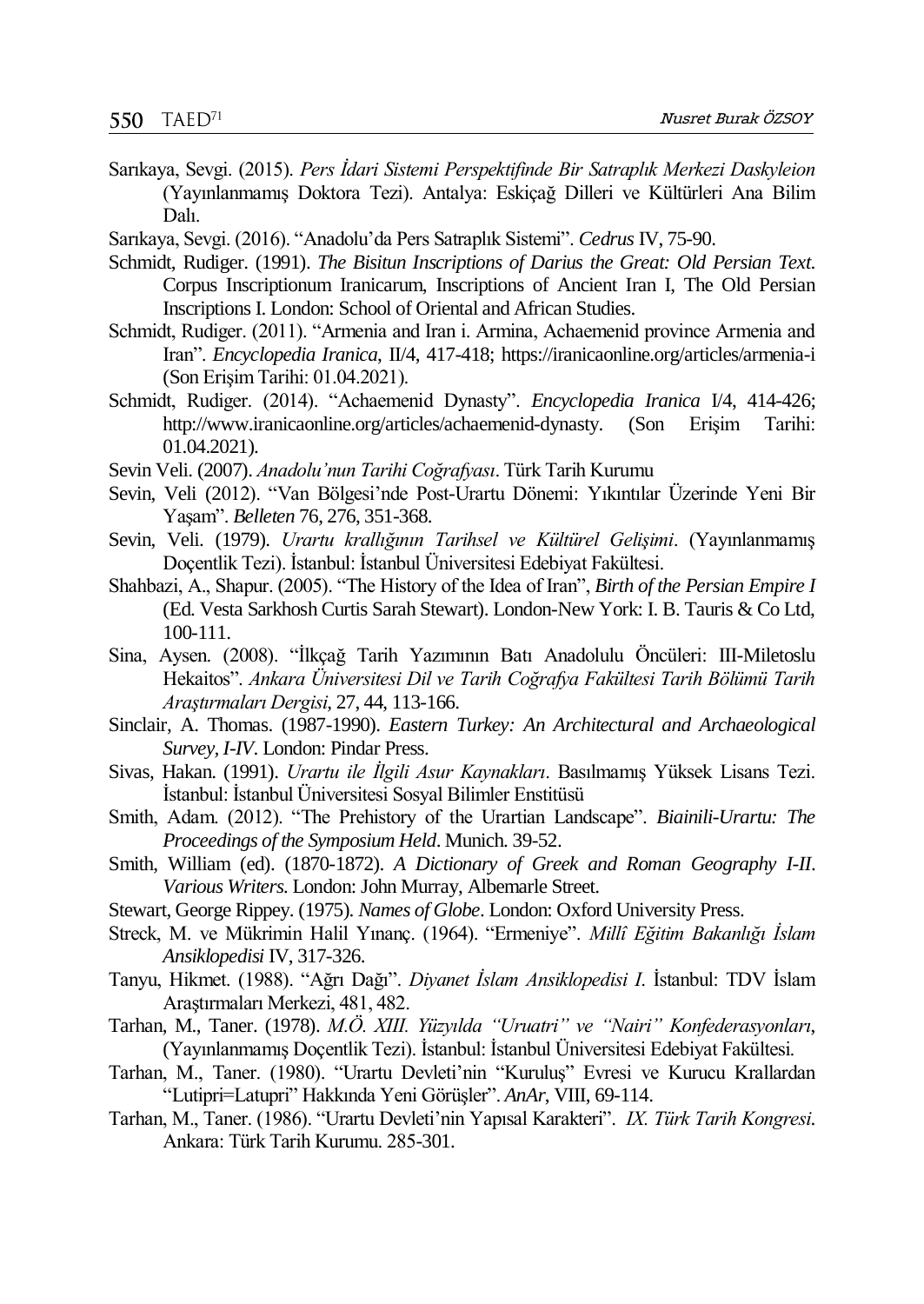Sarıkaya, Sevgi. (2015). *Pers İdari Sistemi Perspektifinde Bir Satraplık Merkezi Daskyleion* (Yayınlanmamış Doktora Tezi). Antalya: Eskiçağ Dilleri ve Kültürleri Ana Bilim Dalı.

Sarıkaya, Sevgi. (2016). "Anadolu'da Pers Satraplık Sistemi". *Cedrus* IV, 75-90.

Schmidt, Rudiger. (1991). *The Bisitun Inscriptions of Darius the Great: Old Persian Text*. Corpus Inscriptionum Iranicarum, Inscriptions of Ancient Iran I, The Old Persian Inscriptions I. London: School of Oriental and African Studies.

Schmidt, Rudiger. (2011). "Armenia and Iran i. Armina, Achaemenid province Armenia and Iran". *Encyclopedia Iranica*, II/4, 417-418; https://iranicaonline.org/articles/armenia-i (Son Erişim Tarihi: 01.04.2021).

Schmidt, Rudiger. (2014). "Achaemenid Dynasty". *Encyclopedia Iranica* I/4, 414-426; http://www.iranicaonline.org/articles/achaemenid-dynasty. (Son Erişim Tarihi: 01.04.2021).

Sevin Veli. (2007). *Anadolu'nun Tarihi Coğrafyası*. Türk Tarih Kurumu

Sevin, Veli (2012). "Van Bölgesi'nde Post-Urartu Dönemi: Yıkıntılar Üzerinde Yeni Bir Yaşam". *Belleten* 76, 276, 351-368.

Sevin, Veli. (1979). *Urartu krallığının Tarihsel ve Kültürel Gelişimi*. (Yayınlanmamış Doçentlik Tezi). İstanbul: İstanbul Üniversitesi Edebiyat Fakültesi.

Shahbazi, A., Shapur. (2005). "The History of the Idea of Iran", *Birth of the Persian Empire I* (Ed. Vesta Sarkhosh Curtis Sarah Stewart). London-New York: I. B. Tauris & Co Ltd, 100-111.

Sina, Aysen. (2008). "İlkçağ Tarih Yazımının Batı Anadolulu Öncüleri: III-Miletoslu Hekaitos". *Ankara Üniversitesi Dil ve Tarih Coğrafya Fakültesi Tarih Bölümü Tarih Araştırmaları Dergisi*, 27, 44, 113-166.

Sinclair, A. Thomas. (1987-1990). *Eastern Turkey: An Architectural and Archaeological Survey, I-IV*. London: Pindar Press.

Sivas, Hakan. (1991). *Urartu ile İlgili Asur Kaynakları*. Basılmamış Yüksek Lisans Tezi. İstanbul: İstanbul Üniversitesi Sosyal Bilimler Enstitüsü

Smith, Adam. (2012). "The Prehistory of the Urartian Landscape". *Biainili-Urartu: The Proceedings of the Symposium Held*. Munich. 39-52.

Smith, William (ed). (1870-1872). *A Dictionary of Greek and Roman Geography I-II. Various Writers*. London: John Murray, Albemarle Street.

Stewart, George Rippey. (1975). *Names of Globe*. London: Oxford University Press.

Streck, M. ve Mükrimin Halil Yınanç. (1964). "Ermeniye". *Millî Eğitim Bakanlığı İslam Ansiklopedisi* IV, 317-326.

Tanyu, Hikmet. (1988). "Ağrı Dağı". *Diyanet İslam Ansiklopedisi I*. İstanbul: TDV İslam Araştırmaları Merkezi, 481, 482.

Tarhan, M., Taner. (1978). *M.Ö. XIII. Yüzyılda "Uruatri" ve "Nairi" Konfederasyonları*, (Yayınlanmamış Doçentlik Tezi). İstanbul: İstanbul Üniversitesi Edebiyat Fakültesi.

Tarhan, M., Taner. (1980). "Urartu Devleti'nin "Kuruluş" Evresi ve Kurucu Krallardan "Lutipri=Latupri" Hakkında Yeni Görüşler". *AnAr*, VIII, 69-114.

Tarhan, M., Taner. (1986). "Urartu Devleti'nin Yapısal Karakteri". *IX. Türk Tarih Kongresi*. Ankara: Türk Tarih Kurumu. 285-301.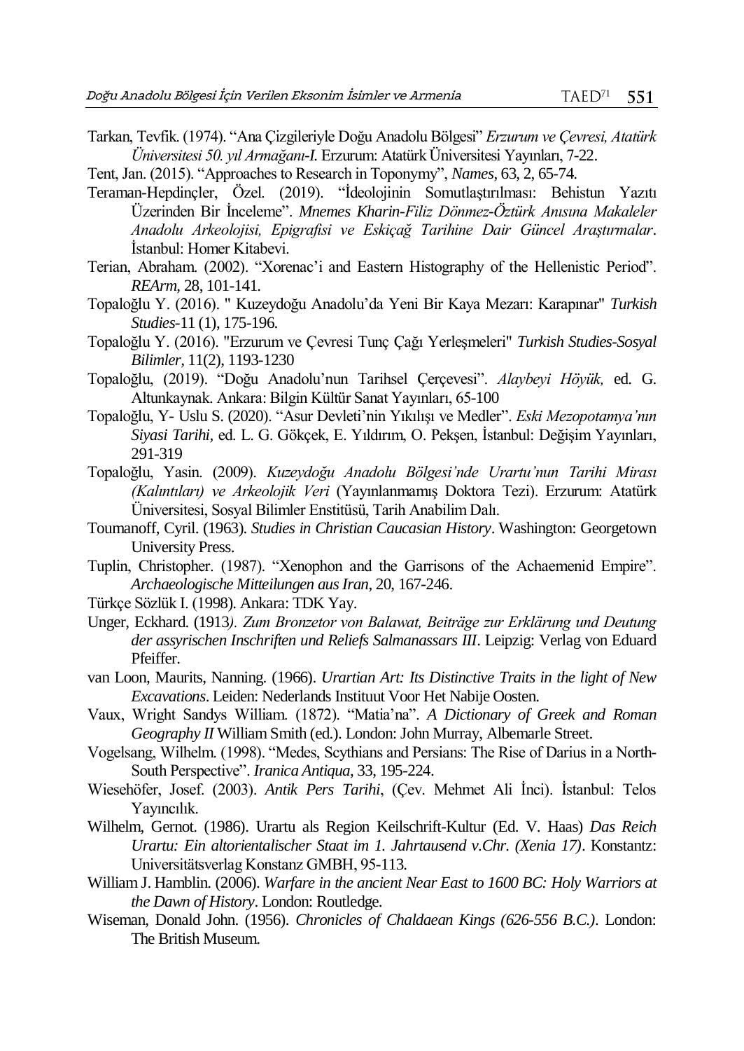Tarkan, Tevfik. (1974). "Ana Çizgileriyle Doğu Anadolu Bölgesi" *Erzurum ve Çevresi, Atatürk Üniversitesi 50. yıl Armağanı-I*. Erzurum: Atatürk Üniversitesi Yayınları, 7-22.

Tent, Jan. (2015). "Approaches to Research in Toponymy", *Names*, 63, 2, 65-74.

Teraman-Hepdinçler, Özel. (2019). "İdeolojinin Somutlaştırılması: Behistun Yazıtı Üzerinden Bir İnceleme". *Mnemes Kharin-Filiz Dönmez-Öztürk Anısına Makaleler Anadolu Arkeolojisi, Epigrafisi ve Eskiçağ Tarihine Dair Güncel Araştırmalar*. İstanbul: Homer Kitabevi.

Terian, Abraham. (2002). "Xorenac'i and Eastern Histography of the Hellenistic Period". *REArm*, 28, 101-141.

Topaloğlu Y. (2016). " Kuzeydoğu Anadolu'da Yeni Bir Kaya Mezarı: Karapınar" *Turkish Studies*-11 (1), 175-196.

Topaloğlu Y. (2016). "Erzurum ve Çevresi Tunç Çağı Yerleşmeleri" *Turkish Studies-Sosyal Bilimler,* 11(2), 1193-1230

Topaloğlu, (2019). "Doğu Anadolu'nun Tarihsel Çerçevesi". *Alaybeyi Höyük,* ed. G. Altunkaynak. Ankara: Bilgin Kültür Sanat Yayınları, 65-100

Topaloğlu, Y- Uslu S. (2020). "Asur Devleti'nin Yıkılışı ve Medler". *Eski Mezopotamya'nın Siyasi Tarihi,* ed. L. G. Gökçek, E. Yıldırım, O. Pekşen, İstanbul: Değişim Yayınları, 291-319

Topaloğlu, Yasin. (2009). *Kuzeydoğu Anadolu Bölgesi'nde Urartu'nun Tarihi Mirası (Kalıntıları) ve Arkeolojik Veri* (Yayınlanmamış Doktora Tezi). Erzurum: Atatürk Üniversitesi, Sosyal Bilimler Enstitüsü, Tarih Anabilim Dalı.

Toumanoff, Cyril. (1963). *Studies in Christian Caucasian History*. Washington: Georgetown University Press.

Tuplin, Christopher. (1987). "Xenophon and the Garrisons of the Achaemenid Empire". *Archaeologische Mitteilungen aus Iran*, 20, 167-246.

Türkçe Sözlük I. (1998). Ankara: TDK Yay.

Unger, Eckhard. (1913*). Zum Bronzetor von Balawat, Beiträge zur Erklärung und Deutung der assyrischen Inschriften und Reliefs Salmanassars III*. Leipzig: Verlag von Eduard Pfeiffer.

van Loon, Maurits, Nanning. (1966). *Urartian Art: Its Distinctive Traits in the light of New Excavations*. Leiden: Nederlands Instituut Voor Het Nabije Oosten.

Vaux, Wright Sandys William. (1872). "Matia'na". *A Dictionary of Greek and Roman Geography II* William Smith (ed.). London: John Murray, Albemarle Street.

Vogelsang, Wilhelm. (1998). "Medes, Scythians and Persians: The Rise of Darius in a North-South Perspective". *Iranica Antiqua*, 33, 195-224.

Wiesehöfer, Josef. (2003). *Antik Pers Tarihi*, (Çev. Mehmet Ali İnci). İstanbul: Telos Yayıncılık.

Wilhelm, Gernot. (1986). Urartu als Region Keilschrift-Kultur (Ed. V. Haas) *Das Reich Urartu: Ein altorientalischer Staat im 1. Jahrtausend v.Chr. (Xenia 17)*. Konstantz: Universitätsverlag Konstanz GMBH, 95-113.

William J. Hamblin. (2006). *Warfare in the ancient Near East to 1600 BC: Holy Warriors at the Dawn of History*. London: Routledge.

Wiseman, Donald John. (1956). *Chronicles of Chaldaean Kings (626-556 B.C.)*. London: The British Museum.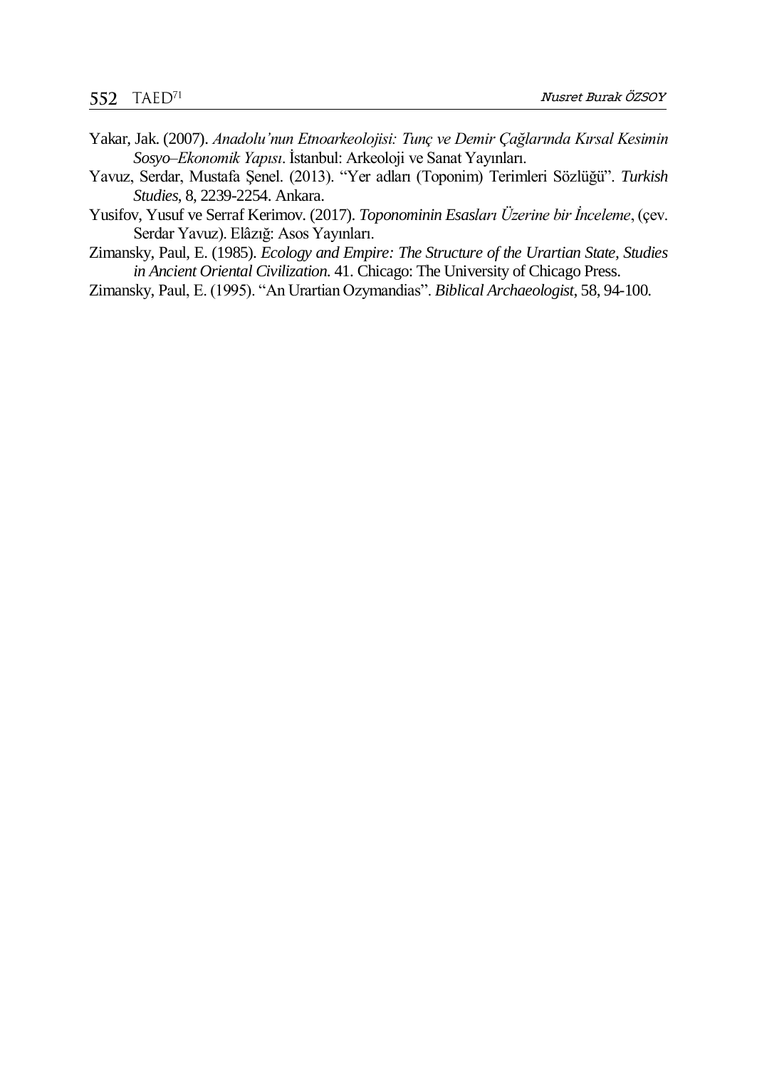Yakar, Jak. (2007). *Anadolu'nun Etnoarkeolojisi: Tunç ve Demir Çağlarında Kırsal Kesimin Sosyo–Ekonomik Yapısı*. İstanbul: Arkeoloji ve Sanat Yayınları.

Yavuz, Serdar, Mustafa Şenel. (2013). "Yer adları (Toponim) Terimleri Sözlüğü". *Turkish Studies*, 8, 2239-2254. Ankara.

Yusifov, Yusuf ve Serraf Kerimov. (2017). *Toponominin Esasları Üzerine bir İnceleme*, (çev. Serdar Yavuz). Elâzığ: Asos Yayınları.

Zimansky, Paul, E. (1985). *Ecology and Empire: The Structure of the Urartian State, Studies in Ancient Oriental Civilization.* 41. Chicago: The University of Chicago Press.

Zimansky, Paul, E. (1995). "An Urartian Ozymandias". *Biblical Archaeologist*, 58, 94-100.